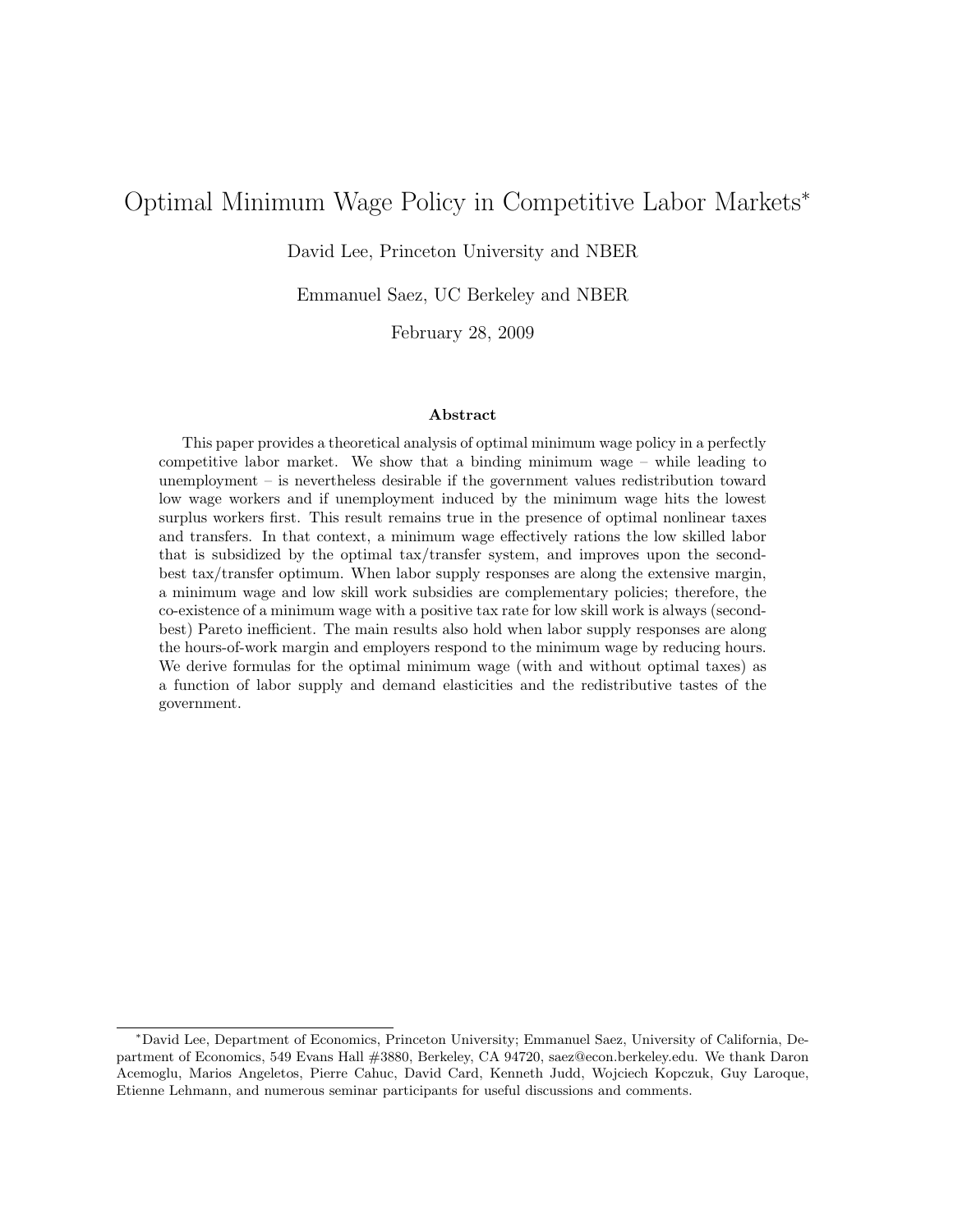# Optimal Minimum Wage Policy in Competitive Labor Markets*

David Lee, Princeton University and NBER

Emmanuel Saez, UC Berkeley and NBER

February 28, 2009

### Abstract

This paper provides a theoretical analysis of optimal minimum wage policy in a perfectly competitive labor market. We show that a binding minimum wage – while leading to unemployment – is nevertheless desirable if the government values redistribution toward low wage workers and if unemployment induced by the minimum wage hits the lowest surplus workers first. This result remains true in the presence of optimal nonlinear taxes and transfers. In that context, a minimum wage effectively rations the low skilled labor that is subsidized by the optimal tax/transfer system, and improves upon the second-best tax/transfer optimum. When labor supply responses are along the extensive margin, a minimum wage and low skill work subsidies are complementary policies; therefore, the co-existence of a minimum wage with a positive tax rate for low skill work is always (second-best) Pareto inefficient. The main results also hold when labor supply responses are along the hours-of-work margin and employers respond to the minimum wage by reducing hours. We derive formulas for the optimal minimum wage (with and without optimal taxes) as a function of labor supply and demand elasticities and the redistributive tastes of the government.

*David Lee, Department of Economics, Princeton University; Emmanuel Saez, University of California, Department of Economics, 549 Evans Hall #3880, Berkeley, CA 94720, saez@econ.berkeley.edu. We thank Daron Acemoglu, Marios Angeletos, Pierre Cahuc, David Card, Kenneth Judd, Wojciech Kopczuk, Guy Laroque, Etienne Lehmann, and numerous seminar participants for useful discussions and comments.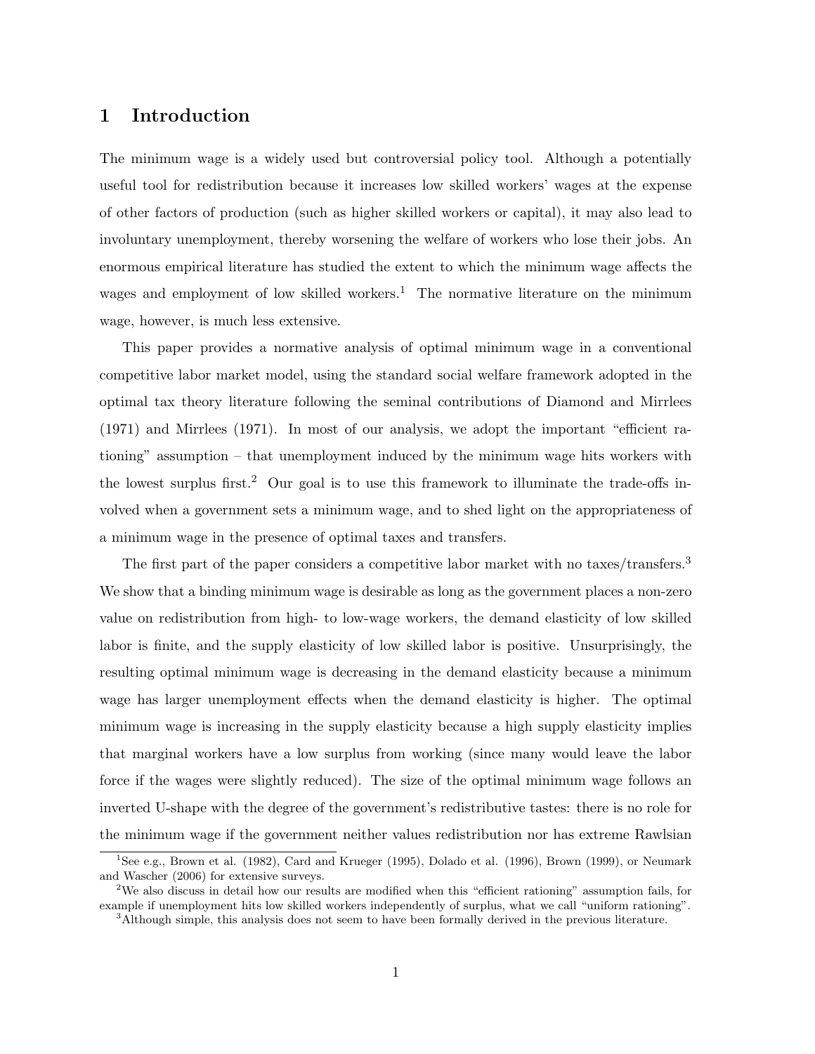# 1 Introduction

The minimum wage is a widely used but controversial policy tool. Although a potentially useful tool for redistribution because it increases low skilled workers' wages at the expense of other factors of production (such as higher skilled workers or capital), it may also lead to involuntary unemployment, thereby worsening the welfare of workers who lose their jobs. An enormous empirical literature has studied the extent to which the minimum wage affects the wages and employment of low skilled workers.[1] The normative literature on the minimum wage, however, is much less extensive.

This paper provides a normative analysis of optimal minimum wage in a conventional competitive labor market model, using the standard social welfare framework adopted in the optimal tax theory literature following the seminal contributions of Diamond and Mirrlees (1971) and Mirrlees (1971). In most of our analysis, we adopt the important "efficient rationing" assumption – that unemployment induced by the minimum wage hits workers with the lowest surplus first.[2] Our goal is to use this framework to illuminate the trade-offs involved when a government sets a minimum wage, and to shed light on the appropriateness of a minimum wage in the presence of optimal taxes and transfers.

The first part of the paper considers a competitive labor market with no taxes/transfers.[3] We show that a binding minimum wage is desirable as long as the government places a non-zero value on redistribution from high- to low-wage workers, the demand elasticity of low skilled labor is finite, and the supply elasticity of low skilled labor is positive. Unsurprisingly, the resulting optimal minimum wage is decreasing in the demand elasticity because a minimum wage has larger unemployment effects when the demand elasticity is higher. The optimal minimum wage is increasing in the supply elasticity because a high supply elasticity implies that marginal workers have a low surplus from working (since many would leave the labor force if the wages were slightly reduced). The size of the optimal minimum wage follows an inverted U-shape with the degree of the government's redistributive tastes: there is no role for the minimum wage if the government neither values redistribution nor has extreme Rawlsian

[1] See e.g., Brown et al. (1982), Card and Krueger (1995), Dolado et al. (1996), Brown (1999), or Neumark and Wascher (2006) for extensive surveys.

[2] We also discuss in detail how our results are modified when this "efficient rationing" assumption fails, for example if unemployment hits low skilled workers independently of surplus, what we call "uniform rationing".

[3] Although simple, this analysis does not seem to have been formally derived in the previous literature.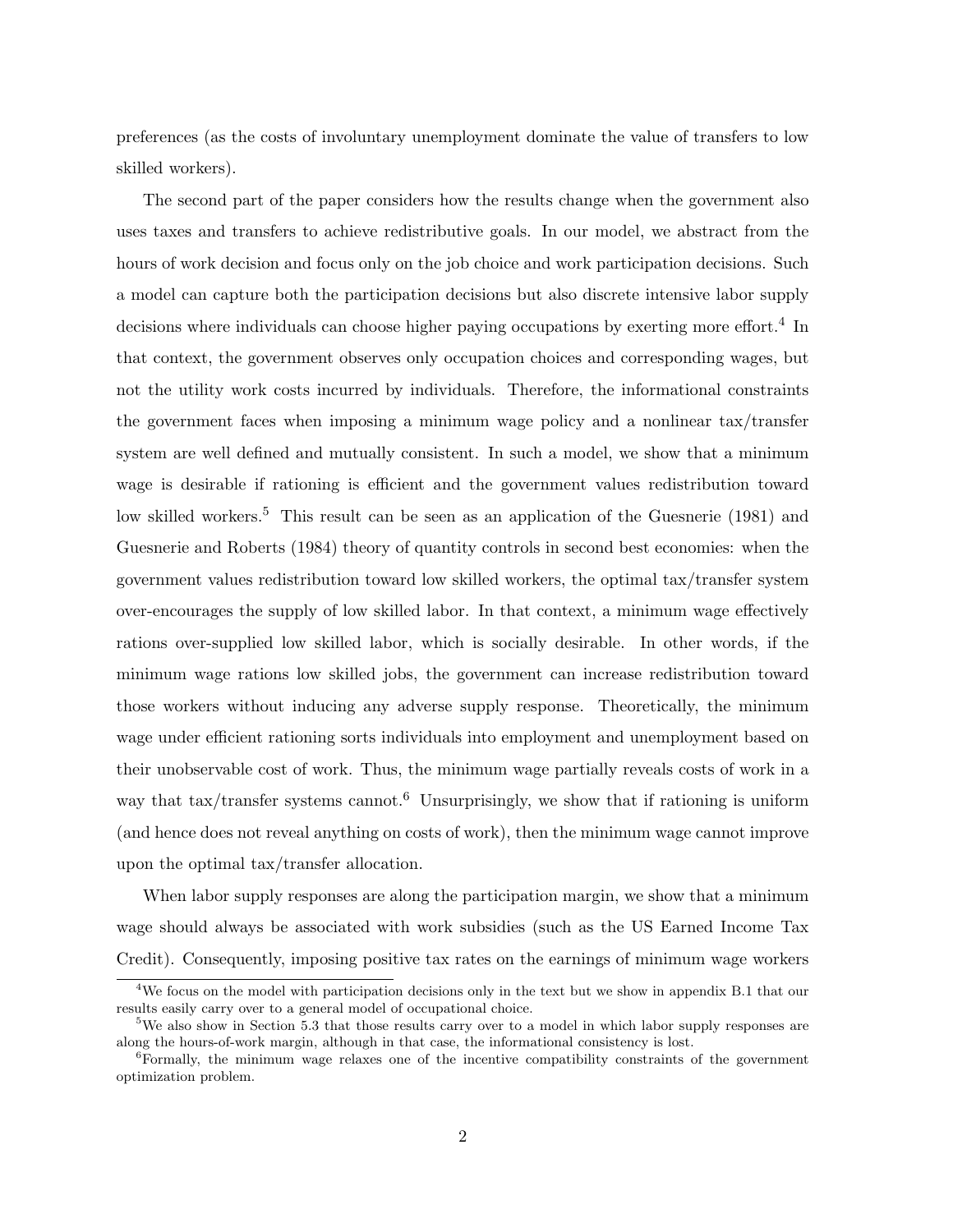preferences (as the costs of involuntary unemployment dominate the value of transfers to low skilled workers).

The second part of the paper considers how the results change when the government also uses taxes and transfers to achieve redistributive goals. In our model, we abstract from the hours of work decision and focus only on the job choice and work participation decisions. Such a model can capture both the participation decisions but also discrete intensive labor supply decisions where individuals can choose higher paying occupations by exerting more effort.[4] In that context, the government observes only occupation choices and corresponding wages, but not the utility work costs incurred by individuals. Therefore, the informational constraints the government faces when imposing a minimum wage policy and a nonlinear tax/transfer system are well defined and mutually consistent. In such a model, we show that a minimum wage is desirable if rationing is efficient and the government values redistribution toward low skilled workers.[5] This result can be seen as an application of the Guesnerie (1981) and Guesnerie and Roberts (1984) theory of quantity controls in second best economies: when the government values redistribution toward low skilled workers, the optimal tax/transfer system over-encourages the supply of low skilled labor. In that context, a minimum wage effectively rations over-supplied low skilled labor, which is socially desirable. In other words, if the minimum wage rations low skilled jobs, the government can increase redistribution toward those workers without inducing any adverse supply response. Theoretically, the minimum wage under efficient rationing sorts individuals into employment and unemployment based on their unobservable cost of work. Thus, the minimum wage partially reveals costs of work in a way that tax/transfer systems cannot.[6] Unsurprisingly, we show that if rationing is uniform (and hence does not reveal anything on costs of work), then the minimum wage cannot improve upon the optimal tax/transfer allocation.

When labor supply responses are along the participation margin, we show that a minimum wage should always be associated with work subsidies (such as the US Earned Income Tax Credit). Consequently, imposing positive tax rates on the earnings of minimum wage workers

[4] We focus on the model with participation decisions only in the text but we show in appendix B.1 that our results easily carry over to a general model of occupational choice.

[5] We also show in Section 5.3 that those results carry over to a model in which labor supply responses are along the hours-of-work margin, although in that case, the informational consistency is lost.

[6] Formally, the minimum wage relaxes one of the incentive compatibility constraints of the government optimization problem.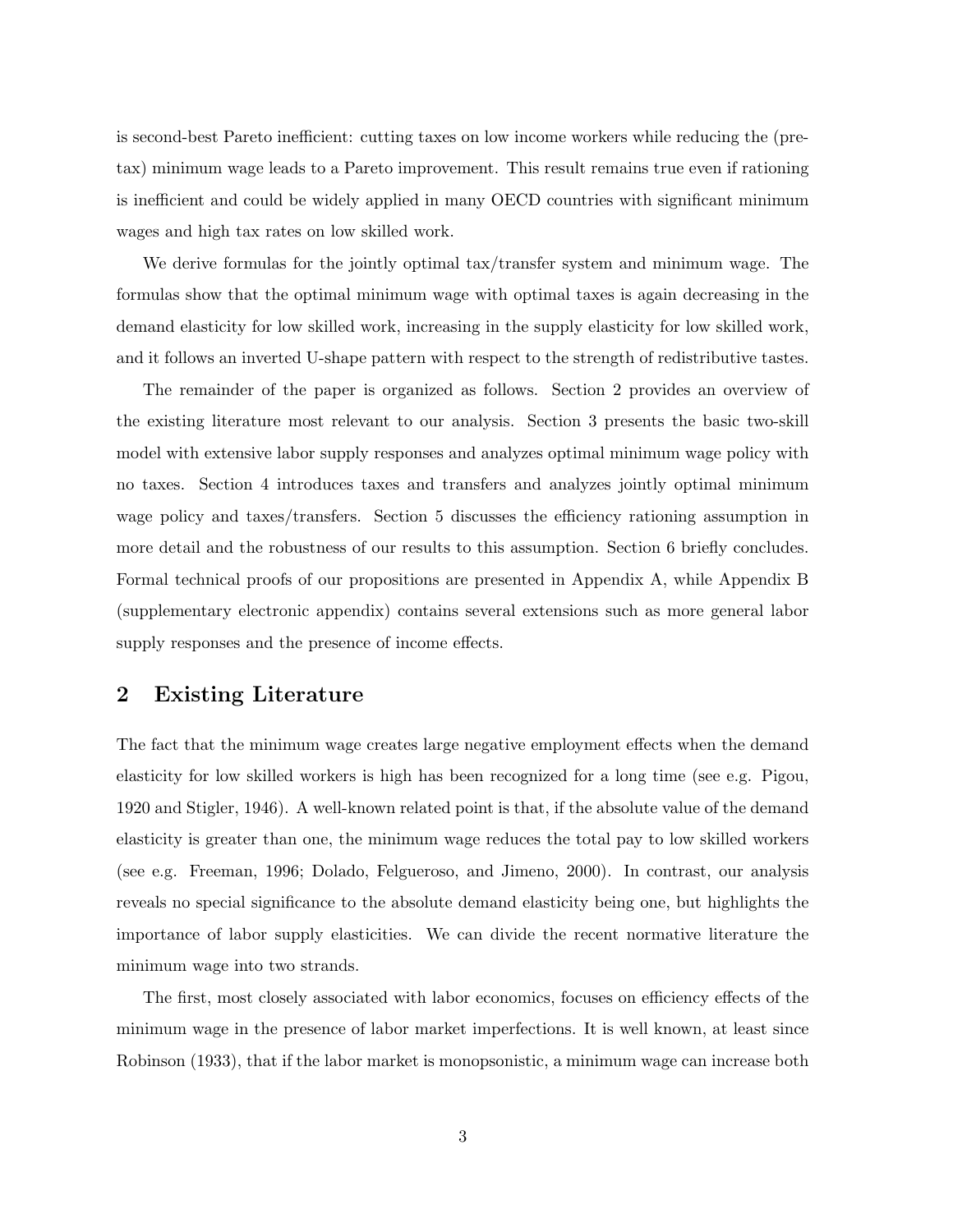is second-best Pareto inefficient: cutting taxes on low income workers while reducing the (pre-tax) minimum wage leads to a Pareto improvement. This result remains true even if rationing is inefficient and could be widely applied in many OECD countries with significant minimum wages and high tax rates on low skilled work.

We derive formulas for the jointly optimal tax/transfer system and minimum wage. The formulas show that the optimal minimum wage with optimal taxes is again decreasing in the demand elasticity for low skilled work, increasing in the supply elasticity for low skilled work, and it follows an inverted U-shape pattern with respect to the strength of redistributive tastes.

The remainder of the paper is organized as follows. Section 2 provides an overview of the existing literature most relevant to our analysis. Section 3 presents the basic two-skill model with extensive labor supply responses and analyzes optimal minimum wage policy with no taxes. Section 4 introduces taxes and transfers and analyzes jointly optimal minimum wage policy and taxes/transfers. Section 5 discusses the efficiency rationing assumption in more detail and the robustness of our results to this assumption. Section 6 briefly concludes. Formal technical proofs of our propositions are presented in Appendix A, while Appendix B (supplementary electronic appendix) contains several extensions such as more general labor supply responses and the presence of income effects.

## 2 Existing Literature

The fact that the minimum wage creates large negative employment effects when the demand elasticity for low skilled workers is high has been recognized for a long time (see e.g. Pigou, 1920 and Stigler, 1946). A well-known related point is that, if the absolute value of the demand elasticity is greater than one, the minimum wage reduces the total pay to low skilled workers (see e.g. Freeman, 1996; Dolado, Felgueroso, and Jimeno, 2000). In contrast, our analysis reveals no special significance to the absolute demand elasticity being one, but highlights the importance of labor supply elasticities. We can divide the recent normative literature the minimum wage into two strands.

The first, most closely associated with labor economics, focuses on efficiency effects of the minimum wage in the presence of labor market imperfections. It is well known, at least since Robinson (1933), that if the labor market is monopsonistic, a minimum wage can increase both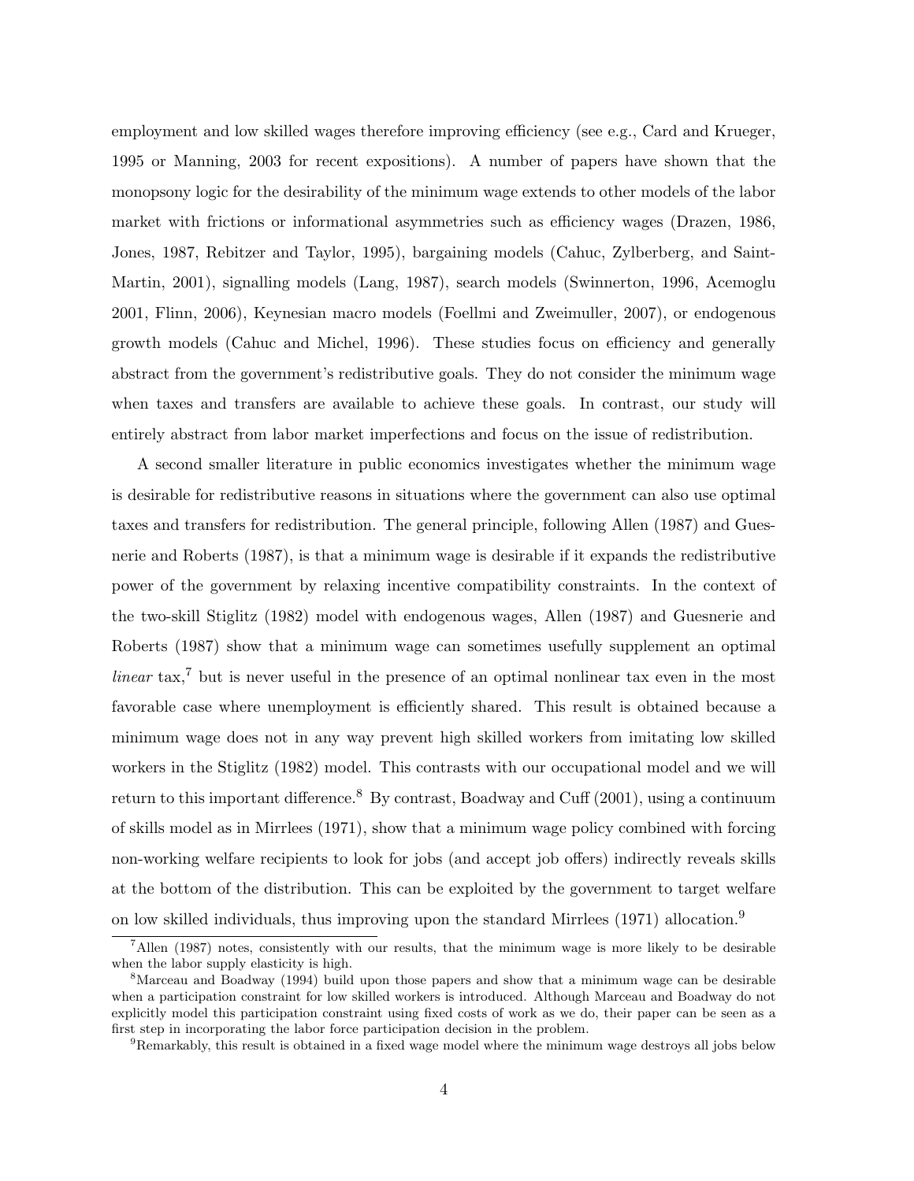employment and low skilled wages therefore improving efficiency (see e.g., Card and Krueger, 1995 or Manning, 2003 for recent expositions). A number of papers have shown that the monopsony logic for the desirability of the minimum wage extends to other models of the labor market with frictions or informational asymmetries such as efficiency wages (Drazen, 1986, Jones, 1987, Rebitzer and Taylor, 1995), bargaining models (Cahuc, Zylberberg, and Saint-Martin, 2001), signalling models (Lang, 1987), search models (Swinnerton, 1996, Acemoglu 2001, Flinn, 2006), Keynesian macro models (Foellmi and Zweimuller, 2007), or endogenous growth models (Cahuc and Michel, 1996). These studies focus on efficiency and generally abstract from the government's redistributive goals. They do not consider the minimum wage when taxes and transfers are available to achieve these goals. In contrast, our study will entirely abstract from labor market imperfections and focus on the issue of redistribution.

A second smaller literature in public economics investigates whether the minimum wage is desirable for redistributive reasons in situations where the government can also use optimal taxes and transfers for redistribution. The general principle, following Allen (1987) and Guesnerie and Roberts (1987), is that a minimum wage is desirable if it expands the redistributive power of the government by relaxing incentive compatibility constraints. In the context of the two-skill Stiglitz (1982) model with endogenous wages, Allen (1987) and Guesnerie and Roberts (1987) show that a minimum wage can sometimes usefully supplement an optimal *linear* tax,[7] but is never useful in the presence of an optimal nonlinear tax even in the most favorable case where unemployment is efficiently shared. This result is obtained because a minimum wage does not in any way prevent high skilled workers from imitating low skilled workers in the Stiglitz (1982) model. This contrasts with our occupational model and we will return to this important difference.[8] By contrast, Boadway and Cuff (2001), using a continuum of skills model as in Mirrlees (1971), show that a minimum wage policy combined with forcing non-working welfare recipients to look for jobs (and accept job offers) indirectly reveals skills at the bottom of the distribution. This can be exploited by the government to target welfare on low skilled individuals, thus improving upon the standard Mirrlees (1971) allocation.[9]

[7] Allen (1987) notes, consistently with our results, that the minimum wage is more likely to be desirable when the labor supply elasticity is high.

[8] Marceau and Boadway (1994) build upon those papers and show that a minimum wage can be desirable when a participation constraint for low skilled workers is introduced. Although Marceau and Boadway do not explicitly model this participation constraint using fixed costs of work as we do, their paper can be seen as a first step in incorporating the labor force participation decision in the problem.

[9] Remarkably, this result is obtained in a fixed wage model where the minimum wage destroys all jobs below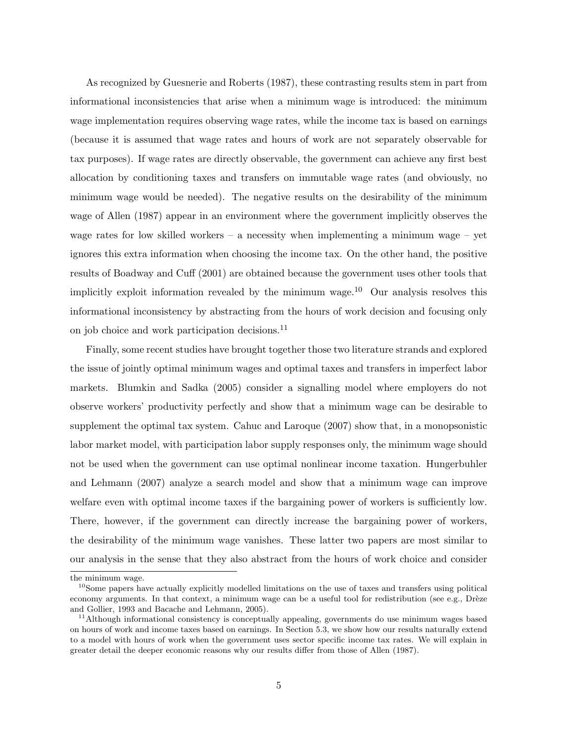As recognized by Guesnerie and Roberts (1987), these contrasting results stem in part from informational inconsistencies that arise when a minimum wage is introduced: the minimum wage implementation requires observing wage rates, while the income tax is based on earnings (because it is assumed that wage rates and hours of work are not separately observable for tax purposes). If wage rates are directly observable, the government can achieve any first best allocation by conditioning taxes and transfers on immutable wage rates (and obviously, no minimum wage would be needed). The negative results on the desirability of the minimum wage of Allen (1987) appear in an environment where the government implicitly observes the wage rates for low skilled workers – a necessity when implementing a minimum wage – yet ignores this extra information when choosing the income tax. On the other hand, the positive results of Boadway and Cuff (2001) are obtained because the government uses other tools that implicitly exploit information revealed by the minimum wage.[10] Our analysis resolves this informational inconsistency by abstracting from the hours of work decision and focusing only on job choice and work participation decisions.[11]

Finally, some recent studies have brought together those two literature strands and explored the issue of jointly optimal minimum wages and optimal taxes and transfers in imperfect labor markets. Blumkin and Sadka (2005) consider a signalling model where employers do not observe workers' productivity perfectly and show that a minimum wage can be desirable to supplement the optimal tax system. Cahuc and Laroque (2007) show that, in a monopsonistic labor market model, with participation labor supply responses only, the minimum wage should not be used when the government can use optimal nonlinear income taxation. Hungerbuhler and Lehmann (2007) analyze a search model and show that a minimum wage can improve welfare even with optimal income taxes if the bargaining power of workers is sufficiently low. There, however, if the government can directly increase the bargaining power of workers, the desirability of the minimum wage vanishes. These latter two papers are most similar to our analysis in the sense that they also abstract from the hours of work choice and consider

the minimum wage.

[10] Some papers have actually explicitly modelled limitations on the use of taxes and transfers using political economy arguments. In that context, a minimum wage can be a useful tool for redistribution (see e.g., Drèze and Gollier, 1993 and Bacache and Lehmann, 2005).

[11] Although informational consistency is conceptually appealing, governments do use minimum wages based on hours of work and income taxes based on earnings. In Section 5.3, we show how our results naturally extend to a model with hours of work when the government uses sector specific income tax rates. We will explain in greater detail the deeper economic reasons why our results differ from those of Allen (1987).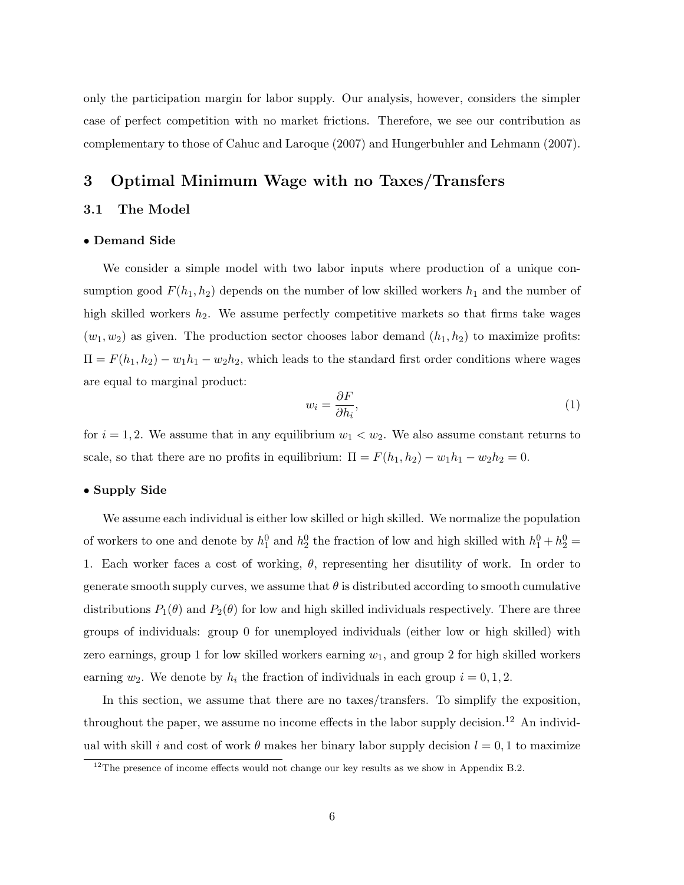only the participation margin for labor supply. Our analysis, however, considers the simpler case of perfect competition with no market frictions. Therefore, we see our contribution as complementary to those of Cahuc and Laroque (2007) and Hungerbuhler and Lehmann (2007).

# 3 Optimal Minimum Wage with no Taxes/Transfers

## 3.1 The Model

**• Demand Side**

We consider a simple model with two labor inputs where production of a unique consumption good $F(h_1, h_2)$ depends on the number of low skilled workers $h_1$ and the number of high skilled workers $h_2$. We assume perfectly competitive markets so that firms take wages $(w_1, w_2)$ as given. The production sector chooses labor demand $(h_1, h_2)$ to maximize profits: $\Pi = F(h_1, h_2) - w_1 h_1 - w_2 h_2$, which leads to the standard first order conditions where wages are equal to marginal product:

$$w_i = \frac{\partial F}{\partial h_i}, \tag{1}$$

for $i = 1, 2$. We assume that in any equilibrium $w_1 < w_2$. We also assume constant returns to scale, so that there are no profits in equilibrium: $\Pi = F(h_1, h_2) - w_1 h_1 - w_2 h_2 = 0$.

**• Supply Side**

We assume each individual is either low skilled or high skilled. We normalize the population of workers to one and denote by $h_1^0$ and $h_2^0$ the fraction of low and high skilled with $h_1^0 + h_2^0 = 1$. Each worker faces a cost of working, $\theta$, representing her disutility of work. In order to generate smooth supply curves, we assume that $\theta$ is distributed according to smooth cumulative distributions $P_1(\theta)$ and $P_2(\theta)$ for low and high skilled individuals respectively. There are three groups of individuals: group 0 for unemployed individuals (either low or high skilled) with zero earnings, group 1 for low skilled workers earning $w_1$, and group 2 for high skilled workers earning $w_2$. We denote by $h_i$ the fraction of individuals in each group $i = 0, 1, 2$.

In this section, we assume that there are no taxes/transfers. To simplify the exposition, throughout the paper, we assume no income effects in the labor supply decision.[12] An individual with skill $i$ and cost of work $\theta$ makes her binary labor supply decision $l = 0, 1$ to maximize

[12] The presence of income effects would not change our key results as we show in Appendix B.2.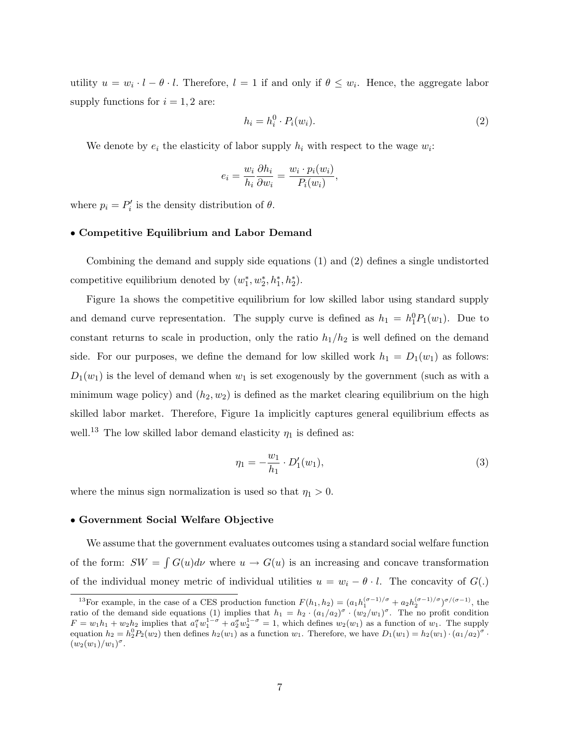utility $u = w_i \cdot l - \theta \cdot l$. Therefore, $l = 1$ if and only if $\theta \leq w_i$. Hence, the aggregate labor supply functions for $i = 1, 2$ are:

$$h_i = h_i^0 \cdot P_i(w_i). \tag{2}$$

We denote by $e_i$ the elasticity of labor supply $h_i$ with respect to the wage $w_i$:

$$e_i = \frac{w_i}{h_i} \frac{\partial h_i}{\partial w_i} = \frac{w_i \cdot p_i(w_i)}{P_i(w_i)},$$

where $p_i = P_i'$ is the density distribution of $\theta$.

**• Competitive Equilibrium and Labor Demand**

Combining the demand and supply side equations (1) and (2) defines a single undistorted competitive equilibrium denoted by $(w_1^*, w_2^*, h_1^*, h_2^*)$.

Figure 1a shows the competitive equilibrium for low skilled labor using standard supply and demand curve representation. The supply curve is defined as $h_1 = h_1^0 P_1(w_1)$. Due to constant returns to scale in production, only the ratio $h_1/h_2$ is well defined on the demand side. For our purposes, we define the demand for low skilled work $h_1 = D_1(w_1)$ as follows: $D_1(w_1)$ is the level of demand when $w_1$ is set exogenously by the government (such as with a minimum wage policy) and $(h_2, w_2)$ is defined as the market clearing equilibrium on the high skilled labor market. Therefore, Figure 1a implicitly captures general equilibrium effects as well.[13] The low skilled labor demand elasticity $\eta_1$ is defined as:

$$\eta_1 = -\frac{w_1}{h_1} \cdot D_1'(w_1), \tag{3}$$

where the minus sign normalization is used so that $\eta_1 > 0$.

**• Government Social Welfare Objective**

We assume that the government evaluates outcomes using a standard social welfare function of the form: $SW = \int G(u) d\nu$ where $u \to G(u)$ is an increasing and concave transformation of the individual money metric of individual utilities $u = w_i - \theta \cdot l$. The concavity of $G(.)$

[13] For example, in the case of a CES production function $F(h_1, h_2) = (a_1 h_1^{(\sigma-1)/\sigma} + a_2 h_2^{(\sigma-1)/\sigma})^{\sigma/(\sigma-1)}$, the ratio of the demand side equations (1) implies that $h_1 = h_2 \cdot (a_1/a_2)^\sigma \cdot (w_2/w_1)^\sigma$. The no profit condition $F = w_1 h_1 + w_2 h_2$ implies that $a_1^\sigma w_1^{1-\sigma} + a_2^\sigma w_2^{1-\sigma} = 1$, which defines $w_2(w_1)$ as a function of $w_1$. The supply equation $h_2 = h_2^0 P_2(w_2)$ then defines $h_2(w_1)$ as a function $w_1$. Therefore, we have $D_1(w_1) = h_2(w_1) \cdot (a_1/a_2)^\sigma \cdot (w_2(w_1)/w_1)^\sigma$.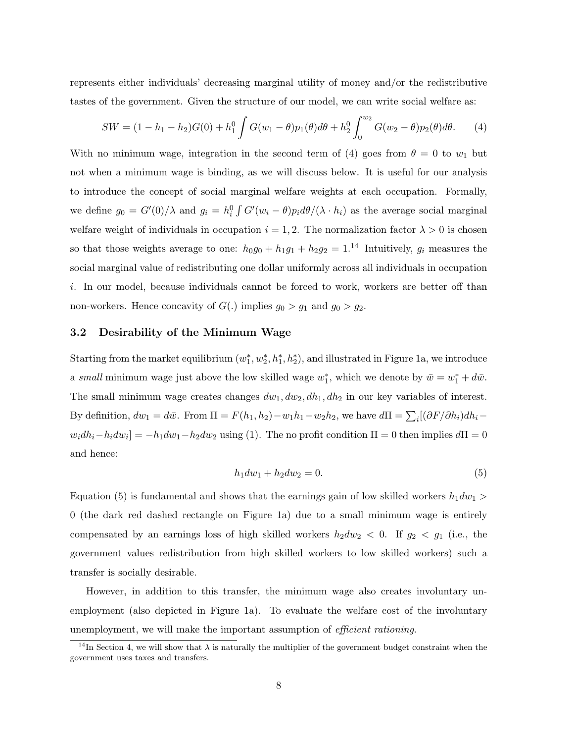represents either individuals' decreasing marginal utility of money and/or the redistributive tastes of the government. Given the structure of our model, we can write social welfare as:

$$SW = (1 - h_1 - h_2)G(0) + h_1^0 \int G(w_1 - \theta)p_1(\theta)d\theta + h_2^0 \int_0^{w_2} G(w_2 - \theta)p_2(\theta)d\theta. \quad (4)$$

With no minimum wage, integration in the second term of (4) goes from $\theta = 0$ to $w_1$ but not when a minimum wage is binding, as we will discuss below. It is useful for our analysis to introduce the concept of social marginal welfare weights at each occupation. Formally, we define $g_0 = G'(0)/\lambda$ and $g_i = h_i^0 \int G'(w_i - \theta)p_i d\theta/(\lambda \cdot h_i)$ as the average social marginal welfare weight of individuals in occupation $i = 1, 2$. The normalization factor $\lambda > 0$ is chosen so that those weights average to one: $h_0 g_0 + h_1 g_1 + h_2 g_2 = 1$.[14] Intuitively, $g_i$ measures the social marginal value of redistributing one dollar uniformly across all individuals in occupation $i$. In our model, because individuals cannot be forced to work, workers are better off than non-workers. Hence concavity of $G(.)$ implies $g_0 > g_1$ and $g_0 > g_2$.

### 3.2 Desirability of the Minimum Wage

Starting from the market equilibrium $(w_1^*, w_2^*, h_1^*, h_2^*)$, and illustrated in Figure 1a, we introduce a *small* minimum wage just above the low skilled wage $w_1^*$, which we denote by $\bar{w} = w_1^* + d\bar{w}$. The small minimum wage creates changes $dw_1, dw_2, dh_1, dh_2$ in our key variables of interest. By definition, $dw_1 = d\bar{w}$. From $\Pi = F(h_1, h_2) - w_1 h_1 - w_2 h_2$, we have $d\Pi = \sum_i [(\partial F/\partial h_i)dh_i - w_i dh_i - h_i dw_i] = -h_1 dw_1 - h_2 dw_2$ using (1). The no profit condition $\Pi = 0$ then implies $d\Pi = 0$ and hence:

$$h_1 dw_1 + h_2 dw_2 = 0. \quad (5)$$

Equation (5) is fundamental and shows that the earnings gain of low skilled workers $h_1 dw_1 > 0$ (the dark red dashed rectangle on Figure 1a) due to a small minimum wage is entirely compensated by an earnings loss of high skilled workers $h_2 dw_2 < 0$. If $g_2 < g_1$ (i.e., the government values redistribution from high skilled workers to low skilled workers) such a transfer is socially desirable.

However, in addition to this transfer, the minimum wage also creates involuntary unemployment (also depicted in Figure 1a). To evaluate the welfare cost of the involuntary unemployment, we will make the important assumption of *efficient rationing*.

[14] In Section 4, we will show that $\lambda$ is naturally the multiplier of the government budget constraint when the government uses taxes and transfers.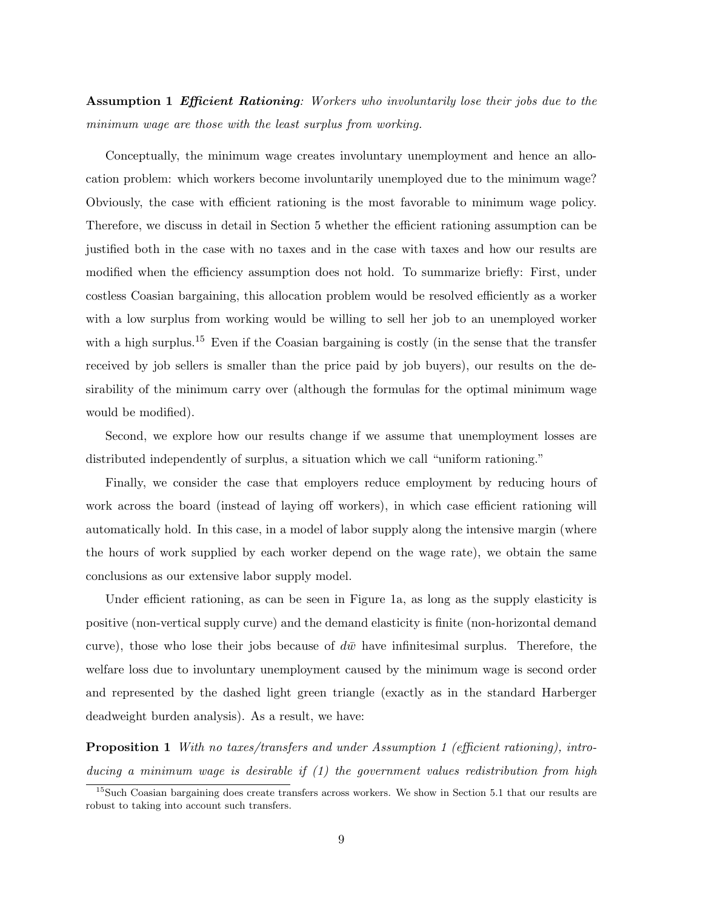**Assumption 1** ***Efficient Rationing***: *Workers who involuntarily lose their jobs due to the minimum wage are those with the least surplus from working.*

Conceptually, the minimum wage creates involuntary unemployment and hence an allocation problem: which workers become involuntarily unemployed due to the minimum wage? Obviously, the case with efficient rationing is the most favorable to minimum wage policy. Therefore, we discuss in detail in Section 5 whether the efficient rationing assumption can be justified both in the case with no taxes and in the case with taxes and how our results are modified when the efficiency assumption does not hold. To summarize briefly: First, under costless Coasian bargaining, this allocation problem would be resolved efficiently as a worker with a low surplus from working would be willing to sell her job to an unemployed worker with a high surplus.[15] Even if the Coasian bargaining is costly (in the sense that the transfer received by job sellers is smaller than the price paid by job buyers), our results on the desirability of the minimum carry over (although the formulas for the optimal minimum wage would be modified).

Second, we explore how our results change if we assume that unemployment losses are distributed independently of surplus, a situation which we call "uniform rationing."

Finally, we consider the case that employers reduce employment by reducing hours of work across the board (instead of laying off workers), in which case efficient rationing will automatically hold. In this case, in a model of labor supply along the intensive margin (where the hours of work supplied by each worker depend on the wage rate), we obtain the same conclusions as our extensive labor supply model.

Under efficient rationing, as can be seen in Figure 1a, as long as the supply elasticity is positive (non-vertical supply curve) and the demand elasticity is finite (non-horizontal demand curve), those who lose their jobs because of $d\bar{w}$ have infinitesimal surplus. Therefore, the welfare loss due to involuntary unemployment caused by the minimum wage is second order and represented by the dashed light green triangle (exactly as in the standard Harberger deadweight burden analysis). As a result, we have:

**Proposition 1** *With no taxes/transfers and under Assumption 1 (efficient rationing), introducing a minimum wage is desirable if (1) the government values redistribution from high*

[15] Such Coasian bargaining does create transfers across workers. We show in Section 5.1 that our results are robust to taking into account such transfers.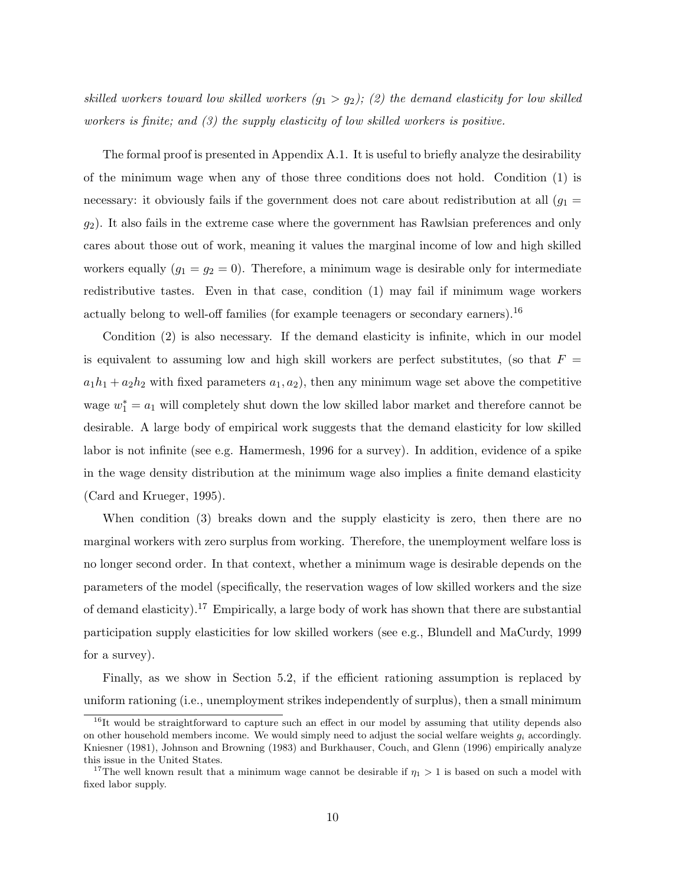*skilled workers toward low skilled workers ($g_1 > g_2$); (2) the demand elasticity for low skilled workers is finite; and (3) the supply elasticity of low skilled workers is positive.*

The formal proof is presented in Appendix A.1. It is useful to briefly analyze the desirability of the minimum wage when any of those three conditions does not hold. Condition (1) is necessary: it obviously fails if the government does not care about redistribution at all ($g_1 = g_2$). It also fails in the extreme case where the government has Rawlsian preferences and only cares about those out of work, meaning it values the marginal income of low and high skilled workers equally ($g_1 = g_2 = 0$). Therefore, a minimum wage is desirable only for intermediate redistributive tastes. Even in that case, condition (1) may fail if minimum wage workers actually belong to well-off families (for example teenagers or secondary earners).[16]

Condition (2) is also necessary. If the demand elasticity is infinite, which in our model is equivalent to assuming low and high skill workers are perfect substitutes, (so that $F = a_1 h_1 + a_2 h_2$ with fixed parameters $a_1, a_2$), then any minimum wage set above the competitive wage $w_1^* = a_1$ will completely shut down the low skilled labor market and therefore cannot be desirable. A large body of empirical work suggests that the demand elasticity for low skilled labor is not infinite (see e.g. Hamermesh, 1996 for a survey). In addition, evidence of a spike in the wage density distribution at the minimum wage also implies a finite demand elasticity (Card and Krueger, 1995).

When condition (3) breaks down and the supply elasticity is zero, then there are no marginal workers with zero surplus from working. Therefore, the unemployment welfare loss is no longer second order. In that context, whether a minimum wage is desirable depends on the parameters of the model (specifically, the reservation wages of low skilled workers and the size of demand elasticity).[17] Empirically, a large body of work has shown that there are substantial participation supply elasticities for low skilled workers (see e.g., Blundell and MaCurdy, 1999 for a survey).

Finally, as we show in Section 5.2, if the efficient rationing assumption is replaced by uniform rationing (i.e., unemployment strikes independently of surplus), then a small minimum

[16] It would be straightforward to capture such an effect in our model by assuming that utility depends also on other household members income. We would simply need to adjust the social welfare weights $g_i$ accordingly. Kniesner (1981), Johnson and Browning (1983) and Burkhauser, Couch, and Glenn (1996) empirically analyze this issue in the United States.

[17] The well known result that a minimum wage cannot be desirable if $\eta_1 > 1$ is based on such a model with fixed labor supply.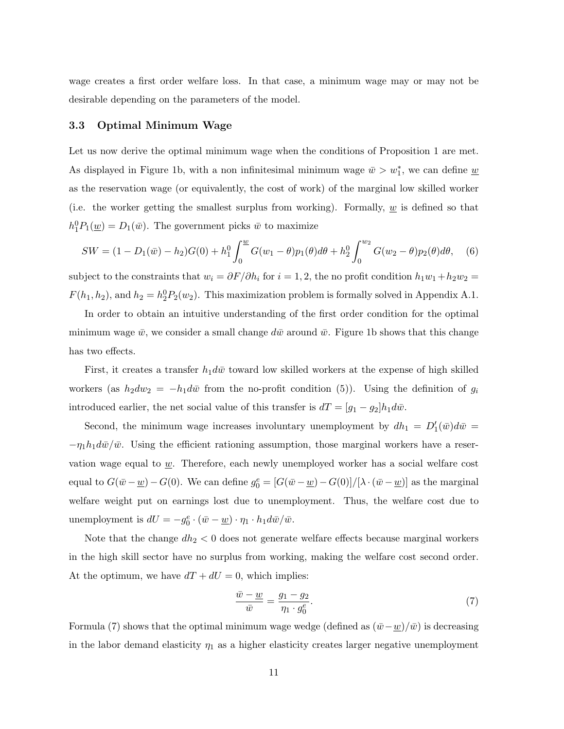wage creates a first order welfare loss. In that case, a minimum wage may or may not be desirable depending on the parameters of the model.

### 3.3 Optimal Minimum Wage

Let us now derive the optimal minimum wage when the conditions of Proposition 1 are met. As displayed in Figure 1b, with a non infinitesimal minimum wage $\bar{w} > w_1^*$, we can define $\underline{w}$ as the reservation wage (or equivalently, the cost of work) of the marginal low skilled worker (i.e. the worker getting the smallest surplus from working). Formally, $\underline{w}$ is defined so that $h_1^0 P_1(\underline{w}) = D_1(\bar{w})$. The government picks $\bar{w}$ to maximize

$$SW = (1 - D_1(\bar{w}) - h_2)G(0) + h_1^0 \int_0^{\underline{w}} G(w_1 - \theta)p_1(\theta)d\theta + h_2^0 \int_0^{w_2} G(w_2 - \theta)p_2(\theta)d\theta, \quad (6)$$

subject to the constraints that $w_i = \partial F / \partial h_i$ for $i = 1, 2$, the no profit condition $h_1 w_1 + h_2 w_2 = F(h_1, h_2)$, and $h_2 = h_2^0 P_2(w_2)$. This maximization problem is formally solved in Appendix A.1.

In order to obtain an intuitive understanding of the first order condition for the optimal minimum wage $\bar{w}$, we consider a small change $d\bar{w}$ around $\bar{w}$. Figure 1b shows that this change has two effects.

First, it creates a transfer $h_1 d\bar{w}$ toward low skilled workers at the expense of high skilled workers (as $h_2 dw_2 = -h_1 d\bar{w}$ from the no-profit condition (5)). Using the definition of $g_i$ introduced earlier, the net social value of this transfer is $dT = [g_1 - g_2]h_1 d\bar{w}$.

Second, the minimum wage increases involuntary unemployment by $dh_1 = D_1'(\bar{w})d\bar{w} = -\eta_1 h_1 d\bar{w}/\bar{w}$. Using the efficient rationing assumption, those marginal workers have a reservation wage equal to $\underline{w}$. Therefore, each newly unemployed worker has a social welfare cost equal to $G(\bar{w} - \underline{w}) - G(0)$. We can define $g_0^e = [G(\bar{w} - \underline{w}) - G(0)]/[\lambda \cdot (\bar{w} - \underline{w})]$ as the marginal welfare weight put on earnings lost due to unemployment. Thus, the welfare cost due to unemployment is $dU = -g_0^e \cdot (\bar{w} - \underline{w}) \cdot \eta_1 \cdot h_1 d\bar{w}/\bar{w}$.

Note that the change $dh_2 < 0$ does not generate welfare effects because marginal workers in the high skill sector have no surplus from working, making the welfare cost second order. At the optimum, we have $dT + dU = 0$, which implies:

$$\frac{\bar{w} - \underline{w}}{\bar{w}} = \frac{g_1 - g_2}{\eta_1 \cdot g_0^e}. \quad (7)$$

Formula (7) shows that the optimal minimum wage wedge (defined as $(\bar{w} - \underline{w})/\bar{w}$) is decreasing in the labor demand elasticity $\eta_1$ as a higher elasticity creates larger negative unemployment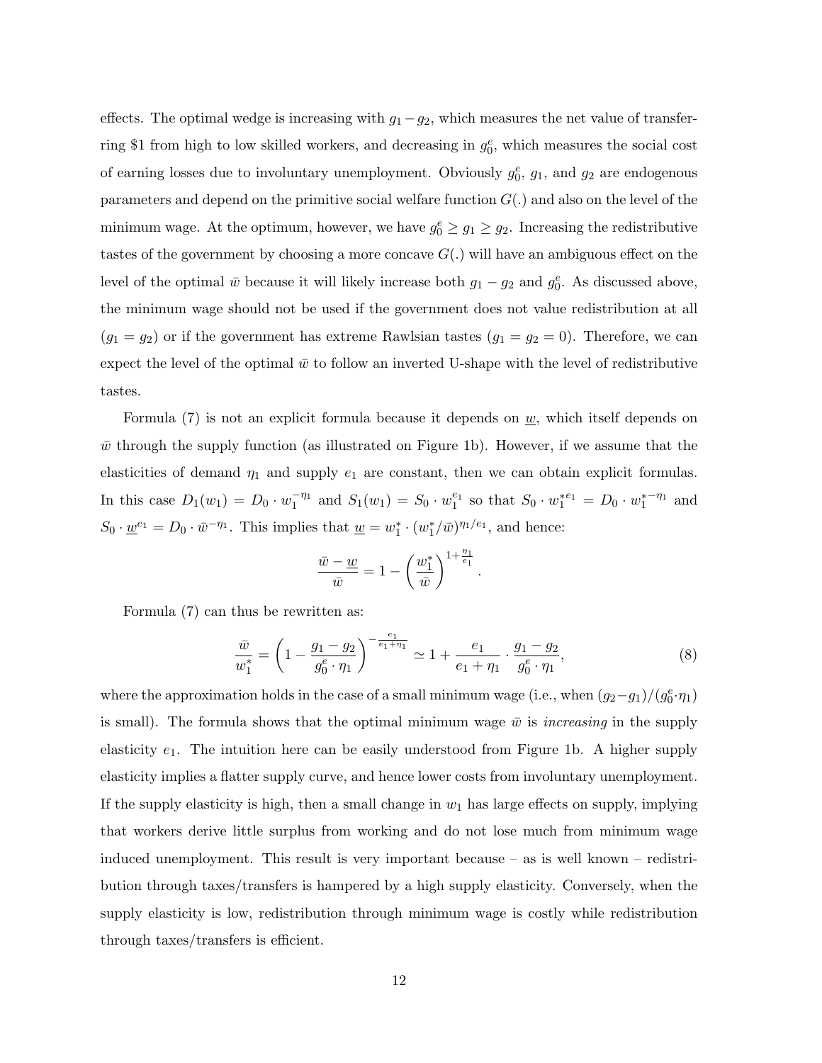effects. The optimal wedge is increasing with $g_1 - g_2$, which measures the net value of transferring \$1 from high to low skilled workers, and decreasing in $g_0^e$, which measures the social cost of earning losses due to involuntary unemployment. Obviously $g_0^e$, $g_1$, and $g_2$ are endogenous parameters and depend on the primitive social welfare function $G(.)$ and also on the level of the minimum wage. At the optimum, however, we have $g_0^e \geq g_1 \geq g_2$. Increasing the redistributive tastes of the government by choosing a more concave $G(.)$ will have an ambiguous effect on the level of the optimal $\bar{w}$ because it will likely increase both $g_1 - g_2$ and $g_0^e$. As discussed above, the minimum wage should not be used if the government does not value redistribution at all ($g_1 = g_2$) or if the government has extreme Rawlsian tastes ($g_1 = g_2 = 0$). Therefore, we can expect the level of the optimal $\bar{w}$ to follow an inverted U-shape with the level of redistributive tastes.

Formula (7) is not an explicit formula because it depends on $\underline{w}$, which itself depends on $\bar{w}$ through the supply function (as illustrated on Figure 1b). However, if we assume that the elasticities of demand $\eta_1$ and supply $e_1$ are constant, then we can obtain explicit formulas. In this case $D_1(w_1) = D_0 \cdot w_1^{-\eta_1}$ and $S_1(w_1) = S_0 \cdot w_1^{e_1}$ so that $S_0 \cdot w_1^{*e_1} = D_0 \cdot w_1^{*-\eta_1}$ and $S_0 \cdot \underline{w}^{e_1} = D_0 \cdot \bar{w}^{-\eta_1}$. This implies that $\underline{w} = w_1^* \cdot (w_1^*/\bar{w})^{\eta_1/e_1}$, and hence:

$$\frac{\bar{w} - \underline{w}}{\bar{w}} = 1 - \left(\frac{w_1^*}{\bar{w}}\right)^{1+\frac{\eta_1}{e_1}}.$$

Formula (7) can thus be rewritten as:

$$\frac{\bar{w}}{w_1^*} = \left(1 - \frac{g_1 - g_2}{g_0^e \cdot \eta_1}\right)^{-\frac{e_1}{e_1+\eta_1}} \simeq 1 + \frac{e_1}{e_1 + \eta_1} \cdot \frac{g_1 - g_2}{g_0^e \cdot \eta_1}, \tag{8}$$

where the approximation holds in the case of a small minimum wage (i.e., when $(g_2 - g_1)/(g_0^e \cdot \eta_1)$ is small). The formula shows that the optimal minimum wage $\bar{w}$ is *increasing* in the supply elasticity $e_1$. The intuition here can be easily understood from Figure 1b. A higher supply elasticity implies a flatter supply curve, and hence lower costs from involuntary unemployment. If the supply elasticity is high, then a small change in $w_1$ has large effects on supply, implying that workers derive little surplus from working and do not lose much from minimum wage induced unemployment. This result is very important because – as is well known – redistribution through taxes/transfers is hampered by a high supply elasticity. Conversely, when the supply elasticity is low, redistribution through minimum wage is costly while redistribution through taxes/transfers is efficient.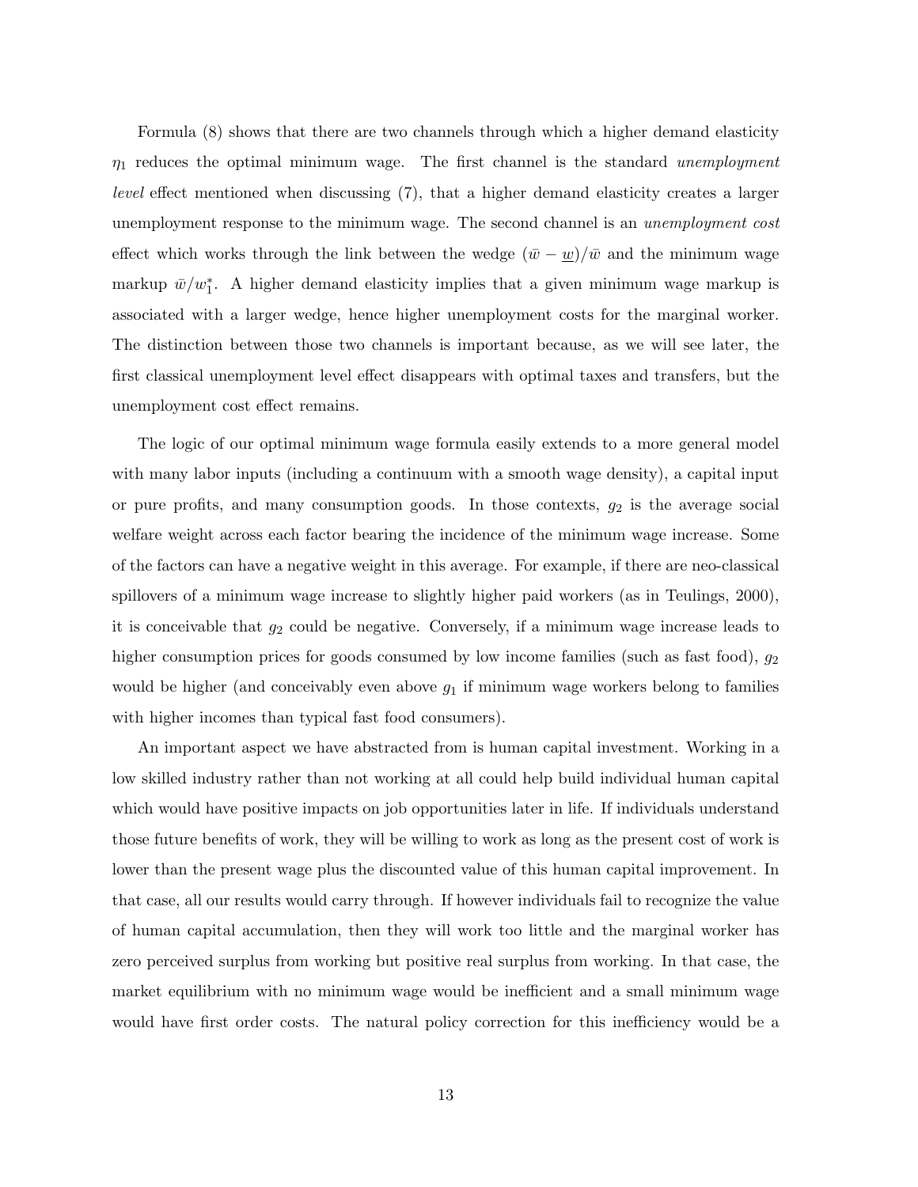Formula (8) shows that there are two channels through which a higher demand elasticity $\eta_1$ reduces the optimal minimum wage. The first channel is the standard *unemployment level* effect mentioned when discussing (7), that a higher demand elasticity creates a larger unemployment response to the minimum wage. The second channel is an *unemployment cost* effect which works through the link between the wedge $(\bar{w} - \underline{w})/\bar{w}$ and the minimum wage markup $\bar{w}/w_1^*$. A higher demand elasticity implies that a given minimum wage markup is associated with a larger wedge, hence higher unemployment costs for the marginal worker. The distinction between those two channels is important because, as we will see later, the first classical unemployment level effect disappears with optimal taxes and transfers, but the unemployment cost effect remains.

The logic of our optimal minimum wage formula easily extends to a more general model with many labor inputs (including a continuum with a smooth wage density), a capital input or pure profits, and many consumption goods. In those contexts, $g_2$ is the average social welfare weight across each factor bearing the incidence of the minimum wage increase. Some of the factors can have a negative weight in this average. For example, if there are neo-classical spillovers of a minimum wage increase to slightly higher paid workers (as in Teulings, 2000), it is conceivable that $g_2$ could be negative. Conversely, if a minimum wage increase leads to higher consumption prices for goods consumed by low income families (such as fast food), $g_2$ would be higher (and conceivably even above $g_1$ if minimum wage workers belong to families with higher incomes than typical fast food consumers).

An important aspect we have abstracted from is human capital investment. Working in a low skilled industry rather than not working at all could help build individual human capital which would have positive impacts on job opportunities later in life. If individuals understand those future benefits of work, they will be willing to work as long as the present cost of work is lower than the present wage plus the discounted value of this human capital improvement. In that case, all our results would carry through. If however individuals fail to recognize the value of human capital accumulation, then they will work too little and the marginal worker has zero perceived surplus from working but positive real surplus from working. In that case, the market equilibrium with no minimum wage would be inefficient and a small minimum wage would have first order costs. The natural policy correction for this inefficiency would be a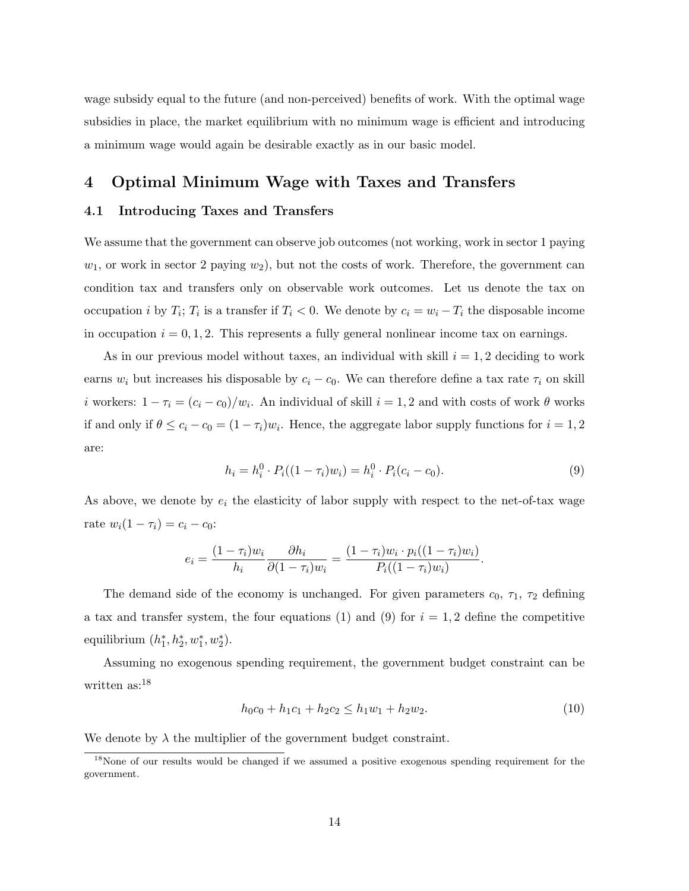wage subsidy equal to the future (and non-perceived) benefits of work. With the optimal wage subsidies in place, the market equilibrium with no minimum wage is efficient and introducing a minimum wage would again be desirable exactly as in our basic model.

## 4 Optimal Minimum Wage with Taxes and Transfers

### 4.1 Introducing Taxes and Transfers

We assume that the government can observe job outcomes (not working, work in sector 1 paying $w_1$, or work in sector 2 paying $w_2$), but not the costs of work. Therefore, the government can condition tax and transfers only on observable work outcomes. Let us denote the tax on occupation $i$ by $T_i$; $T_i$ is a transfer if $T_i < 0$. We denote by $c_i = w_i - T_i$ the disposable income in occupation $i = 0, 1, 2$. This represents a fully general nonlinear income tax on earnings.

As in our previous model without taxes, an individual with skill $i = 1, 2$ deciding to work earns $w_i$ but increases his disposable by $c_i - c_0$. We can therefore define a tax rate $\tau_i$ on skill $i$ workers: $1 - \tau_i = (c_i - c_0)/w_i$. An individual of skill $i = 1, 2$ and with costs of work $\theta$ works if and only if $\theta \leq c_i - c_0 = (1 - \tau_i)w_i$. Hence, the aggregate labor supply functions for $i = 1, 2$ are:

$$h_i = h_i^0 \cdot P_i((1 - \tau_i)w_i) = h_i^0 \cdot P_i(c_i - c_0). \tag{9}$$

As above, we denote by $e_i$ the elasticity of labor supply with respect to the net-of-tax wage rate $w_i(1 - \tau_i) = c_i - c_0$:

$$e_i = \frac{(1 - \tau_i)w_i}{h_i} \frac{\partial h_i}{\partial (1 - \tau_i)w_i} = \frac{(1 - \tau_i)w_i \cdot p_i((1 - \tau_i)w_i)}{P_i((1 - \tau_i)w_i)}.$$

The demand side of the economy is unchanged. For given parameters $c_0$, $\tau_1$, $\tau_2$ defining a tax and transfer system, the four equations (1) and (9) for $i = 1, 2$ define the competitive equilibrium $(h_1^*, h_2^*, w_1^*, w_2^*)$.

Assuming no exogenous spending requirement, the government budget constraint can be written as:[18]

$$h_0 c_0 + h_1 c_1 + h_2 c_2 \leq h_1 w_1 + h_2 w_2. \tag{10}$$

We denote by $\lambda$ the multiplier of the government budget constraint.

[18] None of our results would be changed if we assumed a positive exogenous spending requirement for the government.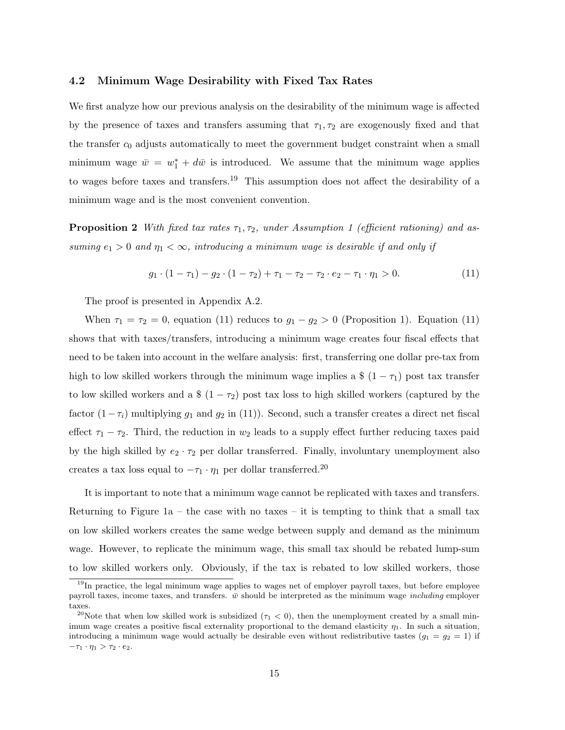### 4.2 Minimum Wage Desirability with Fixed Tax Rates

We first analyze how our previous analysis on the desirability of the minimum wage is affected by the presence of taxes and transfers assuming that $\tau_1, \tau_2$ are exogenously fixed and that the transfer $c_0$ adjusts automatically to meet the government budget constraint when a small minimum wage $\bar{w} = w_1^* + d\bar{w}$ is introduced. We assume that the minimum wage applies to wages before taxes and transfers.[19] This assumption does not affect the desirability of a minimum wage and is the most convenient convention.

**Proposition 2** *With fixed tax rates $\tau_1, \tau_2$, under Assumption 1 (efficient rationing) and assuming $e_1 > 0$ and $\eta_1 < \infty$, introducing a minimum wage is desirable if and only if*

$$g_1 \cdot (1 - \tau_1) - g_2 \cdot (1 - \tau_2) + \tau_1 - \tau_2 - \tau_2 \cdot e_2 - \tau_1 \cdot \eta_1 > 0. \tag{11}$$

The proof is presented in Appendix A.2.

When $\tau_1 = \tau_2 = 0$, equation (11) reduces to $g_1 - g_2 > 0$ (Proposition 1). Equation (11) shows that with taxes/transfers, introducing a minimum wage creates four fiscal effects that need to be taken into account in the welfare analysis: first, transferring one dollar pre-tax from high to low skilled workers through the minimum wage implies a \$ $(1 - \tau_1)$ post tax transfer to low skilled workers and a \$ $(1 - \tau_2)$ post tax loss to high skilled workers (captured by the factor $(1 - \tau_i)$ multiplying $g_1$ and $g_2$ in (11)). Second, such a transfer creates a direct net fiscal effect $\tau_1 - \tau_2$. Third, the reduction in $w_2$ leads to a supply effect further reducing taxes paid by the high skilled by $e_2 \cdot \tau_2$ per dollar transferred. Finally, involuntary unemployment also creates a tax loss equal to $-\tau_1 \cdot \eta_1$ per dollar transferred.[20]

It is important to note that a minimum wage cannot be replicated with taxes and transfers. Returning to Figure 1a – the case with no taxes – it is tempting to think that a small tax on low skilled workers creates the same wedge between supply and demand as the minimum wage. However, to replicate the minimum wage, this small tax should be rebated lump-sum to low skilled workers only. Obviously, if the tax is rebated to low skilled workers, those

---

[19] In practice, the legal minimum wage applies to wages net of employer payroll taxes, but before employee payroll taxes, income taxes, and transfers. $\bar{w}$ should be interpreted as the minimum wage *including* employer taxes.

[20] Note that when low skilled work is subsidized ($\tau_1 < 0$), then the unemployment created by a small minimum wage creates a positive fiscal externality proportional to the demand elasticity $\eta_1$. In such a situation, introducing a minimum wage would actually be desirable even without redistributive tastes ($g_1 = g_2 = 1$) if $-\tau_1 \cdot \eta_1 > \tau_2 \cdot e_2$.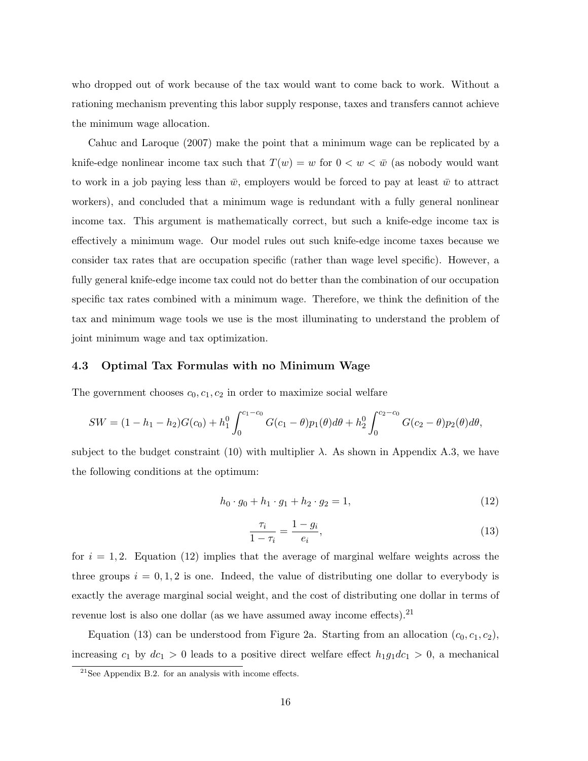who dropped out of work because of the tax would want to come back to work. Without a rationing mechanism preventing this labor supply response, taxes and transfers cannot achieve the minimum wage allocation.

Cahuc and Laroque (2007) make the point that a minimum wage can be replicated by a knife-edge nonlinear income tax such that $T(w) = w$ for $0 < w < \bar{w}$ (as nobody would want to work in a job paying less than $\bar{w}$, employers would be forced to pay at least $\bar{w}$ to attract workers), and concluded that a minimum wage is redundant with a fully general nonlinear income tax. This argument is mathematically correct, but such a knife-edge income tax is effectively a minimum wage. Our model rules out such knife-edge income taxes because we consider tax rates that are occupation specific (rather than wage level specific). However, a fully general knife-edge income tax could not do better than the combination of our occupation specific tax rates combined with a minimum wage. Therefore, we think the definition of the tax and minimum wage tools we use is the most illuminating to understand the problem of joint minimum wage and tax optimization.

### 4.3 Optimal Tax Formulas with no Minimum Wage

The government chooses $c_0, c_1, c_2$ in order to maximize social welfare

$$SW = (1 - h_1 - h_2)G(c_0) + h_1^0 \int_0^{c_1 - c_0} G(c_1 - \theta)p_1(\theta)d\theta + h_2^0 \int_0^{c_2 - c_0} G(c_2 - \theta)p_2(\theta)d\theta,$$

subject to the budget constraint (10) with multiplier $\lambda$. As shown in Appendix A.3, we have the following conditions at the optimum:

$$h_0 \cdot g_0 + h_1 \cdot g_1 + h_2 \cdot g_2 = 1, \tag{12}$$

$$\frac{\tau_i}{1 - \tau_i} = \frac{1 - g_i}{e_i}, \tag{13}$$

for $i = 1, 2$. Equation (12) implies that the average of marginal welfare weights across the three groups $i = 0, 1, 2$ is one. Indeed, the value of distributing one dollar to everybody is exactly the average marginal social weight, and the cost of distributing one dollar in terms of revenue lost is also one dollar (as we have assumed away income effects).[21]

Equation (13) can be understood from Figure 2a. Starting from an allocation $(c_0, c_1, c_2)$, increasing $c_1$ by $dc_1 > 0$ leads to a positive direct welfare effect $h_1 g_1 dc_1 > 0$, a mechanical

[21] See Appendix B.2. for an analysis with income effects.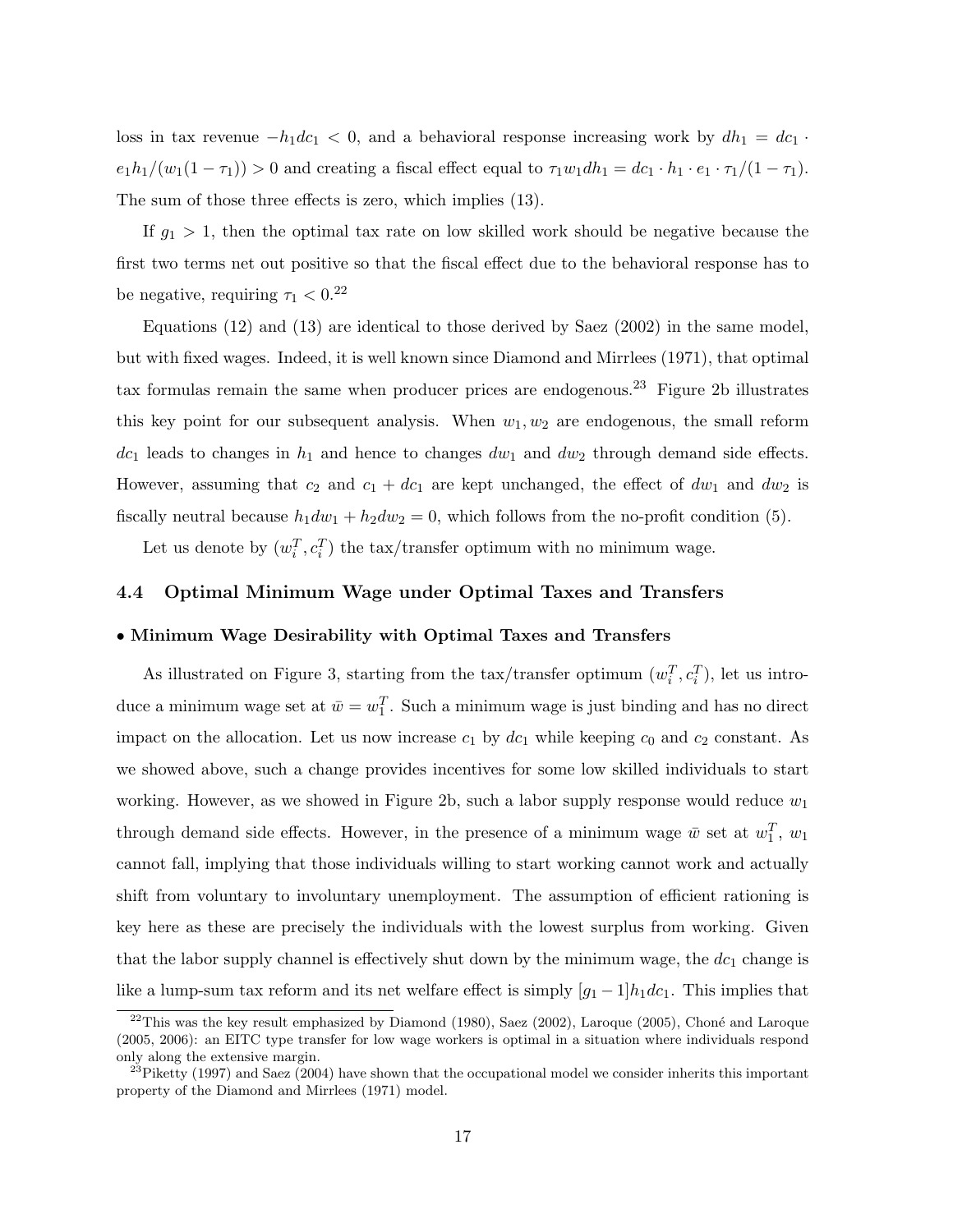loss in tax revenue $-h_1 dc_1 < 0$, and a behavioral response increasing work by $dh_1 = dc_1 \cdot e_1 h_1/(w_1(1-\tau_1)) > 0$ and creating a fiscal effect equal to $\tau_1 w_1 dh_1 = dc_1 \cdot h_1 \cdot e_1 \cdot \tau_1/(1-\tau_1)$. The sum of those three effects is zero, which implies (13).

If $g_1 > 1$, then the optimal tax rate on low skilled work should be negative because the first two terms net out positive so that the fiscal effect due to the behavioral response has to be negative, requiring $\tau_1 < 0$.[22]

Equations (12) and (13) are identical to those derived by Saez (2002) in the same model, but with fixed wages. Indeed, it is well known since Diamond and Mirrlees (1971), that optimal tax formulas remain the same when producer prices are endogenous.[23] Figure 2b illustrates this key point for our subsequent analysis. When $w_1, w_2$ are endogenous, the small reform $dc_1$ leads to changes in $h_1$ and hence to changes $dw_1$ and $dw_2$ through demand side effects. However, assuming that $c_2$ and $c_1 + dc_1$ are kept unchanged, the effect of $dw_1$ and $dw_2$ is fiscally neutral because $h_1 dw_1 + h_2 dw_2 = 0$, which follows from the no-profit condition (5).

Let us denote by $(w_i^T, c_i^T)$ the tax/transfer optimum with no minimum wage.

### 4.4 Optimal Minimum Wage under Optimal Taxes and Transfers

**• Minimum Wage Desirability with Optimal Taxes and Transfers**

As illustrated on Figure 3, starting from the tax/transfer optimum $(w_i^T, c_i^T)$, let us introduce a minimum wage set at $\bar{w} = w_1^T$. Such a minimum wage is just binding and has no direct impact on the allocation. Let us now increase $c_1$ by $dc_1$ while keeping $c_0$ and $c_2$ constant. As we showed above, such a change provides incentives for some low skilled individuals to start working. However, as we showed in Figure 2b, such a labor supply response would reduce $w_1$ through demand side effects. However, in the presence of a minimum wage $\bar{w}$ set at $w_1^T$, $w_1$ cannot fall, implying that those individuals willing to start working cannot work and actually shift from voluntary to involuntary unemployment. The assumption of efficient rationing is key here as these are precisely the individuals with the lowest surplus from working. Given that the labor supply channel is effectively shut down by the minimum wage, the $dc_1$ change is like a lump-sum tax reform and its net welfare effect is simply $[g_1 - 1]h_1 dc_1$. This implies that

[22] This was the key result emphasized by Diamond (1980), Saez (2002), Laroque (2005), Choné and Laroque (2005, 2006): an EITC type transfer for low wage workers is optimal in a situation where individuals respond only along the extensive margin.

[23] Piketty (1997) and Saez (2004) have shown that the occupational model we consider inherits this important property of the Diamond and Mirrlees (1971) model.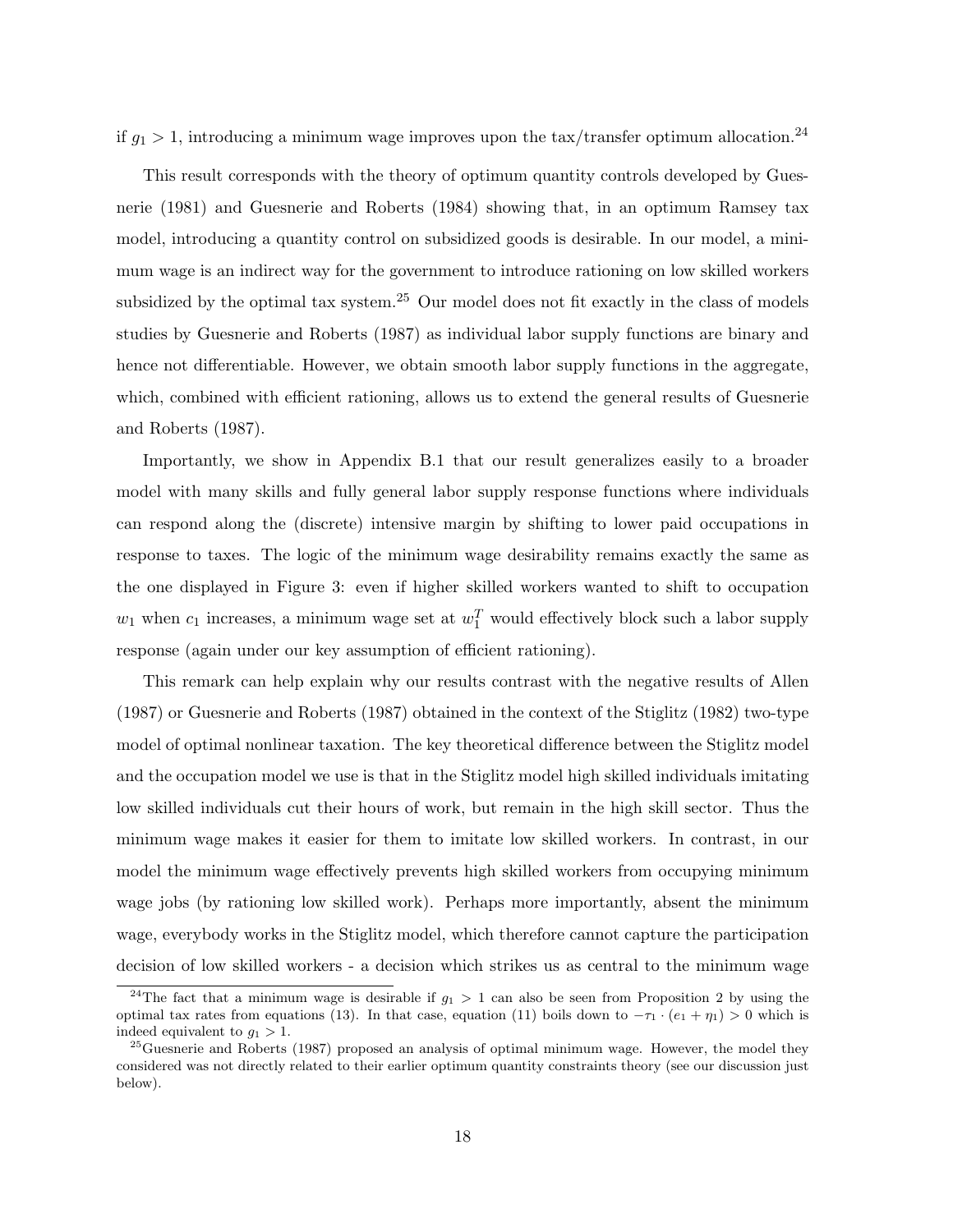if $g_1 > 1$, introducing a minimum wage improves upon the tax/transfer optimum allocation.[24]

This result corresponds with the theory of optimum quantity controls developed by Guesnerie (1981) and Guesnerie and Roberts (1984) showing that, in an optimum Ramsey tax model, introducing a quantity control on subsidized goods is desirable. In our model, a minimum wage is an indirect way for the government to introduce rationing on low skilled workers subsidized by the optimal tax system.[25] Our model does not fit exactly in the class of models studies by Guesnerie and Roberts (1987) as individual labor supply functions are binary and hence not differentiable. However, we obtain smooth labor supply functions in the aggregate, which, combined with efficient rationing, allows us to extend the general results of Guesnerie and Roberts (1987).

Importantly, we show in Appendix B.1 that our result generalizes easily to a broader model with many skills and fully general labor supply response functions where individuals can respond along the (discrete) intensive margin by shifting to lower paid occupations in response to taxes. The logic of the minimum wage desirability remains exactly the same as the one displayed in Figure 3: even if higher skilled workers wanted to shift to occupation $w_1$ when $c_1$ increases, a minimum wage set at $w_1^T$ would effectively block such a labor supply response (again under our key assumption of efficient rationing).

This remark can help explain why our results contrast with the negative results of Allen (1987) or Guesnerie and Roberts (1987) obtained in the context of the Stiglitz (1982) two-type model of optimal nonlinear taxation. The key theoretical difference between the Stiglitz model and the occupation model we use is that in the Stiglitz model high skilled individuals imitating low skilled individuals cut their hours of work, but remain in the high skill sector. Thus the minimum wage makes it easier for them to imitate low skilled workers. In contrast, in our model the minimum wage effectively prevents high skilled workers from occupying minimum wage jobs (by rationing low skilled work). Perhaps more importantly, absent the minimum wage, everybody works in the Stiglitz model, which therefore cannot capture the participation decision of low skilled workers - a decision which strikes us as central to the minimum wage

[24] The fact that a minimum wage is desirable if $g_1 > 1$ can also be seen from Proposition 2 by using the optimal tax rates from equations (13). In that case, equation (11) boils down to $-\tau_1 \cdot (e_1 + \eta_1) > 0$ which is indeed equivalent to $g_1 > 1$.

[25] Guesnerie and Roberts (1987) proposed an analysis of optimal minimum wage. However, the model they considered was not directly related to their earlier optimum quantity constraints theory (see our discussion just below).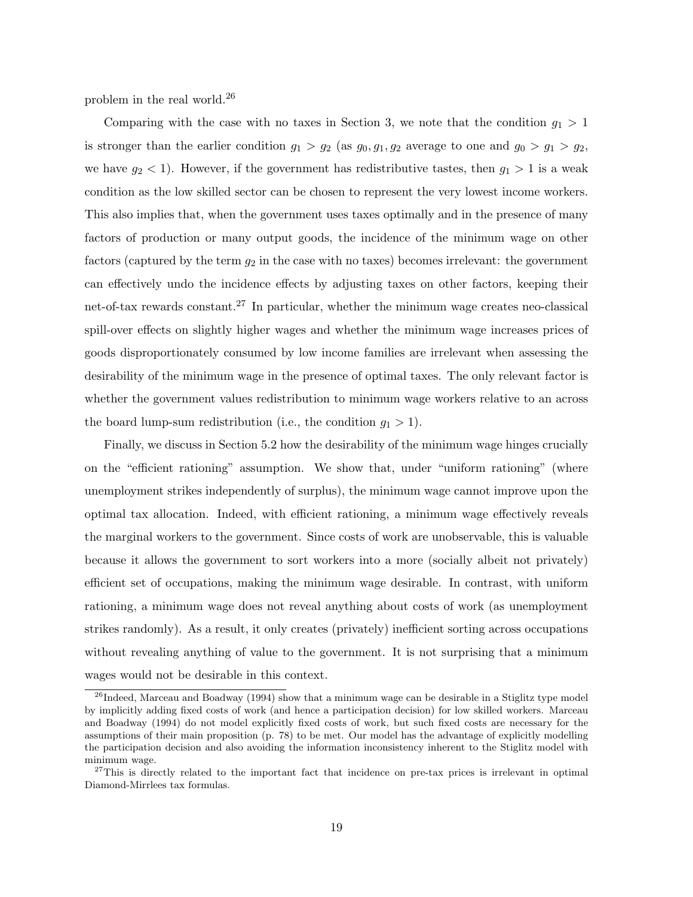problem in the real world.[26]

Comparing with the case with no taxes in Section 3, we note that the condition $g_1 > 1$ is stronger than the earlier condition $g_1 > g_2$ (as $g_0, g_1, g_2$ average to one and $g_0 > g_1 > g_2$, we have $g_2 < 1$). However, if the government has redistributive tastes, then $g_1 > 1$ is a weak condition as the low skilled sector can be chosen to represent the very lowest income workers. This also implies that, when the government uses taxes optimally and in the presence of many factors of production or many output goods, the incidence of the minimum wage on other factors (captured by the term $g_2$ in the case with no taxes) becomes irrelevant: the government can effectively undo the incidence effects by adjusting taxes on other factors, keeping their net-of-tax rewards constant.[27] In particular, whether the minimum wage creates neo-classical spill-over effects on slightly higher wages and whether the minimum wage increases prices of goods disproportionately consumed by low income families are irrelevant when assessing the desirability of the minimum wage in the presence of optimal taxes. The only relevant factor is whether the government values redistribution to minimum wage workers relative to an across the board lump-sum redistribution (i.e., the condition $g_1 > 1$).

Finally, we discuss in Section 5.2 how the desirability of the minimum wage hinges crucially on the "efficient rationing" assumption. We show that, under "uniform rationing" (where unemployment strikes independently of surplus), the minimum wage cannot improve upon the optimal tax allocation. Indeed, with efficient rationing, a minimum wage effectively reveals the marginal workers to the government. Since costs of work are unobservable, this is valuable because it allows the government to sort workers into a more (socially albeit not privately) efficient set of occupations, making the minimum wage desirable. In contrast, with uniform rationing, a minimum wage does not reveal anything about costs of work (as unemployment strikes randomly). As a result, it only creates (privately) inefficient sorting across occupations without revealing anything of value to the government. It is not surprising that a minimum wages would not be desirable in this context.

[26] Indeed, Marceau and Boadway (1994) show that a minimum wage can be desirable in a Stiglitz type model by implicitly adding fixed costs of work (and hence a participation decision) for low skilled workers. Marceau and Boadway (1994) do not model explicitly fixed costs of work, but such fixed costs are necessary for the assumptions of their main proposition (p. 78) to be met. Our model has the advantage of explicitly modelling the participation decision and also avoiding the information inconsistency inherent to the Stiglitz model with minimum wage.

[27] This is directly related to the important fact that incidence on pre-tax prices is irrelevant in optimal Diamond-Mirrlees tax formulas.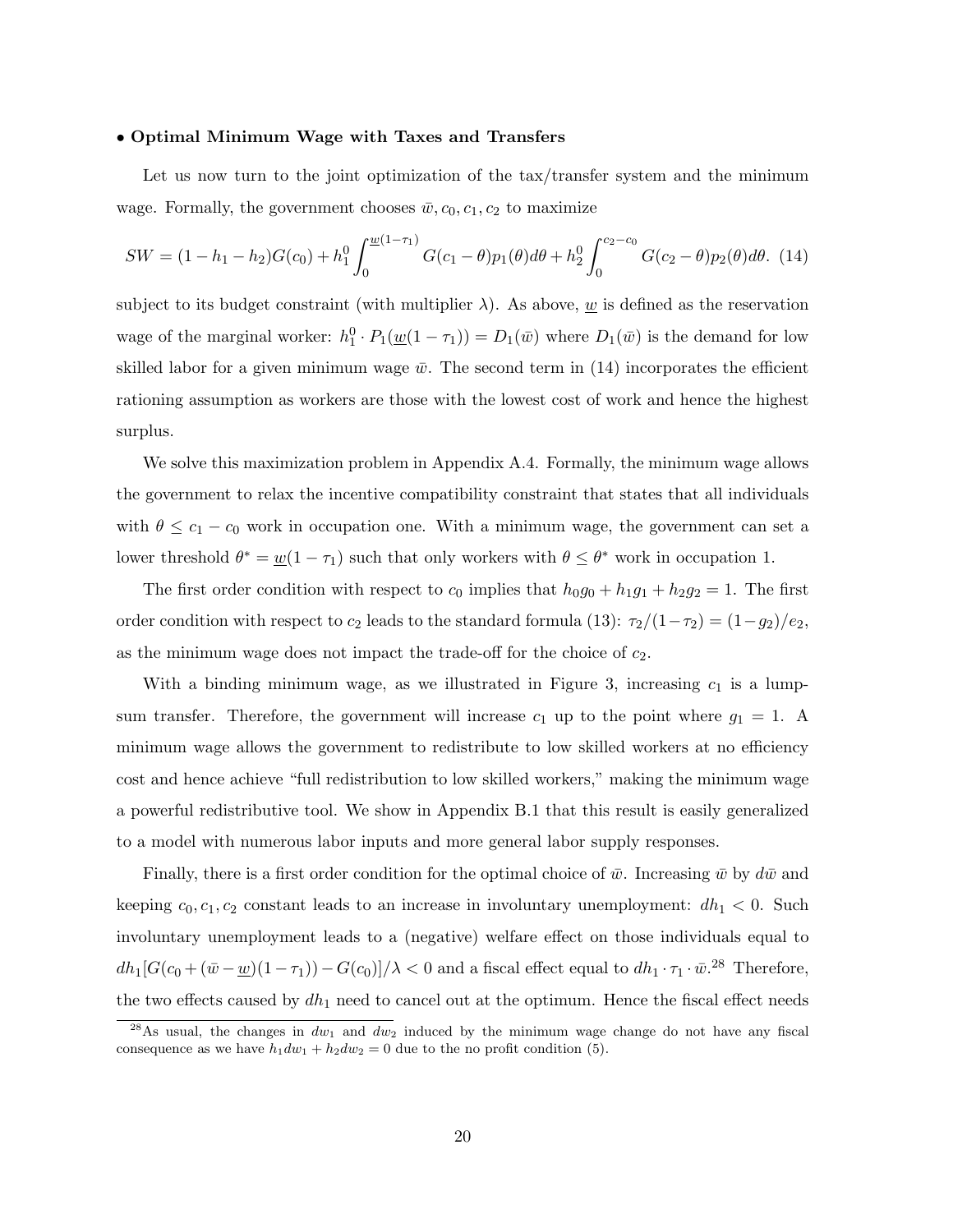• **Optimal Minimum Wage with Taxes and Transfers**

Let us now turn to the joint optimization of the tax/transfer system and the minimum wage. Formally, the government chooses $\bar{w}, c_0, c_1, c_2$ to maximize

$$SW = (1 - h_1 - h_2)G(c_0) + h_1^0 \int_0^{\underline{w}(1-\tau_1)} G(c_1 - \theta)p_1(\theta)d\theta + h_2^0 \int_0^{c_2 - c_0} G(c_2 - \theta)p_2(\theta)d\theta. \quad (14)$$

subject to its budget constraint (with multiplier $\lambda$). As above, $\underline{w}$ is defined as the reservation wage of the marginal worker: $h_1^0 \cdot P_1(\underline{w}(1-\tau_1)) = D_1(\bar{w})$ where $D_1(\bar{w})$ is the demand for low skilled labor for a given minimum wage $\bar{w}$. The second term in (14) incorporates the efficient rationing assumption as workers are those with the lowest cost of work and hence the highest surplus.

We solve this maximization problem in Appendix A.4. Formally, the minimum wage allows the government to relax the incentive compatibility constraint that states that all individuals with $\theta \leq c_1 - c_0$ work in occupation one. With a minimum wage, the government can set a lower threshold $\theta^* = \underline{w}(1-\tau_1)$ such that only workers with $\theta \leq \theta^*$ work in occupation 1.

The first order condition with respect to $c_0$ implies that $h_0 g_0 + h_1 g_1 + h_2 g_2 = 1$. The first order condition with respect to $c_2$ leads to the standard formula (13): $\tau_2/(1-\tau_2) = (1-g_2)/e_2$, as the minimum wage does not impact the trade-off for the choice of $c_2$.

With a binding minimum wage, as we illustrated in Figure 3, increasing $c_1$ is a lump-sum transfer. Therefore, the government will increase $c_1$ up to the point where $g_1 = 1$. A minimum wage allows the government to redistribute to low skilled workers at no efficiency cost and hence achieve "full redistribution to low skilled workers," making the minimum wage a powerful redistributive tool. We show in Appendix B.1 that this result is easily generalized to a model with numerous labor inputs and more general labor supply responses.

Finally, there is a first order condition for the optimal choice of $\bar{w}$. Increasing $\bar{w}$ by $d\bar{w}$ and keeping $c_0, c_1, c_2$ constant leads to an increase in involuntary unemployment: $dh_1 < 0$. Such involuntary unemployment leads to a (negative) welfare effect on those individuals equal to $dh_1[G(c_0 + (\bar{w} - \underline{w})(1-\tau_1)) - G(c_0)]/\lambda < 0$ and a fiscal effect equal to $dh_1 \cdot \tau_1 \cdot \bar{w}$.[28] Therefore, the two effects caused by $dh_1$ need to cancel out at the optimum. Hence the fiscal effect needs

[28]As usual, the changes in $dw_1$ and $dw_2$ induced by the minimum wage change do not have any fiscal consequence as we have $h_1 dw_1 + h_2 dw_2 = 0$ due to the no profit condition (5).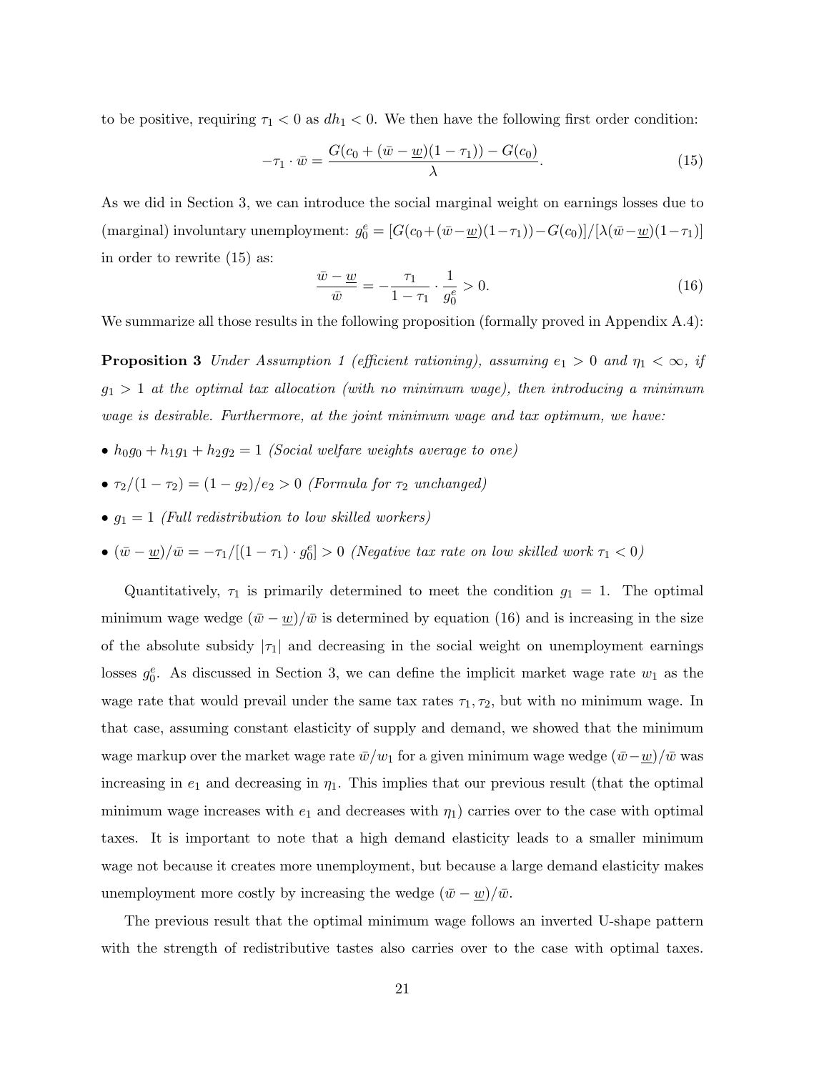to be positive, requiring $\tau_1 < 0$ as $dh_1 < 0$. We then have the following first order condition:

$$-\tau_1 \cdot \bar{w} = \frac{G(c_0 + (\bar{w} - \underline{w})(1 - \tau_1)) - G(c_0)}{\lambda}. \tag{15}$$

As we did in Section 3, we can introduce the social marginal weight on earnings losses due to (marginal) involuntary unemployment: $g_0^e = [G(c_0 + (\bar{w} - \underline{w})(1 - \tau_1)) - G(c_0)]/[\lambda(\bar{w} - \underline{w})(1 - \tau_1)]$ in order to rewrite (15) as:

$$\frac{\bar{w} - \underline{w}}{\bar{w}} = -\frac{\tau_1}{1 - \tau_1} \cdot \frac{1}{g_0^e} > 0. \tag{16}$$

We summarize all those results in the following proposition (formally proved in Appendix A.4):

**Proposition 3** *Under Assumption 1 (efficient rationing), assuming $e_1 > 0$ and $\eta_1 < \infty$, if $g_1 > 1$ at the optimal tax allocation (with no minimum wage), then introducing a minimum wage is desirable. Furthermore, at the joint minimum wage and tax optimum, we have:*

- $h_0 g_0 + h_1 g_1 + h_2 g_2 = 1$ *(Social welfare weights average to one)*
- $\tau_2/(1 - \tau_2) = (1 - g_2)/e_2 > 0$ *(Formula for $\tau_2$ unchanged)*
- $g_1 = 1$ *(Full redistribution to low skilled workers)*
- $(\bar{w} - \underline{w})/\bar{w} = -\tau_1/[(1 - \tau_1) \cdot g_0^e] > 0$ *(Negative tax rate on low skilled work $\tau_1 < 0$)*

Quantitatively, $\tau_1$ is primarily determined to meet the condition $g_1 = 1$. The optimal minimum wage wedge $(\bar{w} - \underline{w})/\bar{w}$ is determined by equation (16) and is increasing in the size of the absolute subsidy $|\tau_1|$ and decreasing in the social weight on unemployment earnings losses $g_0^e$. As discussed in Section 3, we can define the implicit market wage rate $w_1$ as the wage rate that would prevail under the same tax rates $\tau_1, \tau_2$, but with no minimum wage. In that case, assuming constant elasticity of supply and demand, we showed that the minimum wage markup over the market wage rate $\bar{w}/w_1$ for a given minimum wage wedge $(\bar{w} - \underline{w})/\bar{w}$ was increasing in $e_1$ and decreasing in $\eta_1$. This implies that our previous result (that the optimal minimum wage increases with $e_1$ and decreases with $\eta_1$) carries over to the case with optimal taxes. It is important to note that a high demand elasticity leads to a smaller minimum wage not because it creates more unemployment, but because a large demand elasticity makes unemployment more costly by increasing the wedge $(\bar{w} - \underline{w})/\bar{w}$.

The previous result that the optimal minimum wage follows an inverted U-shape pattern with the strength of redistributive tastes also carries over to the case with optimal taxes.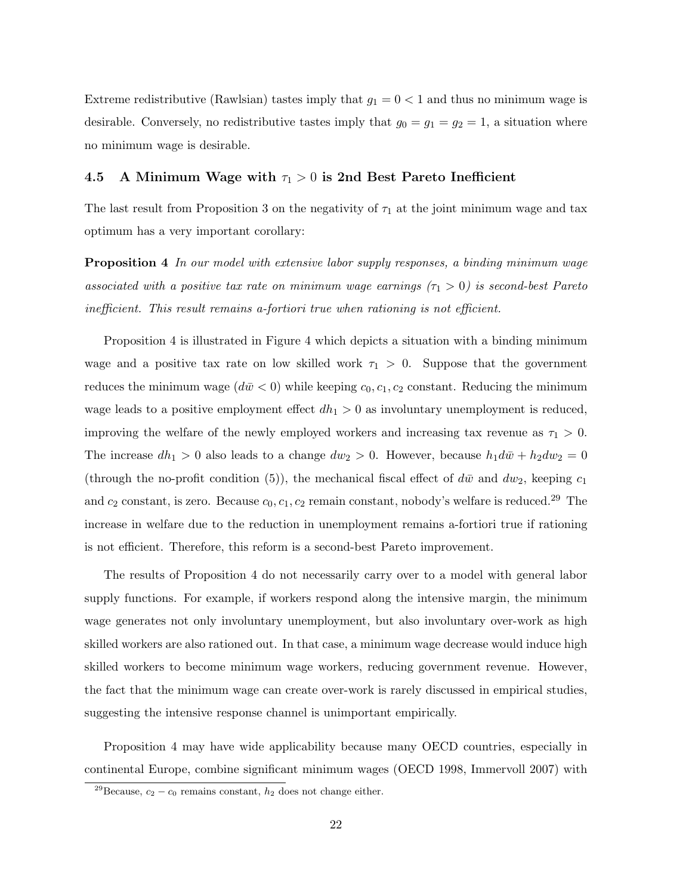Extreme redistributive (Rawlsian) tastes imply that $g_1 = 0 < 1$ and thus no minimum wage is desirable. Conversely, no redistributive tastes imply that $g_0 = g_1 = g_2 = 1$, a situation where no minimum wage is desirable.

### 4.5 A Minimum Wage with $\tau_1 > 0$ is 2nd Best Pareto Inefficient

The last result from Proposition 3 on the negativity of $\tau_1$ at the joint minimum wage and tax optimum has a very important corollary:

**Proposition 4** *In our model with extensive labor supply responses, a binding minimum wage associated with a positive tax rate on minimum wage earnings ($\tau_1 > 0$) is second-best Pareto inefficient. This result remains a-fortiori true when rationing is not efficient.*

Proposition 4 is illustrated in Figure 4 which depicts a situation with a binding minimum wage and a positive tax rate on low skilled work $\tau_1 > 0$. Suppose that the government reduces the minimum wage ($d\bar{w} < 0$) while keeping $c_0, c_1, c_2$ constant. Reducing the minimum wage leads to a positive employment effect $dh_1 > 0$ as involuntary unemployment is reduced, improving the welfare of the newly employed workers and increasing tax revenue as $\tau_1 > 0$. The increase $dh_1 > 0$ also leads to a change $dw_2 > 0$. However, because $h_1 d\bar{w} + h_2 dw_2 = 0$ (through the no-profit condition (5)), the mechanical fiscal effect of $d\bar{w}$ and $dw_2$, keeping $c_1$ and $c_2$ constant, is zero. Because $c_0, c_1, c_2$ remain constant, nobody's welfare is reduced.[29] The increase in welfare due to the reduction in unemployment remains a-fortiori true if rationing is not efficient. Therefore, this reform is a second-best Pareto improvement.

The results of Proposition 4 do not necessarily carry over to a model with general labor supply functions. For example, if workers respond along the intensive margin, the minimum wage generates not only involuntary unemployment, but also involuntary over-work as high skilled workers are also rationed out. In that case, a minimum wage decrease would induce high skilled workers to become minimum wage workers, reducing government revenue. However, the fact that the minimum wage can create over-work is rarely discussed in empirical studies, suggesting the intensive response channel is unimportant empirically.

Proposition 4 may have wide applicability because many OECD countries, especially in continental Europe, combine significant minimum wages (OECD 1998, Immervoll 2007) with

[29] Because, $c_2 - c_0$ remains constant, $h_2$ does not change either.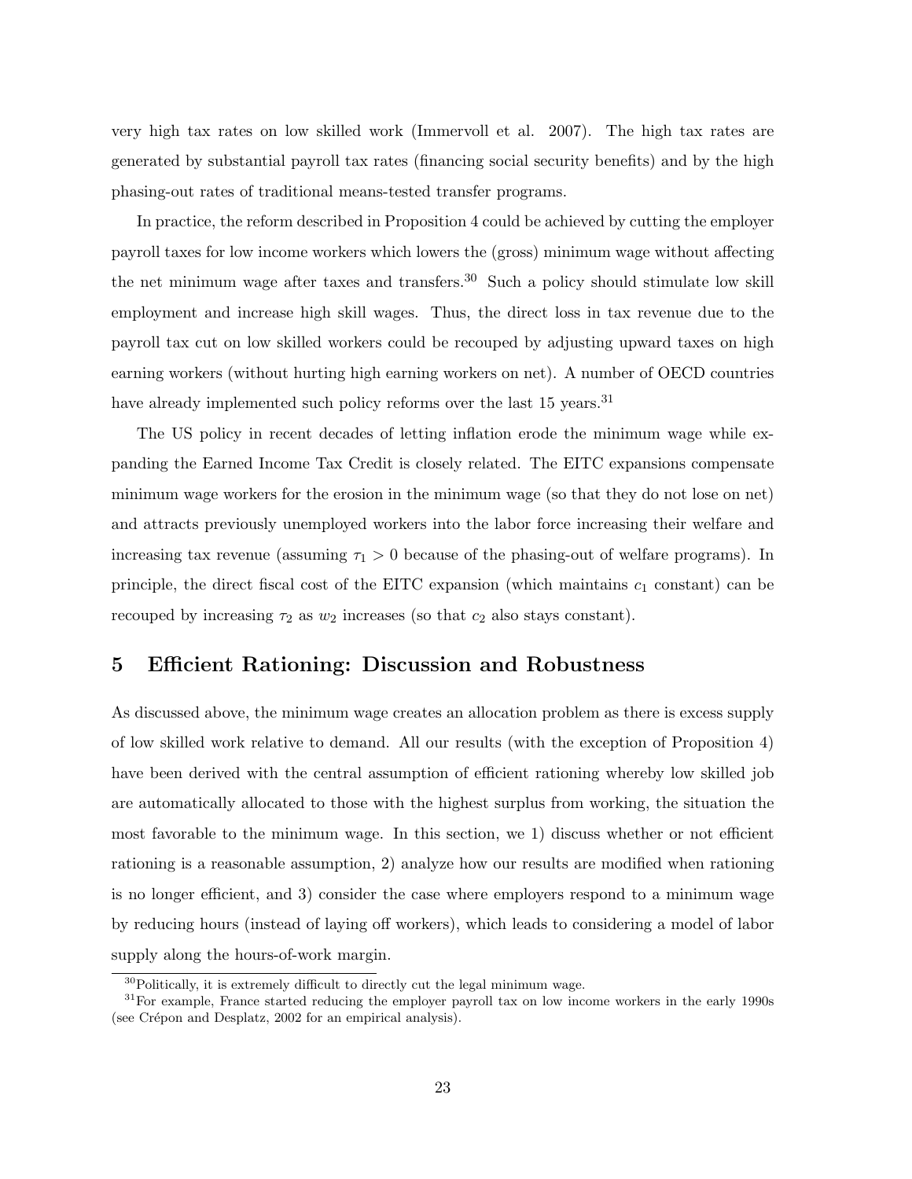very high tax rates on low skilled work (Immervoll et al. 2007). The high tax rates are generated by substantial payroll tax rates (financing social security benefits) and by the high phasing-out rates of traditional means-tested transfer programs.

In practice, the reform described in Proposition 4 could be achieved by cutting the employer payroll taxes for low income workers which lowers the (gross) minimum wage without affecting the net minimum wage after taxes and transfers.[30] Such a policy should stimulate low skill employment and increase high skill wages. Thus, the direct loss in tax revenue due to the payroll tax cut on low skilled workers could be recouped by adjusting upward taxes on high earning workers (without hurting high earning workers on net). A number of OECD countries have already implemented such policy reforms over the last 15 years.[31]

The US policy in recent decades of letting inflation erode the minimum wage while expanding the Earned Income Tax Credit is closely related. The EITC expansions compensate minimum wage workers for the erosion in the minimum wage (so that they do not lose on net) and attracts previously unemployed workers into the labor force increasing their welfare and increasing tax revenue (assuming $\tau_1 > 0$ because of the phasing-out of welfare programs). In principle, the direct fiscal cost of the EITC expansion (which maintains $c_1$ constant) can be recouped by increasing $\tau_2$ as $w_2$ increases (so that $c_2$ also stays constant).

# 5 Efficient Rationing: Discussion and Robustness

As discussed above, the minimum wage creates an allocation problem as there is excess supply of low skilled work relative to demand. All our results (with the exception of Proposition 4) have been derived with the central assumption of efficient rationing whereby low skilled job are automatically allocated to those with the highest surplus from working, the situation the most favorable to the minimum wage. In this section, we 1) discuss whether or not efficient rationing is a reasonable assumption, 2) analyze how our results are modified when rationing is no longer efficient, and 3) consider the case where employers respond to a minimum wage by reducing hours (instead of laying off workers), which leads to considering a model of labor supply along the hours-of-work margin.

[30] Politically, it is extremely difficult to directly cut the legal minimum wage.

[31] For example, France started reducing the employer payroll tax on low income workers in the early 1990s (see Crépon and Desplatz, 2002 for an empirical analysis).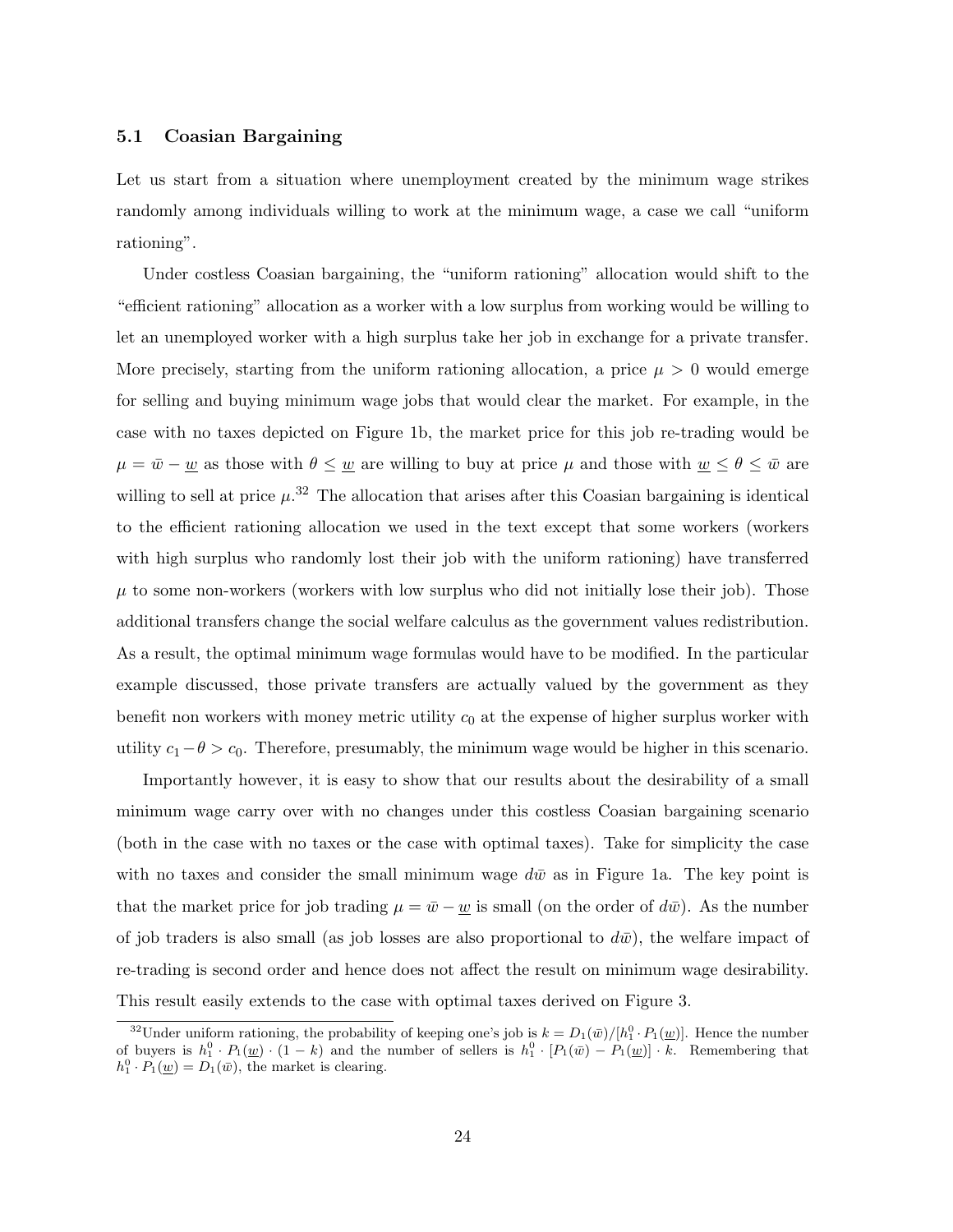### 5.1 Coasian Bargaining

Let us start from a situation where unemployment created by the minimum wage strikes randomly among individuals willing to work at the minimum wage, a case we call "uniform rationing".

Under costless Coasian bargaining, the "uniform rationing" allocation would shift to the "efficient rationing" allocation as a worker with a low surplus from working would be willing to let an unemployed worker with a high surplus take her job in exchange for a private transfer. More precisely, starting from the uniform rationing allocation, a price $\mu > 0$ would emerge for selling and buying minimum wage jobs that would clear the market. For example, in the case with no taxes depicted on Figure 1b, the market price for this job re-trading would be $\mu = \bar{w} - \underline{w}$ as those with $\theta \leq \underline{w}$ are willing to buy at price $\mu$ and those with $\underline{w} \leq \theta \leq \bar{w}$ are willing to sell at price $\mu$.[32] The allocation that arises after this Coasian bargaining is identical to the efficient rationing allocation we used in the text except that some workers (workers with high surplus who randomly lost their job with the uniform rationing) have transferred $\mu$ to some non-workers (workers with low surplus who did not initially lose their job). Those additional transfers change the social welfare calculus as the government values redistribution. As a result, the optimal minimum wage formulas would have to be modified. In the particular example discussed, those private transfers are actually valued by the government as they benefit non workers with money metric utility $c_0$ at the expense of higher surplus worker with utility $c_1 - \theta > c_0$. Therefore, presumably, the minimum wage would be higher in this scenario.

Importantly however, it is easy to show that our results about the desirability of a small minimum wage carry over with no changes under this costless Coasian bargaining scenario (both in the case with no taxes or the case with optimal taxes). Take for simplicity the case with no taxes and consider the small minimum wage $d\bar{w}$ as in Figure 1a. The key point is that the market price for job trading $\mu = \bar{w} - \underline{w}$ is small (on the order of $d\bar{w}$). As the number of job traders is also small (as job losses are also proportional to $d\bar{w}$), the welfare impact of re-trading is second order and hence does not affect the result on minimum wage desirability. This result easily extends to the case with optimal taxes derived on Figure 3.

[32] Under uniform rationing, the probability of keeping one's job is $k = D_1(\bar{w})/[h_1^0 \cdot P_1(\underline{w})]$. Hence the number of buyers is $h_1^0 \cdot P_1(\underline{w}) \cdot (1-k)$ and the number of sellers is $h_1^0 \cdot [P_1(\bar{w}) - P_1(\underline{w})] \cdot k$. Remembering that $h_1^0 \cdot P_1(\underline{w}) = D_1(\bar{w})$, the market is clearing.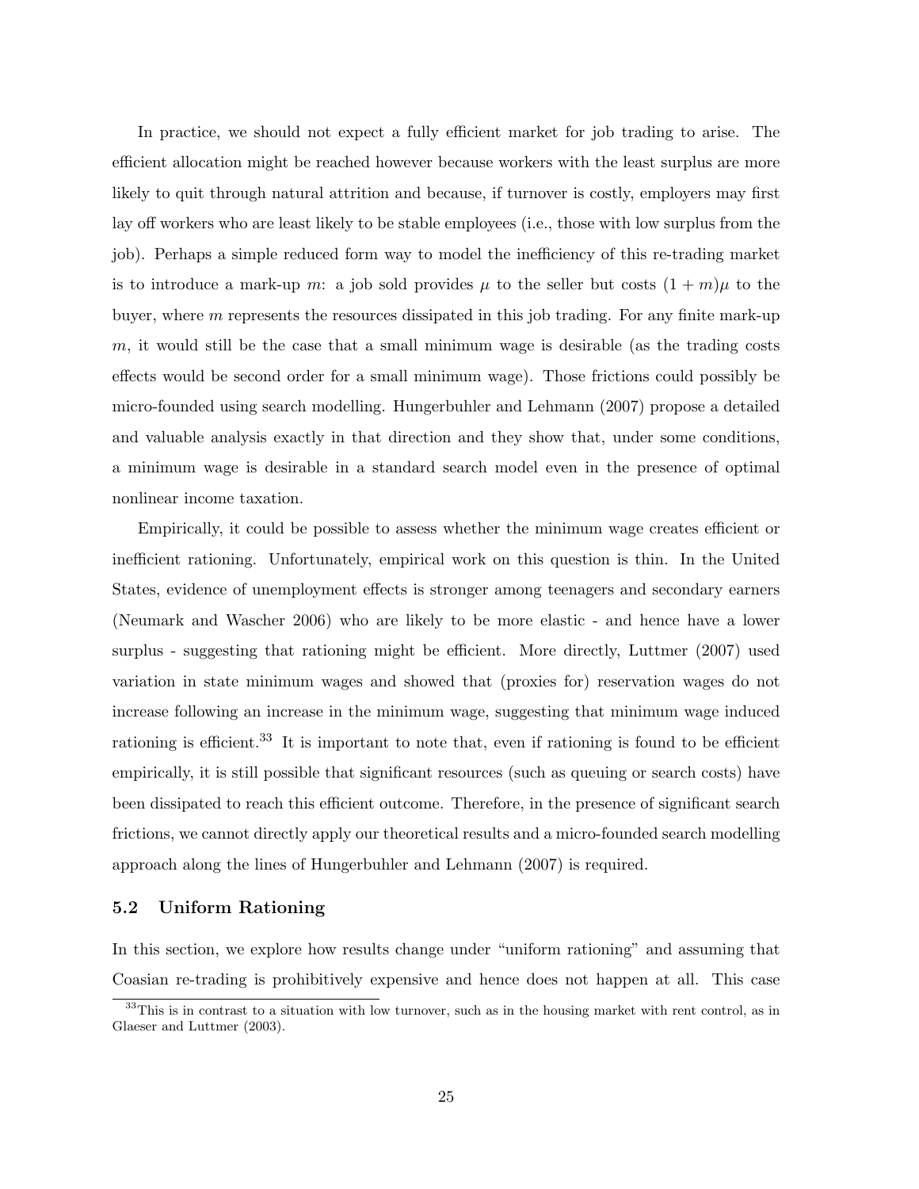In practice, we should not expect a fully efficient market for job trading to arise. The efficient allocation might be reached however because workers with the least surplus are more likely to quit through natural attrition and because, if turnover is costly, employers may first lay off workers who are least likely to be stable employees (i.e., those with low surplus from the job). Perhaps a simple reduced form way to model the inefficiency of this re-trading market is to introduce a mark-up $m$: a job sold provides $\mu$ to the seller but costs $(1+m)\mu$ to the buyer, where $m$ represents the resources dissipated in this job trading. For any finite mark-up $m$, it would still be the case that a small minimum wage is desirable (as the trading costs effects would be second order for a small minimum wage). Those frictions could possibly be micro-founded using search modelling. Hungerbuhler and Lehmann (2007) propose a detailed and valuable analysis exactly in that direction and they show that, under some conditions, a minimum wage is desirable in a standard search model even in the presence of optimal nonlinear income taxation.

Empirically, it could be possible to assess whether the minimum wage creates efficient or inefficient rationing. Unfortunately, empirical work on this question is thin. In the United States, evidence of unemployment effects is stronger among teenagers and secondary earners (Neumark and Wascher 2006) who are likely to be more elastic - and hence have a lower surplus - suggesting that rationing might be efficient. More directly, Luttmer (2007) used variation in state minimum wages and showed that (proxies for) reservation wages do not increase following an increase in the minimum wage, suggesting that minimum wage induced rationing is efficient.[33] It is important to note that, even if rationing is found to be efficient empirically, it is still possible that significant resources (such as queuing or search costs) have been dissipated to reach this efficient outcome. Therefore, in the presence of significant search frictions, we cannot directly apply our theoretical results and a micro-founded search modelling approach along the lines of Hungerbuhler and Lehmann (2007) is required.

### 5.2 Uniform Rationing

In this section, we explore how results change under "uniform rationing" and assuming that Coasian re-trading is prohibitively expensive and hence does not happen at all. This case

[33] This is in contrast to a situation with low turnover, such as in the housing market with rent control, as in Glaeser and Luttmer (2003).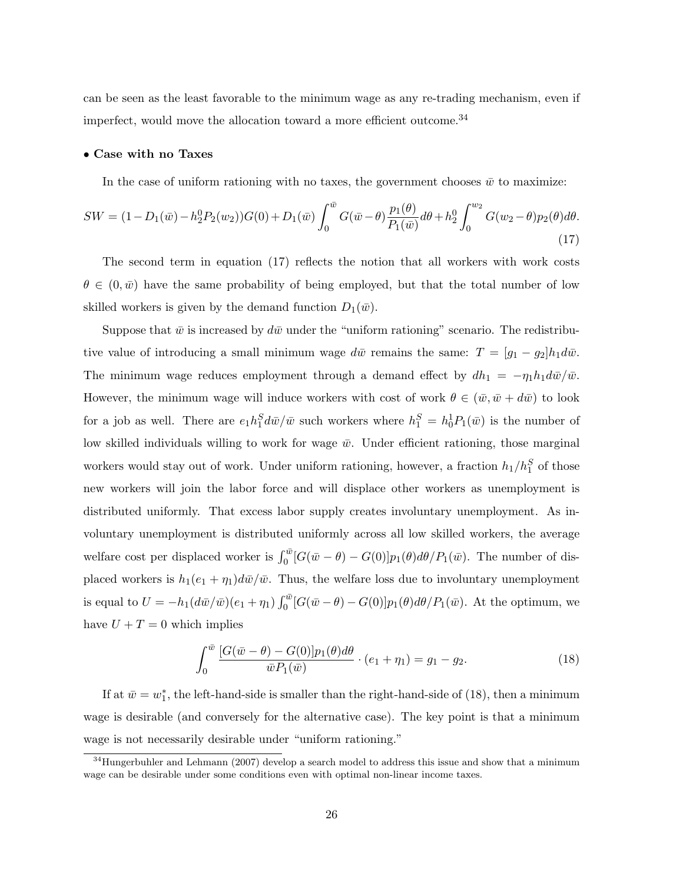can be seen as the least favorable to the minimum wage as any re-trading mechanism, even if imperfect, would move the allocation toward a more efficient outcome.[34]

**• Case with no Taxes**

In the case of uniform rationing with no taxes, the government chooses $\bar{w}$ to maximize:

$$SW = (1 - D_1(\bar{w}) - h_2^0 P_2(w_2))G(0) + D_1(\bar{w}) \int_0^{\bar{w}} G(\bar{w} - \theta) \frac{p_1(\theta)}{P_1(\bar{w})} d\theta + h_2^0 \int_0^{w_2} G(w_2 - \theta) p_2(\theta) d\theta. \tag{17}$$

The second term in equation (17) reflects the notion that all workers with work costs $\theta \in (0, \bar{w})$ have the same probability of being employed, but that the total number of low skilled workers is given by the demand function $D_1(\bar{w})$.

Suppose that $\bar{w}$ is increased by $d\bar{w}$ under the "uniform rationing" scenario. The redistributive value of introducing a small minimum wage $d\bar{w}$ remains the same: $T = [g_1 - g_2]h_1 d\bar{w}$. The minimum wage reduces employment through a demand effect by $dh_1 = -\eta_1 h_1 d\bar{w}/\bar{w}$. However, the minimum wage will induce workers with cost of work $\theta \in (\bar{w}, \bar{w} + d\bar{w})$ to look for a job as well. There are $e_1 h_1^S d\bar{w}/\bar{w}$ such workers where $h_1^S = h_0^1 P_1(\bar{w})$ is the number of low skilled individuals willing to work for wage $\bar{w}$. Under efficient rationing, those marginal workers would stay out of work. Under uniform rationing, however, a fraction $h_1/h_1^S$ of those new workers will join the labor force and will displace other workers as unemployment is distributed uniformly. That excess labor supply creates involuntary unemployment. As involuntary unemployment is distributed uniformly across all low skilled workers, the average welfare cost per displaced worker is $\int_0^{\bar{w}} [G(\bar{w} - \theta) - G(0)] p_1(\theta) d\theta / P_1(\bar{w})$. The number of displaced workers is $h_1(e_1 + \eta_1) d\bar{w}/\bar{w}$. Thus, the welfare loss due to involuntary unemployment is equal to $U = -h_1(d\bar{w}/\bar{w})(e_1 + \eta_1) \int_0^{\bar{w}} [G(\bar{w} - \theta) - G(0)] p_1(\theta) d\theta / P_1(\bar{w})$. At the optimum, we have $U + T = 0$ which implies

$$\int_0^{\bar{w}} \frac{[G(\bar{w} - \theta) - G(0)] p_1(\theta) d\theta}{\bar{w} P_1(\bar{w})} \cdot (e_1 + \eta_1) = g_1 - g_2. \tag{18}$$

If at $\bar{w} = w_1^*$, the left-hand-side is smaller than the right-hand-side of (18), then a minimum wage is desirable (and conversely for the alternative case). The key point is that a minimum wage is not necessarily desirable under "uniform rationing."

[34] Hungerbuhler and Lehmann (2007) develop a search model to address this issue and show that a minimum wage can be desirable under some conditions even with optimal non-linear income taxes.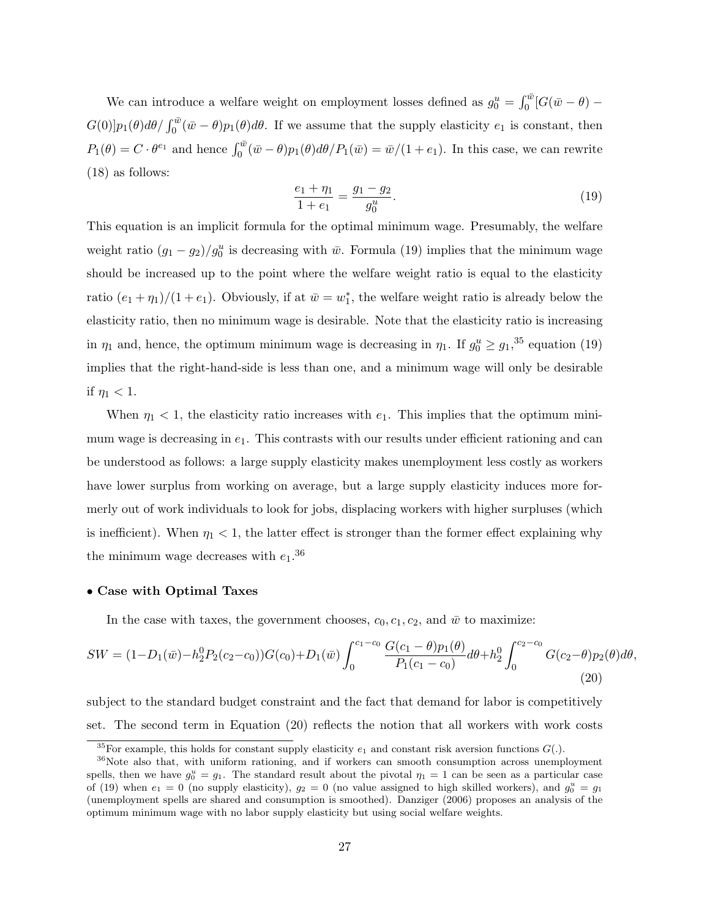We can introduce a welfare weight on employment losses defined as $g_0^u = \int_0^{\bar{w}}[G(\bar{w}-\theta) - G(0)]p_1(\theta)d\theta / \int_0^{\bar{w}}(\bar{w}-\theta)p_1(\theta)d\theta$. If we assume that the supply elasticity $e_1$ is constant, then $P_1(\theta) = C \cdot \theta^{e_1}$ and hence $\int_0^{\bar{w}}(\bar{w}-\theta)p_1(\theta)d\theta / P_1(\bar{w}) = \bar{w}/(1+e_1)$. In this case, we can rewrite (18) as follows:

$$\frac{e_1+\eta_1}{1+e_1} = \frac{g_1-g_2}{g_0^u}. \tag{19}$$

This equation is an implicit formula for the optimal minimum wage. Presumably, the welfare weight ratio $(g_1-g_2)/g_0^u$ is decreasing with $\bar{w}$. Formula (19) implies that the minimum wage should be increased up to the point where the welfare weight ratio is equal to the elasticity ratio $(e_1+\eta_1)/(1+e_1)$. Obviously, if at $\bar{w} = w_1^*$, the welfare weight ratio is already below the elasticity ratio, then no minimum wage is desirable. Note that the elasticity ratio is increasing in $\eta_1$ and, hence, the optimum minimum wage is decreasing in $\eta_1$. If $g_0^u \geq g_1$,[35] equation (19) implies that the right-hand-side is less than one, and a minimum wage will only be desirable if $\eta_1 < 1$.

When $\eta_1 < 1$, the elasticity ratio increases with $e_1$. This implies that the optimum minimum wage is decreasing in $e_1$. This contrasts with our results under efficient rationing and can be understood as follows: a large supply elasticity makes unemployment less costly as workers have lower surplus from working on average, but a large supply elasticity induces more formerly out of work individuals to look for jobs, displacing workers with higher surpluses (which is inefficient). When $\eta_1 < 1$, the latter effect is stronger than the former effect explaining why the minimum wage decreases with $e_1$.[36]

- **Case with Optimal Taxes**

In the case with taxes, the government chooses, $c_0, c_1, c_2$, and $\bar{w}$ to maximize:

$$SW = (1-D_1(\bar{w})-h_2^0 P_2(c_2-c_0))G(c_0) + D_1(\bar{w})\int_0^{c_1-c_0}\frac{G(c_1-\theta)p_1(\theta)}{P_1(c_1-c_0)}d\theta + h_2^0\int_0^{c_2-c_0}G(c_2-\theta)p_2(\theta)d\theta, \tag{20}$$

subject to the standard budget constraint and the fact that demand for labor is competitively set. The second term in Equation (20) reflects the notion that all workers with work costs

[35] For example, this holds for constant supply elasticity $e_1$ and constant risk aversion functions $G(.)$.

[36] Note also that, with uniform rationing, and if workers can smooth consumption across unemployment spells, then we have $g_0^u = g_1$. The standard result about the pivotal $\eta_1 = 1$ can be seen as a particular case of (19) when $e_1 = 0$ (no supply elasticity), $g_2 = 0$ (no value assigned to high skilled workers), and $g_0^u = g_1$ (unemployment spells are shared and consumption is smoothed). Danziger (2006) proposes an analysis of the optimum minimum wage with no labor supply elasticity but using social welfare weights.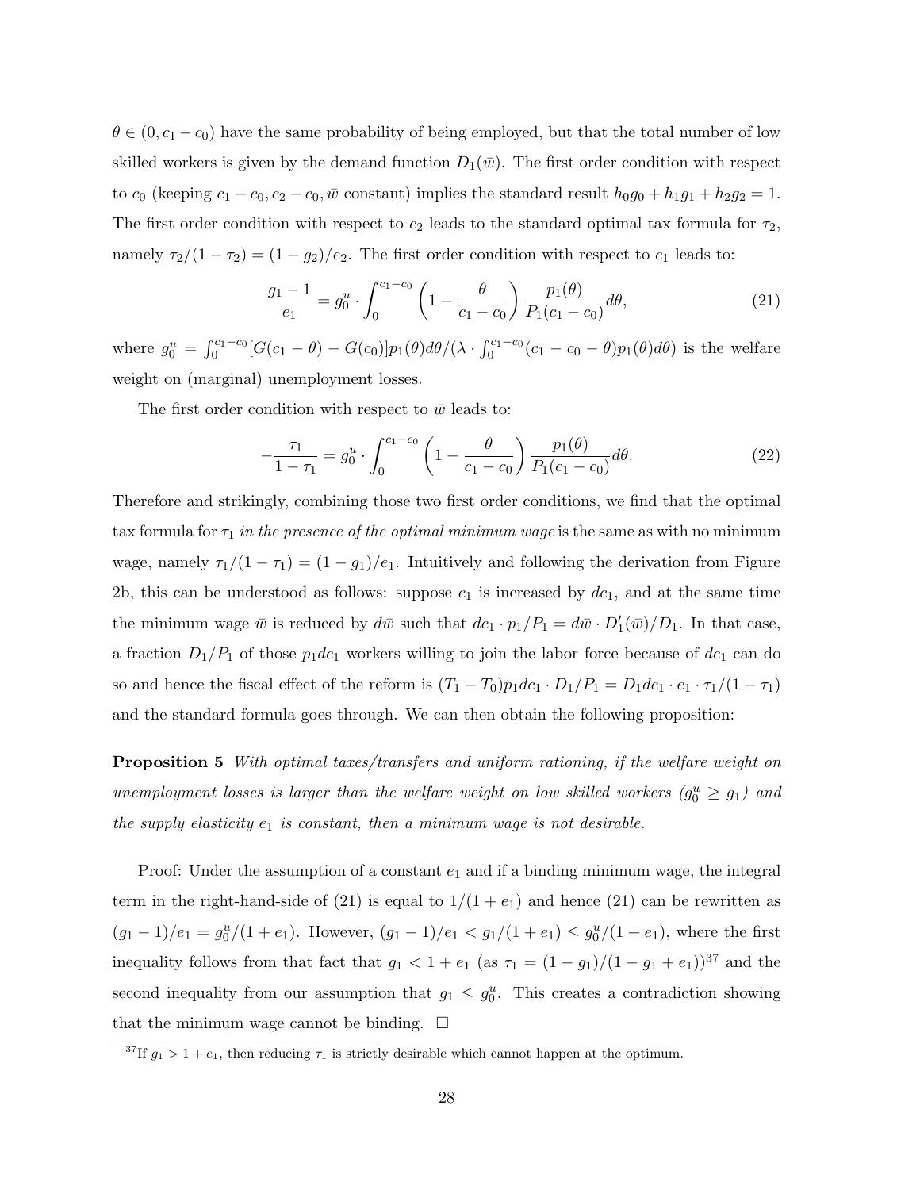$\theta \in (0, c_1 - c_0)$ have the same probability of being employed, but that the total number of low skilled workers is given by the demand function $D_1(\bar{w})$. The first order condition with respect to $c_0$ (keeping $c_1 - c_0, c_2 - c_0, \bar{w}$ constant) implies the standard result $h_0 g_0 + h_1 g_1 + h_2 g_2 = 1$. The first order condition with respect to $c_2$ leads to the standard optimal tax formula for $\tau_2$, namely $\tau_2/(1-\tau_2) = (1-g_2)/e_2$. The first order condition with respect to $c_1$ leads to:

$$\frac{g_1 - 1}{e_1} = g_0^u \cdot \int_0^{c_1 - c_0} \left(1 - \frac{\theta}{c_1 - c_0}\right) \frac{p_1(\theta)}{P_1(c_1 - c_0)} d\theta, \tag{21}$$

where $g_0^u = \int_0^{c_1-c_0}[G(c_1 - \theta) - G(c_0)]p_1(\theta)d\theta / (\lambda \cdot \int_0^{c_1-c_0}(c_1 - c_0 - \theta)p_1(\theta)d\theta)$ is the welfare weight on (marginal) unemployment losses.

The first order condition with respect to $\bar{w}$ leads to:

$$-\frac{\tau_1}{1-\tau_1} = g_0^u \cdot \int_0^{c_1 - c_0} \left(1 - \frac{\theta}{c_1 - c_0}\right) \frac{p_1(\theta)}{P_1(c_1 - c_0)} d\theta. \tag{22}$$

Therefore and strikingly, combining those two first order conditions, we find that the optimal tax formula for $\tau_1$ *in the presence of the optimal minimum wage* is the same as with no minimum wage, namely $\tau_1/(1-\tau_1) = (1-g_1)/e_1$. Intuitively and following the derivation from Figure 2b, this can be understood as follows: suppose $c_1$ is increased by $dc_1$, and at the same time the minimum wage $\bar{w}$ is reduced by $d\bar{w}$ such that $dc_1 \cdot p_1/P_1 = d\bar{w} \cdot D_1'(\bar{w})/D_1$. In that case, a fraction $D_1/P_1$ of those $p_1 dc_1$ workers willing to join the labor force because of $dc_1$ can do so and hence the fiscal effect of the reform is $(T_1 - T_0)p_1 dc_1 \cdot D_1/P_1 = D_1 dc_1 \cdot e_1 \cdot \tau_1/(1-\tau_1)$ and the standard formula goes through. We can then obtain the following proposition:

**Proposition 5** *With optimal taxes/transfers and uniform rationing, if the welfare weight on unemployment losses is larger than the welfare weight on low skilled workers ($g_0^u \geq g_1$) and the supply elasticity $e_1$ is constant, then a minimum wage is not desirable.*

Proof: Under the assumption of a constant $e_1$ and if a binding minimum wage, the integral term in the right-hand-side of (21) is equal to $1/(1+e_1)$ and hence (21) can be rewritten as $(g_1 - 1)/e_1 = g_0^u/(1+e_1)$. However, $(g_1 - 1)/e_1 < g_1/(1+e_1) \leq g_0^u/(1+e_1)$, where the first inequality follows from that fact that $g_1 < 1 + e_1$ (as $\tau_1 = (1-g_1)/(1-g_1+e_1)$)[37] and the second inequality from our assumption that $g_1 \leq g_0^u$. This creates a contradiction showing that the minimum wage cannot be binding. $\square$

[37] If $g_1 > 1 + e_1$, then reducing $\tau_1$ is strictly desirable which cannot happen at the optimum.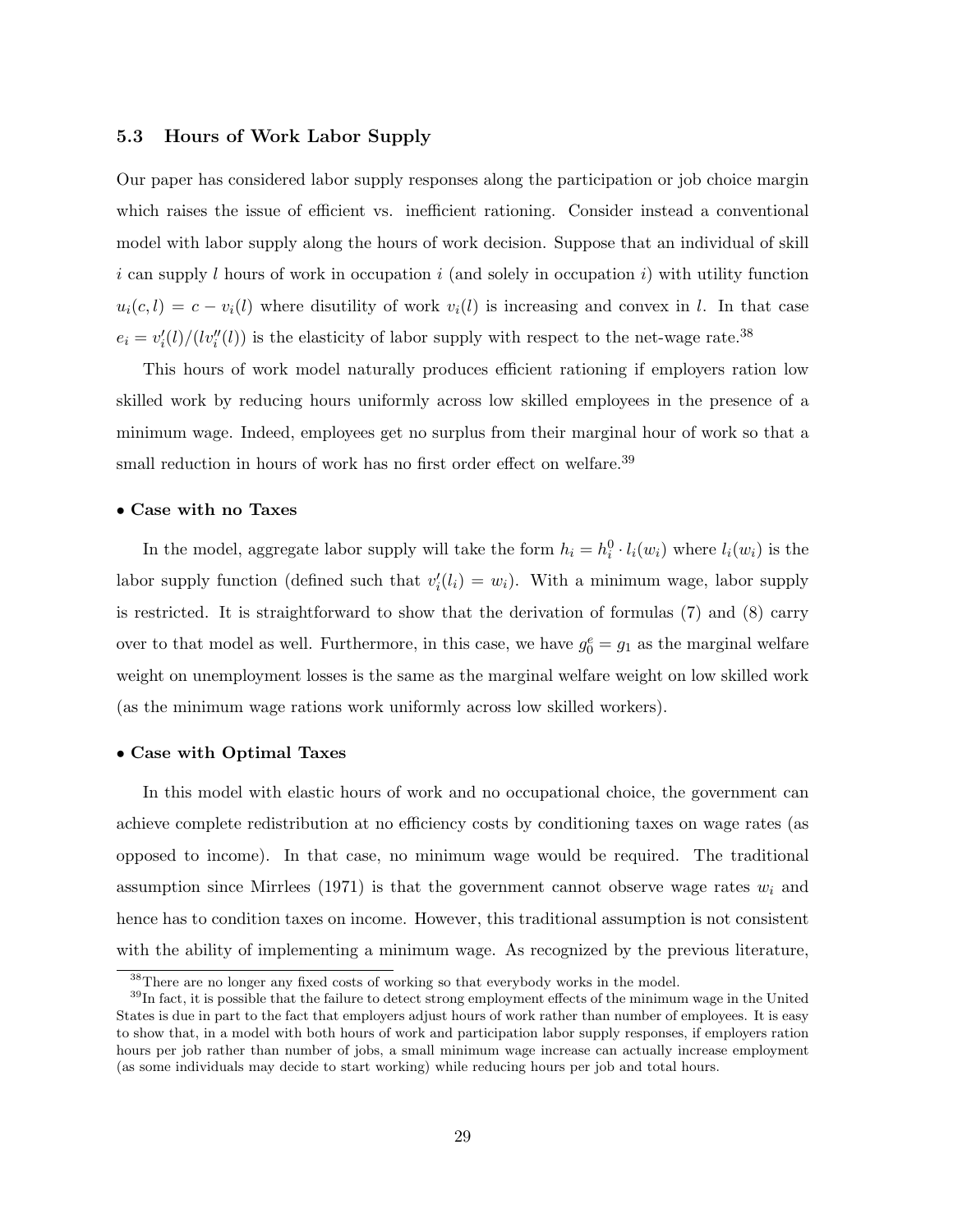### 5.3 Hours of Work Labor Supply

Our paper has considered labor supply responses along the participation or job choice margin which raises the issue of efficient vs. inefficient rationing. Consider instead a conventional model with labor supply along the hours of work decision. Suppose that an individual of skill $i$ can supply $l$ hours of work in occupation $i$ (and solely in occupation $i$) with utility function $u_i(c, l) = c - v_i(l)$ where disutility of work $v_i(l)$ is increasing and convex in $l$. In that case $e_i = v_i'(l)/(lv_i''(l))$ is the elasticity of labor supply with respect to the net-wage rate.[38]

This hours of work model naturally produces efficient rationing if employers ration low skilled work by reducing hours uniformly across low skilled employees in the presence of a minimum wage. Indeed, employees get no surplus from their marginal hour of work so that a small reduction in hours of work has no first order effect on welfare.[39]

**• Case with no Taxes**

In the model, aggregate labor supply will take the form $h_i = h_i^0 \cdot l_i(w_i)$ where $l_i(w_i)$ is the labor supply function (defined such that $v_i'(l_i) = w_i$). With a minimum wage, labor supply is restricted. It is straightforward to show that the derivation of formulas (7) and (8) carry over to that model as well. Furthermore, in this case, we have $g_0^e = g_1$ as the marginal welfare weight on unemployment losses is the same as the marginal welfare weight on low skilled work (as the minimum wage rations work uniformly across low skilled workers).

**• Case with Optimal Taxes**

In this model with elastic hours of work and no occupational choice, the government can achieve complete redistribution at no efficiency costs by conditioning taxes on wage rates (as opposed to income). In that case, no minimum wage would be required. The traditional assumption since Mirrlees (1971) is that the government cannot observe wage rates $w_i$ and hence has to condition taxes on income. However, this traditional assumption is not consistent with the ability of implementing a minimum wage. As recognized by the previous literature,

[38] There are no longer any fixed costs of working so that everybody works in the model.

[39] In fact, it is possible that the failure to detect strong employment effects of the minimum wage in the United States is due in part to the fact that employers adjust hours of work rather than number of employees. It is easy to show that, in a model with both hours of work and participation labor supply responses, if employers ration hours per job rather than number of jobs, a small minimum wage increase can actually increase employment (as some individuals may decide to start working) while reducing hours per job and total hours.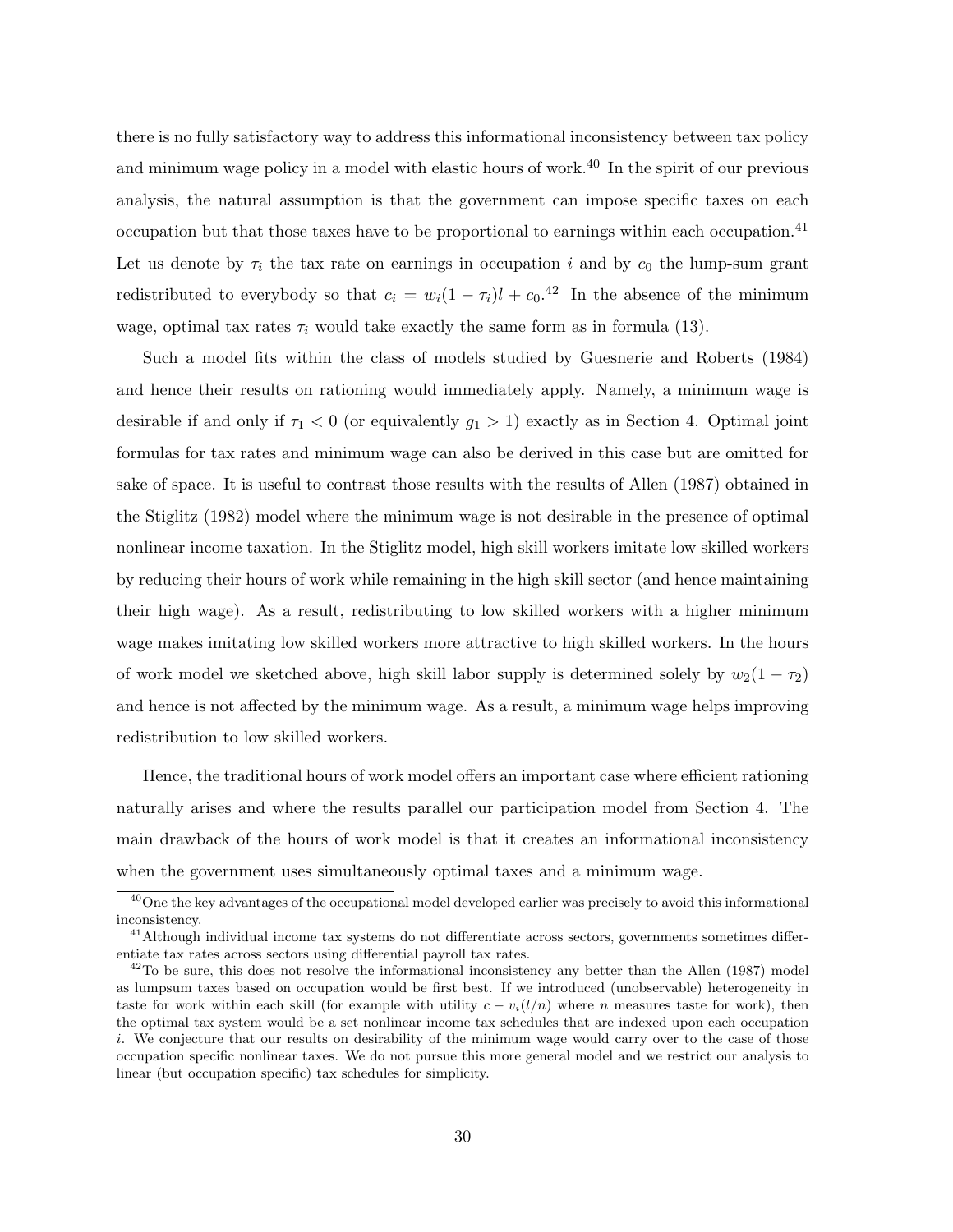there is no fully satisfactory way to address this informational inconsistency between tax policy and minimum wage policy in a model with elastic hours of work.[40] In the spirit of our previous analysis, the natural assumption is that the government can impose specific taxes on each occupation but that those taxes have to be proportional to earnings within each occupation.[41] Let us denote by $\tau_i$ the tax rate on earnings in occupation $i$ and by $c_0$ the lump-sum grant redistributed to everybody so that $c_i = w_i(1-\tau_i)l + c_0$.[42] In the absence of the minimum wage, optimal tax rates $\tau_i$ would take exactly the same form as in formula (13).

Such a model fits within the class of models studied by Guesnerie and Roberts (1984) and hence their results on rationing would immediately apply. Namely, a minimum wage is desirable if and only if $\tau_1 < 0$ (or equivalently $g_1 > 1$) exactly as in Section 4. Optimal joint formulas for tax rates and minimum wage can also be derived in this case but are omitted for sake of space. It is useful to contrast those results with the results of Allen (1987) obtained in the Stiglitz (1982) model where the minimum wage is not desirable in the presence of optimal nonlinear income taxation. In the Stiglitz model, high skill workers imitate low skilled workers by reducing their hours of work while remaining in the high skill sector (and hence maintaining their high wage). As a result, redistributing to low skilled workers with a higher minimum wage makes imitating low skilled workers more attractive to high skilled workers. In the hours of work model we sketched above, high skill labor supply is determined solely by $w_2(1-\tau_2)$ and hence is not affected by the minimum wage. As a result, a minimum wage helps improving redistribution to low skilled workers.

Hence, the traditional hours of work model offers an important case where efficient rationing naturally arises and where the results parallel our participation model from Section 4. The main drawback of the hours of work model is that it creates an informational inconsistency when the government uses simultaneously optimal taxes and a minimum wage.

[40] One the key advantages of the occupational model developed earlier was precisely to avoid this informational inconsistency.

[41] Although individual income tax systems do not differentiate across sectors, governments sometimes differentiate tax rates across sectors using differential payroll tax rates.

[42] To be sure, this does not resolve the informational inconsistency any better than the Allen (1987) model as lumpsum taxes based on occupation would be first best. If we introduced (unobservable) heterogeneity in taste for work within each skill (for example with utility $c - v_i(l/n)$ where $n$ measures taste for work), then the optimal tax system would be a set nonlinear income tax schedules that are indexed upon each occupation $i$. We conjecture that our results on desirability of the minimum wage would carry over to the case of those occupation specific nonlinear taxes. We do not pursue this more general model and we restrict our analysis to linear (but occupation specific) tax schedules for simplicity.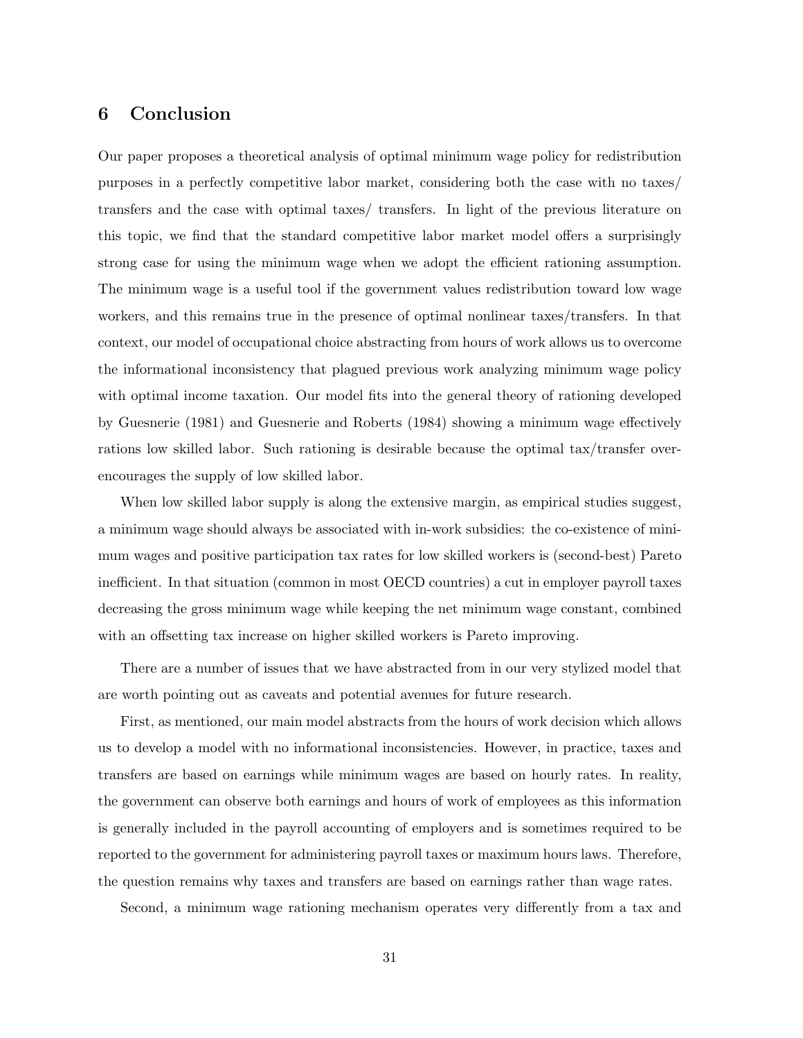## 6 Conclusion

Our paper proposes a theoretical analysis of optimal minimum wage policy for redistribution purposes in a perfectly competitive labor market, considering both the case with no taxes/ transfers and the case with optimal taxes/ transfers. In light of the previous literature on this topic, we find that the standard competitive labor market model offers a surprisingly strong case for using the minimum wage when we adopt the efficient rationing assumption. The minimum wage is a useful tool if the government values redistribution toward low wage workers, and this remains true in the presence of optimal nonlinear taxes/transfers. In that context, our model of occupational choice abstracting from hours of work allows us to overcome the informational inconsistency that plagued previous work analyzing minimum wage policy with optimal income taxation. Our model fits into the general theory of rationing developed by Guesnerie (1981) and Guesnerie and Roberts (1984) showing a minimum wage effectively rations low skilled labor. Such rationing is desirable because the optimal tax/transfer over-encourages the supply of low skilled labor.

When low skilled labor supply is along the extensive margin, as empirical studies suggest, a minimum wage should always be associated with in-work subsidies: the co-existence of minimum wages and positive participation tax rates for low skilled workers is (second-best) Pareto inefficient. In that situation (common in most OECD countries) a cut in employer payroll taxes decreasing the gross minimum wage while keeping the net minimum wage constant, combined with an offsetting tax increase on higher skilled workers is Pareto improving.

There are a number of issues that we have abstracted from in our very stylized model that are worth pointing out as caveats and potential avenues for future research.

First, as mentioned, our main model abstracts from the hours of work decision which allows us to develop a model with no informational inconsistencies. However, in practice, taxes and transfers are based on earnings while minimum wages are based on hourly rates. In reality, the government can observe both earnings and hours of work of employees as this information is generally included in the payroll accounting of employers and is sometimes required to be reported to the government for administering payroll taxes or maximum hours laws. Therefore, the question remains why taxes and transfers are based on earnings rather than wage rates.

Second, a minimum wage rationing mechanism operates very differently from a tax and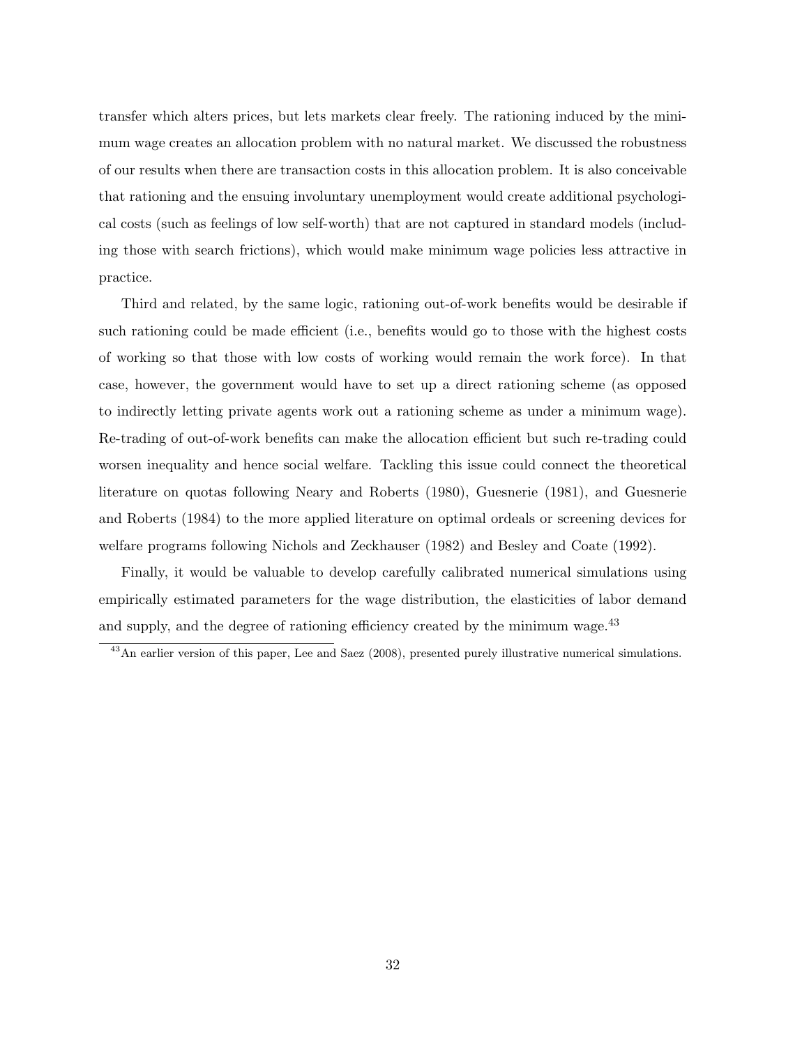transfer which alters prices, but lets markets clear freely. The rationing induced by the minimum wage creates an allocation problem with no natural market. We discussed the robustness of our results when there are transaction costs in this allocation problem. It is also conceivable that rationing and the ensuing involuntary unemployment would create additional psychological costs (such as feelings of low self-worth) that are not captured in standard models (including those with search frictions), which would make minimum wage policies less attractive in practice.

Third and related, by the same logic, rationing out-of-work benefits would be desirable if such rationing could be made efficient (i.e., benefits would go to those with the highest costs of working so that those with low costs of working would remain the work force). In that case, however, the government would have to set up a direct rationing scheme (as opposed to indirectly letting private agents work out a rationing scheme as under a minimum wage). Re-trading of out-of-work benefits can make the allocation efficient but such re-trading could worsen inequality and hence social welfare. Tackling this issue could connect the theoretical literature on quotas following Neary and Roberts (1980), Guesnerie (1981), and Guesnerie and Roberts (1984) to the more applied literature on optimal ordeals or screening devices for welfare programs following Nichols and Zeckhauser (1982) and Besley and Coate (1992).

Finally, it would be valuable to develop carefully calibrated numerical simulations using empirically estimated parameters for the wage distribution, the elasticities of labor demand and supply, and the degree of rationing efficiency created by the minimum wage.[43]

[43] An earlier version of this paper, Lee and Saez (2008), presented purely illustrative numerical simulations.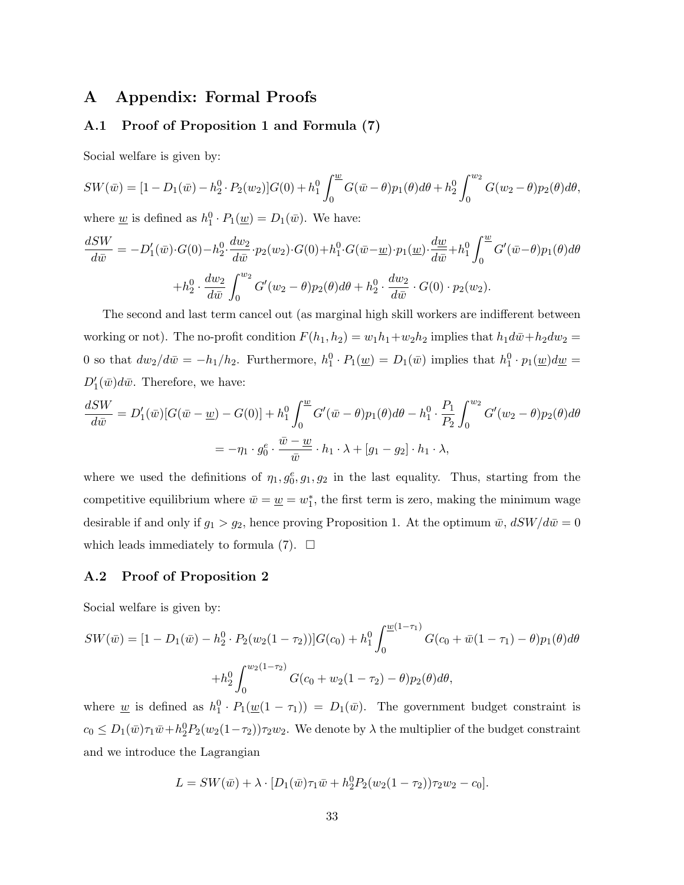# A Appendix: Formal Proofs

## A.1 Proof of Proposition 1 and Formula (7)

Social welfare is given by:

$$SW(\bar{w}) = [1 - D_1(\bar{w}) - h_2^0 \cdot P_2(w_2)]G(0) + h_1^0 \int_0^{\underline{w}} G(\bar{w} - \theta)p_1(\theta)d\theta + h_2^0 \int_0^{w_2} G(w_2 - \theta)p_2(\theta)d\theta,$$

where $\underline{w}$ is defined as $h_1^0 \cdot P_1(\underline{w}) = D_1(\bar{w})$. We have:

$$\frac{dSW}{d\bar{w}} = -D_1'(\bar{w}) \cdot G(0) - h_2^0 \cdot \frac{dw_2}{d\bar{w}} \cdot p_2(w_2) \cdot G(0) + h_1^0 \cdot G(\bar{w} - \underline{w}) \cdot p_1(\underline{w}) \cdot \frac{d\underline{w}}{d\bar{w}} + h_1^0 \int_0^{\underline{w}} G'(\bar{w} - \theta)p_1(\theta)d\theta$$

$$+ h_2^0 \cdot \frac{dw_2}{d\bar{w}} \int_0^{w_2} G'(w_2 - \theta)p_2(\theta)d\theta + h_2^0 \cdot \frac{dw_2}{d\bar{w}} \cdot G(0) \cdot p_2(w_2).$$

The second and last term cancel out (as marginal high skill workers are indifferent between working or not). The no-profit condition $F(h_1, h_2) = w_1 h_1 + w_2 h_2$ implies that $h_1 d\bar{w} + h_2 dw_2 = 0$ so that $dw_2/d\bar{w} = -h_1/h_2$. Furthermore, $h_1^0 \cdot P_1(\underline{w}) = D_1(\bar{w})$ implies that $h_1^0 \cdot p_1(\underline{w})d\underline{w} = D_1'(\bar{w})d\bar{w}$. Therefore, we have:

$$\frac{dSW}{d\bar{w}} = D_1'(\bar{w})[G(\bar{w} - \underline{w}) - G(0)] + h_1^0 \int_0^{\underline{w}} G'(\bar{w} - \theta)p_1(\theta)d\theta - h_1^0 \cdot \frac{P_1}{P_2} \int_0^{w_2} G'(w_2 - \theta)p_2(\theta)d\theta$$

$$= -\eta_1 \cdot g_0^e \cdot \frac{\bar{w} - \underline{w}}{\bar{w}} \cdot h_1 \cdot \lambda + [g_1 - g_2] \cdot h_1 \cdot \lambda,$$

where we used the definitions of $\eta_1, g_0^e, g_1, g_2$ in the last equality. Thus, starting from the competitive equilibrium where $\bar{w} = \underline{w} = w_1^*$, the first term is zero, making the minimum wage desirable if and only if $g_1 > g_2$, hence proving Proposition 1. At the optimum $\bar{w}$, $dSW/d\bar{w} = 0$ which leads immediately to formula (7). $\square$

## A.2 Proof of Proposition 2

Social welfare is given by:

$$SW(\bar{w}) = [1 - D_1(\bar{w}) - h_2^0 \cdot P_2(w_2(1 - \tau_2))]G(c_0) + h_1^0 \int_0^{\underline{w}(1-\tau_1)} G(c_0 + \bar{w}(1 - \tau_1) - \theta)p_1(\theta)d\theta$$

$$+ h_2^0 \int_0^{w_2(1-\tau_2)} G(c_0 + w_2(1 - \tau_2) - \theta)p_2(\theta)d\theta,$$

where $\underline{w}$ is defined as $h_1^0 \cdot P_1(\underline{w}(1 - \tau_1)) = D_1(\bar{w})$. The government budget constraint is $c_0 \leq D_1(\bar{w})\tau_1\bar{w} + h_2^0 P_2(w_2(1-\tau_2))\tau_2 w_2$. We denote by $\lambda$ the multiplier of the budget constraint and we introduce the Lagrangian

$$L = SW(\bar{w}) + \lambda \cdot [D_1(\bar{w})\tau_1\bar{w} + h_2^0 P_2(w_2(1 - \tau_2))\tau_2 w_2 - c_0].$$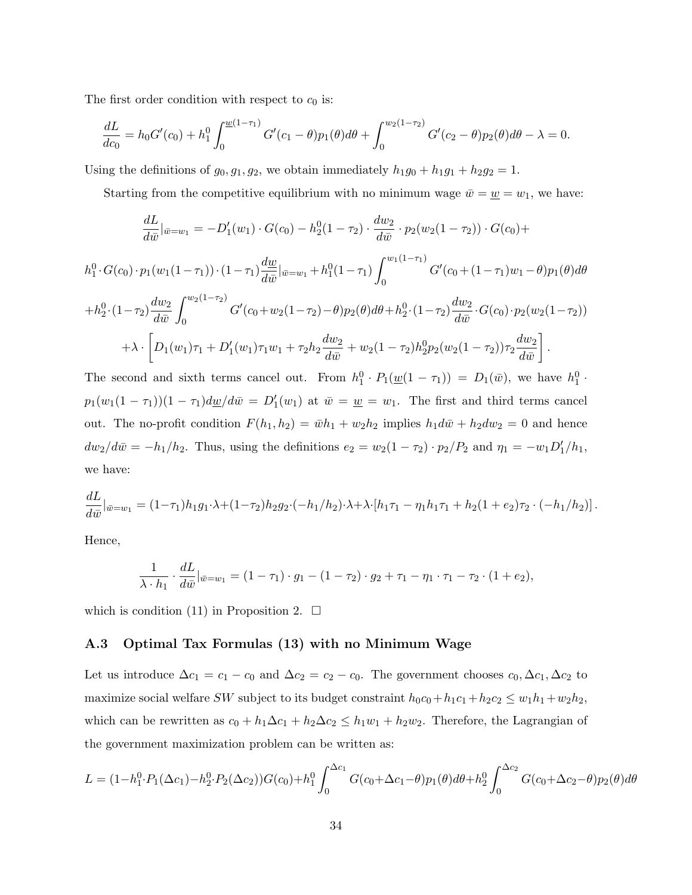The first order condition with respect to $c_0$ is:

$$\frac{dL}{dc_0} = h_0 G'(c_0) + h_1^0 \int_0^{\underline{w}(1-\tau_1)} G'(c_1 - \theta) p_1(\theta) d\theta + \int_0^{w_2(1-\tau_2)} G'(c_2 - \theta) p_2(\theta) d\theta - \lambda = 0.$$

Using the definitions of $g_0, g_1, g_2$, we obtain immediately $h_1 g_0 + h_1 g_1 + h_2 g_2 = 1$.

Starting from the competitive equilibrium with no minimum wage $\bar{w} = \underline{w} = w_1$, we have:

$$\frac{dL}{d\bar{w}}|_{\bar{w}=w_1} = -D_1'(w_1) \cdot G(c_0) - h_2^0 (1-\tau_2) \cdot \frac{dw_2}{d\bar{w}} \cdot p_2(w_2(1-\tau_2)) \cdot G(c_0) +$$

$$h_1^0 \cdot G(c_0) \cdot p_1(w_1(1-\tau_1)) \cdot (1-\tau_1) \frac{d\underline{w}}{d\bar{w}}|_{\bar{w}=w_1} + h_1^0 (1-\tau_1) \int_0^{w_1(1-\tau_1)} G'(c_0 + (1-\tau_1) w_1 - \theta) p_1(\theta) d\theta$$

$$+ h_2^0 \cdot (1-\tau_2) \frac{dw_2}{d\bar{w}} \int_0^{w_2(1-\tau_2)} G'(c_0 + w_2(1-\tau_2) - \theta) p_2(\theta) d\theta + h_2^0 \cdot (1-\tau_2) \frac{dw_2}{d\bar{w}} \cdot G(c_0) \cdot p_2(w_2(1-\tau_2))$$

$$+ \lambda \cdot \left[ D_1(w_1)\tau_1 + D_1'(w_1)\tau_1 w_1 + \tau_2 h_2 \frac{dw_2}{d\bar{w}} + w_2(1-\tau_2) h_2^0 p_2(w_2(1-\tau_2)) \tau_2 \frac{dw_2}{d\bar{w}} \right].$$

The second and sixth terms cancel out. From $h_1^0 \cdot P_1(\underline{w}(1-\tau_1)) = D_1(\bar{w})$, we have $h_1^0 \cdot p_1(w_1(1-\tau_1))(1-\tau_1) d\underline{w}/d\bar{w} = D_1'(w_1)$ at $\bar{w} = \underline{w} = w_1$. The first and third terms cancel out. The no-profit condition $F(h_1, h_2) = \bar{w} h_1 + w_2 h_2$ implies $h_1 d\bar{w} + h_2 dw_2 = 0$ and hence $dw_2/d\bar{w} = -h_1/h_2$. Thus, using the definitions $e_2 = w_2(1-\tau_2) \cdot p_2/P_2$ and $\eta_1 = -w_1 D_1'/h_1$, we have:

$$\frac{dL}{d\bar{w}}|_{\bar{w}=w_1} = (1-\tau_1) h_1 g_1 \cdot \lambda + (1-\tau_2) h_2 g_2 \cdot (-h_1/h_2) \cdot \lambda + \lambda \cdot [h_1 \tau_1 - \eta_1 h_1 \tau_1 + h_2 (1+e_2) \tau_2 \cdot (-h_1/h_2)].$$

Hence,

$$\frac{1}{\lambda \cdot h_1} \cdot \frac{dL}{d\bar{w}}|_{\bar{w}=w_1} = (1-\tau_1) \cdot g_1 - (1-\tau_2) \cdot g_2 + \tau_1 - \eta_1 \cdot \tau_1 - \tau_2 \cdot (1+e_2),$$

which is condition (11) in Proposition 2. $\square$

### A.3 Optimal Tax Formulas (13) with no Minimum Wage

Let us introduce $\Delta c_1 = c_1 - c_0$ and $\Delta c_2 = c_2 - c_0$. The government chooses $c_0, \Delta c_1, \Delta c_2$ to maximize social welfare $SW$ subject to its budget constraint $h_0 c_0 + h_1 c_1 + h_2 c_2 \leq w_1 h_1 + w_2 h_2$, which can be rewritten as $c_0 + h_1 \Delta c_1 + h_2 \Delta c_2 \leq h_1 w_1 + h_2 w_2$. Therefore, the Lagrangian of the government maximization problem can be written as:

$$L = (1 - h_1^0 \cdot P_1(\Delta c_1) - h_2^0 \cdot P_2(\Delta c_2)) G(c_0) + h_1^0 \int_0^{\Delta c_1} G(c_0 + \Delta c_1 - \theta) p_1(\theta) d\theta + h_2^0 \int_0^{\Delta c_2} G(c_0 + \Delta c_2 - \theta) p_2(\theta) d\theta$$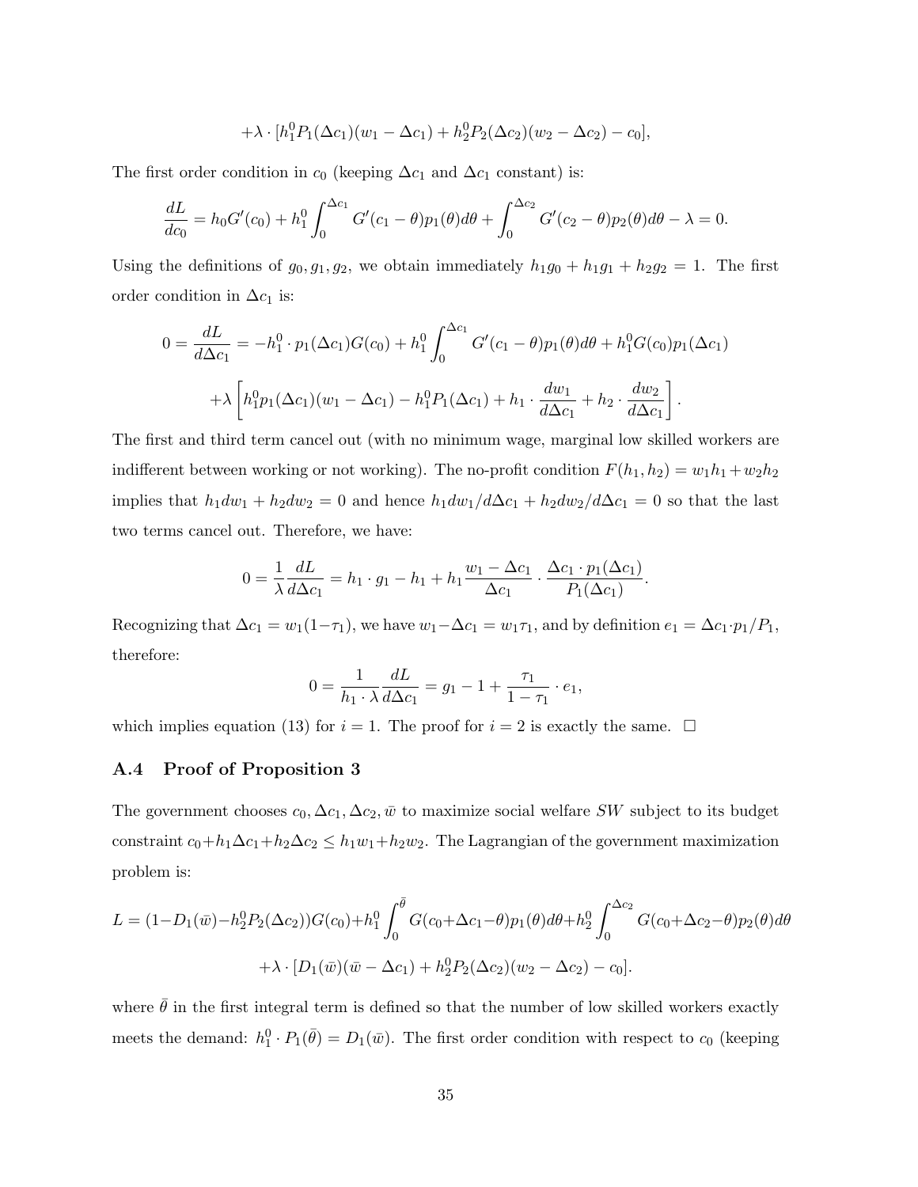$$+\lambda \cdot [h_1^0 P_1(\Delta c_1)(w_1 - \Delta c_1) + h_2^0 P_2(\Delta c_2)(w_2 - \Delta c_2) - c_0],$$

The first order condition in $c_0$ (keeping $\Delta c_1$ and $\Delta c_1$ constant) is:

$$\frac{dL}{dc_0} = h_0 G'(c_0) + h_1^0 \int_0^{\Delta c_1} G'(c_1 - \theta) p_1(\theta) d\theta + \int_0^{\Delta c_2} G'(c_2 - \theta) p_2(\theta) d\theta - \lambda = 0.$$

Using the definitions of $g_0, g_1, g_2$, we obtain immediately $h_1 g_0 + h_1 g_1 + h_2 g_2 = 1$. The first order condition in $\Delta c_1$ is:

$$0 = \frac{dL}{d\Delta c_1} = -h_1^0 \cdot p_1(\Delta c_1) G(c_0) + h_1^0 \int_0^{\Delta c_1} G'(c_1 - \theta) p_1(\theta) d\theta + h_1^0 G(c_0) p_1(\Delta c_1)$$

$$+\lambda \left[ h_1^0 p_1(\Delta c_1)(w_1 - \Delta c_1) - h_1^0 P_1(\Delta c_1) + h_1 \cdot \frac{dw_1}{d\Delta c_1} + h_2 \cdot \frac{dw_2}{d\Delta c_1} \right].$$

The first and third term cancel out (with no minimum wage, marginal low skilled workers are indifferent between working or not working). The no-profit condition $F(h_1, h_2) = w_1 h_1 + w_2 h_2$ implies that $h_1 dw_1 + h_2 dw_2 = 0$ and hence $h_1 dw_1 / d\Delta c_1 + h_2 dw_2 / d\Delta c_1 = 0$ so that the last two terms cancel out. Therefore, we have:

$$0 = \frac{1}{\lambda} \frac{dL}{d\Delta c_1} = h_1 \cdot g_1 - h_1 + h_1 \frac{w_1 - \Delta c_1}{\Delta c_1} \cdot \frac{\Delta c_1 \cdot p_1(\Delta c_1)}{P_1(\Delta c_1)}.$$

Recognizing that $\Delta c_1 = w_1(1 - \tau_1)$, we have $w_1 - \Delta c_1 = w_1 \tau_1$, and by definition $e_1 = \Delta c_1 \cdot p_1 / P_1$, therefore:

$$0 = \frac{1}{h_1 \cdot \lambda} \frac{dL}{d\Delta c_1} = g_1 - 1 + \frac{\tau_1}{1 - \tau_1} \cdot e_1,$$

which implies equation (13) for $i = 1$. The proof for $i = 2$ is exactly the same. $\square$

### A.4 Proof of Proposition 3

The government chooses $c_0, \Delta c_1, \Delta c_2, \bar{w}$ to maximize social welfare $SW$ subject to its budget constraint $c_0 + h_1 \Delta c_1 + h_2 \Delta c_2 \leq h_1 w_1 + h_2 w_2$. The Lagrangian of the government maximization problem is:

$$L = (1 - D_1(\bar{w}) - h_2^0 P_2(\Delta c_2)) G(c_0) + h_1^0 \int_0^{\bar{\theta}} G(c_0 + \Delta c_1 - \theta) p_1(\theta) d\theta + h_2^0 \int_0^{\Delta c_2} G(c_0 + \Delta c_2 - \theta) p_2(\theta) d\theta$$

$$+\lambda \cdot [D_1(\bar{w})(\bar{w} - \Delta c_1) + h_2^0 P_2(\Delta c_2)(w_2 - \Delta c_2) - c_0].$$

where $\bar{\theta}$ in the first integral term is defined so that the number of low skilled workers exactly meets the demand: $h_1^0 \cdot P_1(\bar{\theta}) = D_1(\bar{w})$. The first order condition with respect to $c_0$ (keeping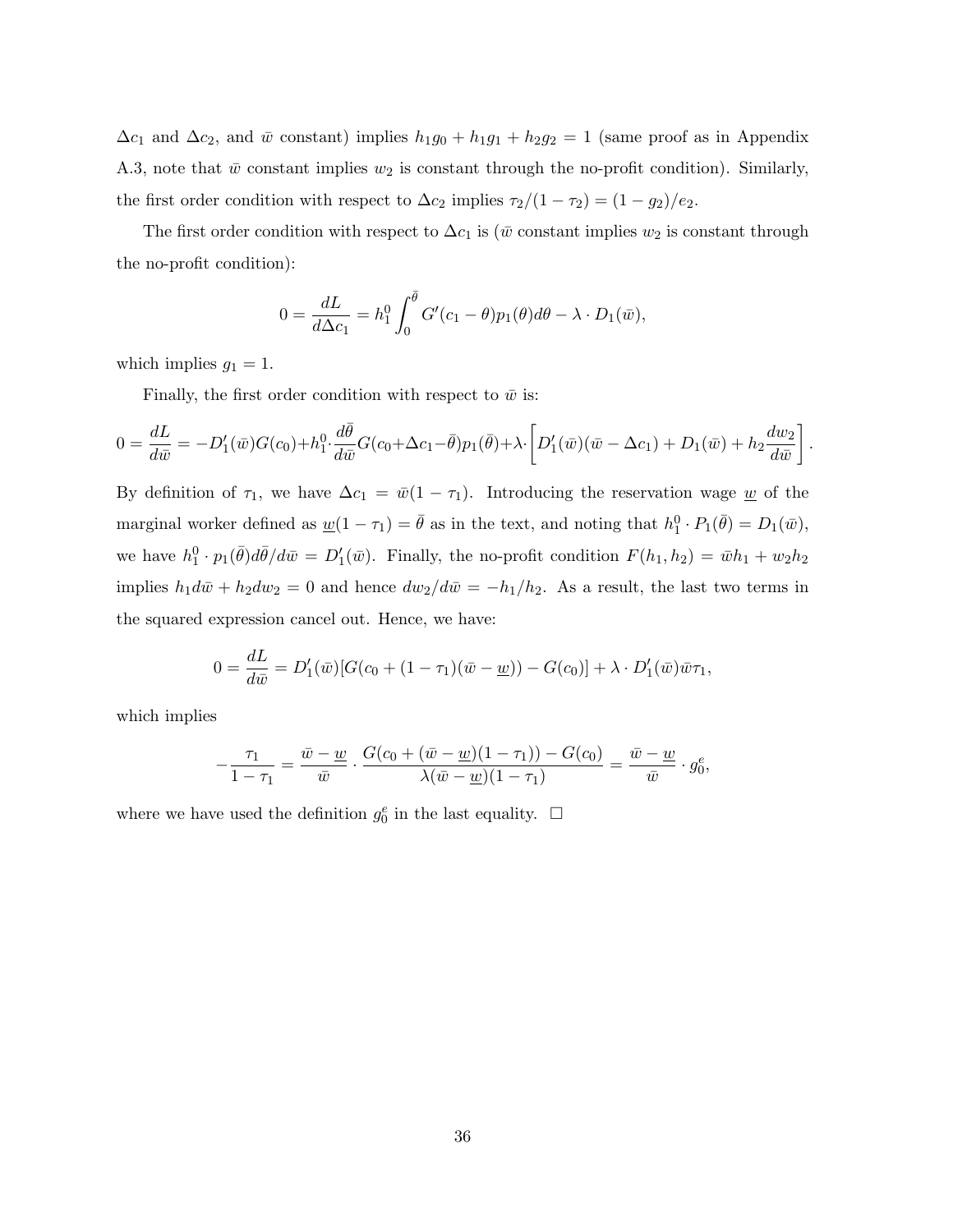$\Delta c_1$ and $\Delta c_2$, and $\bar{w}$ constant) implies $h_1 g_0 + h_1 g_1 + h_2 g_2 = 1$ (same proof as in Appendix A.3, note that $\bar{w}$ constant implies $w_2$ is constant through the no-profit condition). Similarly, the first order condition with respect to $\Delta c_2$ implies $\tau_2/(1-\tau_2) = (1-g_2)/e_2$.

The first order condition with respect to $\Delta c_1$ is ($\bar{w}$ constant implies $w_2$ is constant through the no-profit condition):

$$0 = \frac{dL}{d\Delta c_1} = h_1^0 \int_0^{\bar{\theta}} G'(c_1 - \theta) p_1(\theta) d\theta - \lambda \cdot D_1(\bar{w}),$$

which implies $g_1 = 1$.

Finally, the first order condition with respect to $\bar{w}$ is:

$$0 = \frac{dL}{d\bar{w}} = -D_1'(\bar{w}) G(c_0) + h_1^0 \cdot \frac{d\bar{\theta}}{d\bar{w}} G(c_0 + \Delta c_1 - \bar{\theta}) p_1(\bar{\theta}) + \lambda \cdot \left[ D_1'(\bar{w})(\bar{w} - \Delta c_1) + D_1(\bar{w}) + h_2 \frac{dw_2}{d\bar{w}} \right].$$

By definition of $\tau_1$, we have $\Delta c_1 = \bar{w}(1-\tau_1)$. Introducing the reservation wage $\underline{w}$ of the marginal worker defined as $\underline{w}(1-\tau_1) = \bar{\theta}$ as in the text, and noting that $h_1^0 \cdot P_1(\bar{\theta}) = D_1(\bar{w})$, we have $h_1^0 \cdot p_1(\bar{\theta}) d\bar{\theta}/d\bar{w} = D_1'(\bar{w})$. Finally, the no-profit condition $F(h_1, h_2) = \bar{w} h_1 + w_2 h_2$ implies $h_1 d\bar{w} + h_2 dw_2 = 0$ and hence $dw_2/d\bar{w} = -h_1/h_2$. As a result, the last two terms in the squared expression cancel out. Hence, we have:

$$0 = \frac{dL}{d\bar{w}} = D_1'(\bar{w})[G(c_0 + (1-\tau_1)(\bar{w} - \underline{w})) - G(c_0)] + \lambda \cdot D_1'(\bar{w}) \bar{w} \tau_1,$$

which implies

$$-\frac{\tau_1}{1-\tau_1} = \frac{\bar{w} - \underline{w}}{\bar{w}} \cdot \frac{G(c_0 + (\bar{w} - \underline{w})(1-\tau_1)) - G(c_0)}{\lambda(\bar{w} - \underline{w})(1-\tau_1)} = \frac{\bar{w} - \underline{w}}{\bar{w}} \cdot g_0^e,$$

where we have used the definition $g_0^e$ in the last equality. $\square$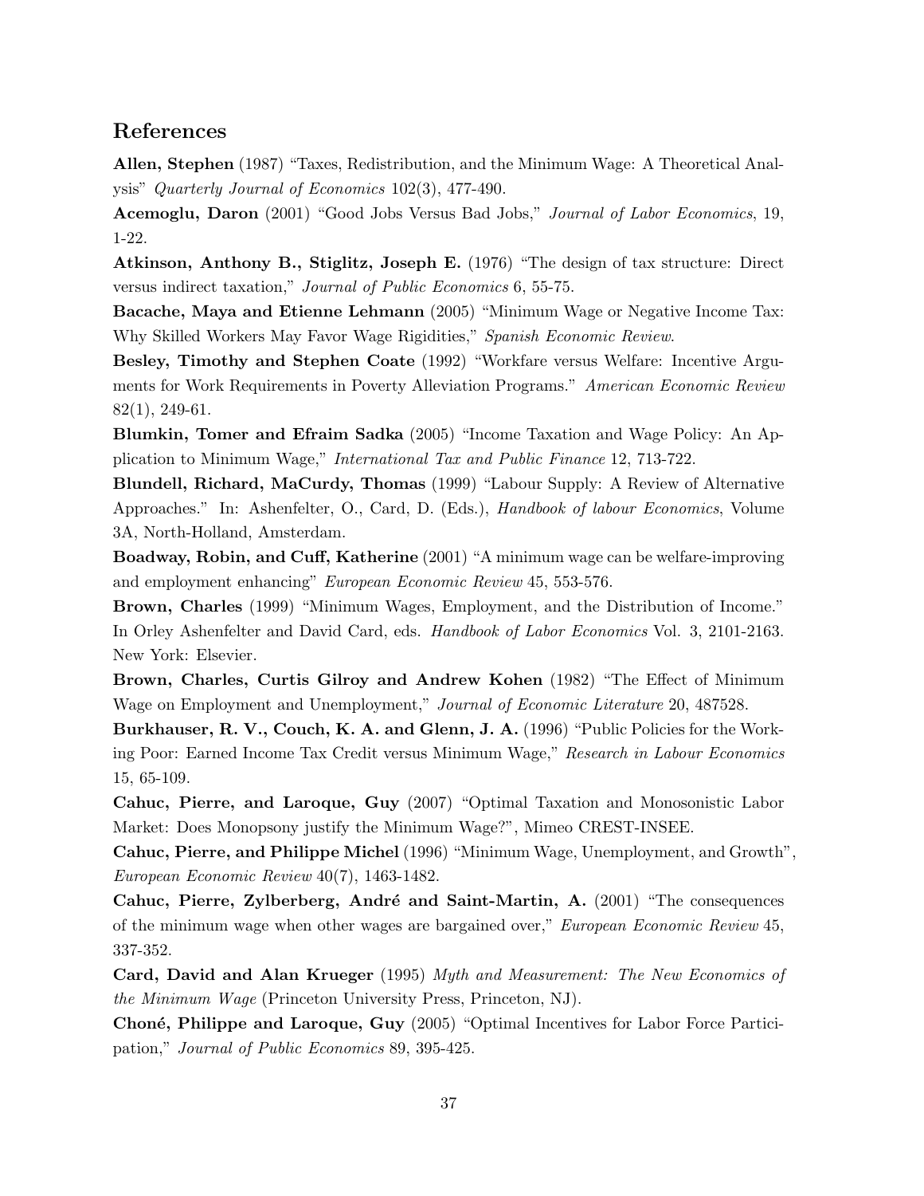## References

**Allen, Stephen** (1987) "Taxes, Redistribution, and the Minimum Wage: A Theoretical Analysis" *Quarterly Journal of Economics* 102(3), 477-490.

**Acemoglu, Daron** (2001) "Good Jobs Versus Bad Jobs," *Journal of Labor Economics*, 19, 1-22.

**Atkinson, Anthony B., Stiglitz, Joseph E.** (1976) "The design of tax structure: Direct versus indirect taxation," *Journal of Public Economics* 6, 55-75.

**Bacache, Maya and Etienne Lehmann** (2005) "Minimum Wage or Negative Income Tax: Why Skilled Workers May Favor Wage Rigidities," *Spanish Economic Review*.

**Besley, Timothy and Stephen Coate** (1992) "Workfare versus Welfare: Incentive Arguments for Work Requirements in Poverty Alleviation Programs." *American Economic Review* 82(1), 249-61.

**Blumkin, Tomer and Efraim Sadka** (2005) "Income Taxation and Wage Policy: An Application to Minimum Wage," *International Tax and Public Finance* 12, 713-722.

**Blundell, Richard, MaCurdy, Thomas** (1999) "Labour Supply: A Review of Alternative Approaches." In: Ashenfelter, O., Card, D. (Eds.), *Handbook of labour Economics*, Volume 3A, North-Holland, Amsterdam.

**Boadway, Robin, and Cuff, Katherine** (2001) "A minimum wage can be welfare-improving and employment enhancing" *European Economic Review* 45, 553-576.

**Brown, Charles** (1999) "Minimum Wages, Employment, and the Distribution of Income." In Orley Ashenfelter and David Card, eds. *Handbook of Labor Economics* Vol. 3, 2101-2163. New York: Elsevier.

**Brown, Charles, Curtis Gilroy and Andrew Kohen** (1982) "The Effect of Minimum Wage on Employment and Unemployment," *Journal of Economic Literature* 20, 487528.

**Burkhauser, R. V., Couch, K. A. and Glenn, J. A.** (1996) "Public Policies for the Working Poor: Earned Income Tax Credit versus Minimum Wage," *Research in Labour Economics* 15, 65-109.

**Cahuc, Pierre, and Laroque, Guy** (2007) "Optimal Taxation and Monosonistic Labor Market: Does Monopsony justify the Minimum Wage?", Mimeo CREST-INSEE.

**Cahuc, Pierre, and Philippe Michel** (1996) "Minimum Wage, Unemployment, and Growth", *European Economic Review* 40(7), 1463-1482.

**Cahuc, Pierre, Zylberberg, André and Saint-Martin, A.** (2001) "The consequences of the minimum wage when other wages are bargained over," *European Economic Review* 45, 337-352.

**Card, David and Alan Krueger** (1995) *Myth and Measurement: The New Economics of the Minimum Wage* (Princeton University Press, Princeton, NJ).

**Choné, Philippe and Laroque, Guy** (2005) "Optimal Incentives for Labor Force Participation," *Journal of Public Economics* 89, 395-425.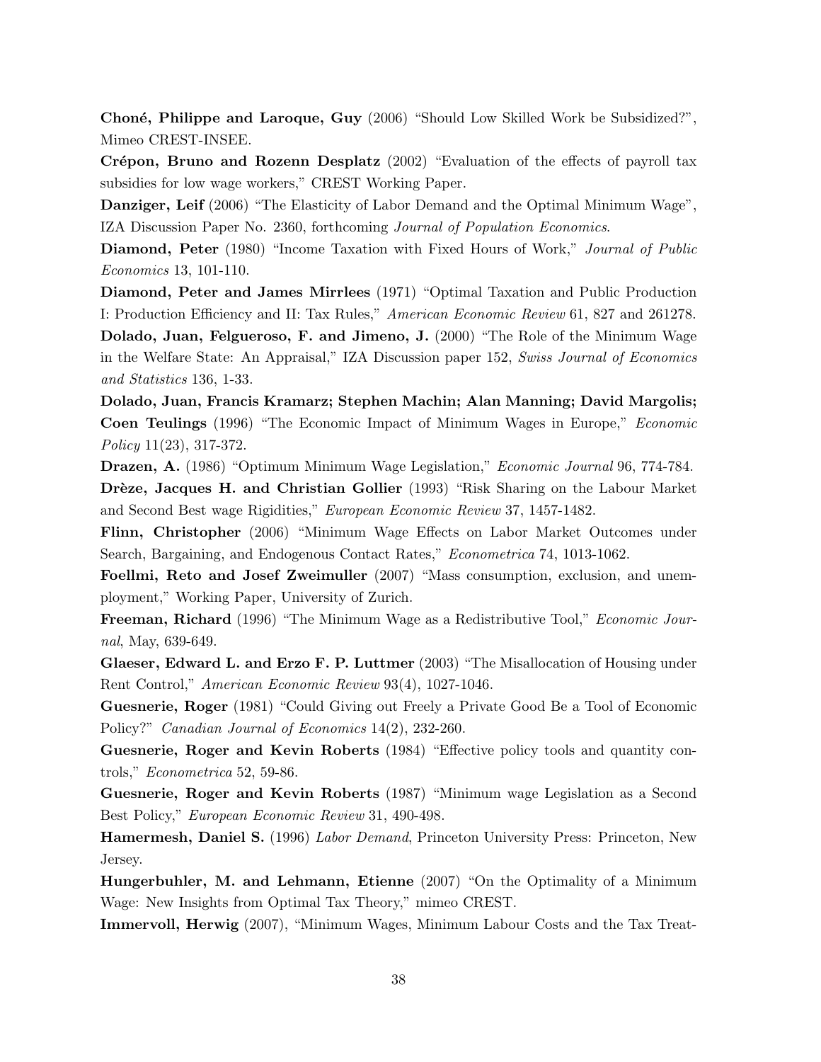**Choné, Philippe and Laroque, Guy** (2006) "Should Low Skilled Work be Subsidized?", Mimeo CREST-INSEE.

**Crépon, Bruno and Rozenn Desplatz** (2002) "Evaluation of the effects of payroll tax subsidies for low wage workers," CREST Working Paper.

**Danziger, Leif** (2006) "The Elasticity of Labor Demand and the Optimal Minimum Wage", IZA Discussion Paper No. 2360, forthcoming *Journal of Population Economics*.

**Diamond, Peter** (1980) "Income Taxation with Fixed Hours of Work," *Journal of Public Economics* 13, 101-110.

**Diamond, Peter and James Mirrlees** (1971) "Optimal Taxation and Public Production I: Production Efficiency and II: Tax Rules," *American Economic Review* 61, 827 and 261278.

**Dolado, Juan, Felgueroso, F. and Jimeno, J.** (2000) "The Role of the Minimum Wage in the Welfare State: An Appraisal," IZA Discussion paper 152, *Swiss Journal of Economics and Statistics* 136, 1-33.

**Dolado, Juan, Francis Kramarz; Stephen Machin; Alan Manning; David Margolis; Coen Teulings** (1996) "The Economic Impact of Minimum Wages in Europe," *Economic Policy* 11(23), 317-372.

**Drazen, A.** (1986) "Optimum Minimum Wage Legislation," *Economic Journal* 96, 774-784.

**Drèze, Jacques H. and Christian Gollier** (1993) "Risk Sharing on the Labour Market and Second Best wage Rigidities," *European Economic Review* 37, 1457-1482.

**Flinn, Christopher** (2006) "Minimum Wage Effects on Labor Market Outcomes under Search, Bargaining, and Endogenous Contact Rates," *Econometrica* 74, 1013-1062.

**Foellmi, Reto and Josef Zweimuller** (2007) "Mass consumption, exclusion, and unemployment," Working Paper, University of Zurich.

**Freeman, Richard** (1996) "The Minimum Wage as a Redistributive Tool," *Economic Journal*, May, 639-649.

**Glaeser, Edward L. and Erzo F. P. Luttmer** (2003) "The Misallocation of Housing under Rent Control," *American Economic Review* 93(4), 1027-1046.

**Guesnerie, Roger** (1981) "Could Giving out Freely a Private Good Be a Tool of Economic Policy?" *Canadian Journal of Economics* 14(2), 232-260.

**Guesnerie, Roger and Kevin Roberts** (1984) "Effective policy tools and quantity controls," *Econometrica* 52, 59-86.

**Guesnerie, Roger and Kevin Roberts** (1987) "Minimum wage Legislation as a Second Best Policy," *European Economic Review* 31, 490-498.

**Hamermesh, Daniel S.** (1996) *Labor Demand*, Princeton University Press: Princeton, New Jersey.

**Hungerbuhler, M. and Lehmann, Etienne** (2007) "On the Optimality of a Minimum Wage: New Insights from Optimal Tax Theory," mimeo CREST.

**Immervoll, Herwig** (2007), "Minimum Wages, Minimum Labour Costs and the Tax Treat-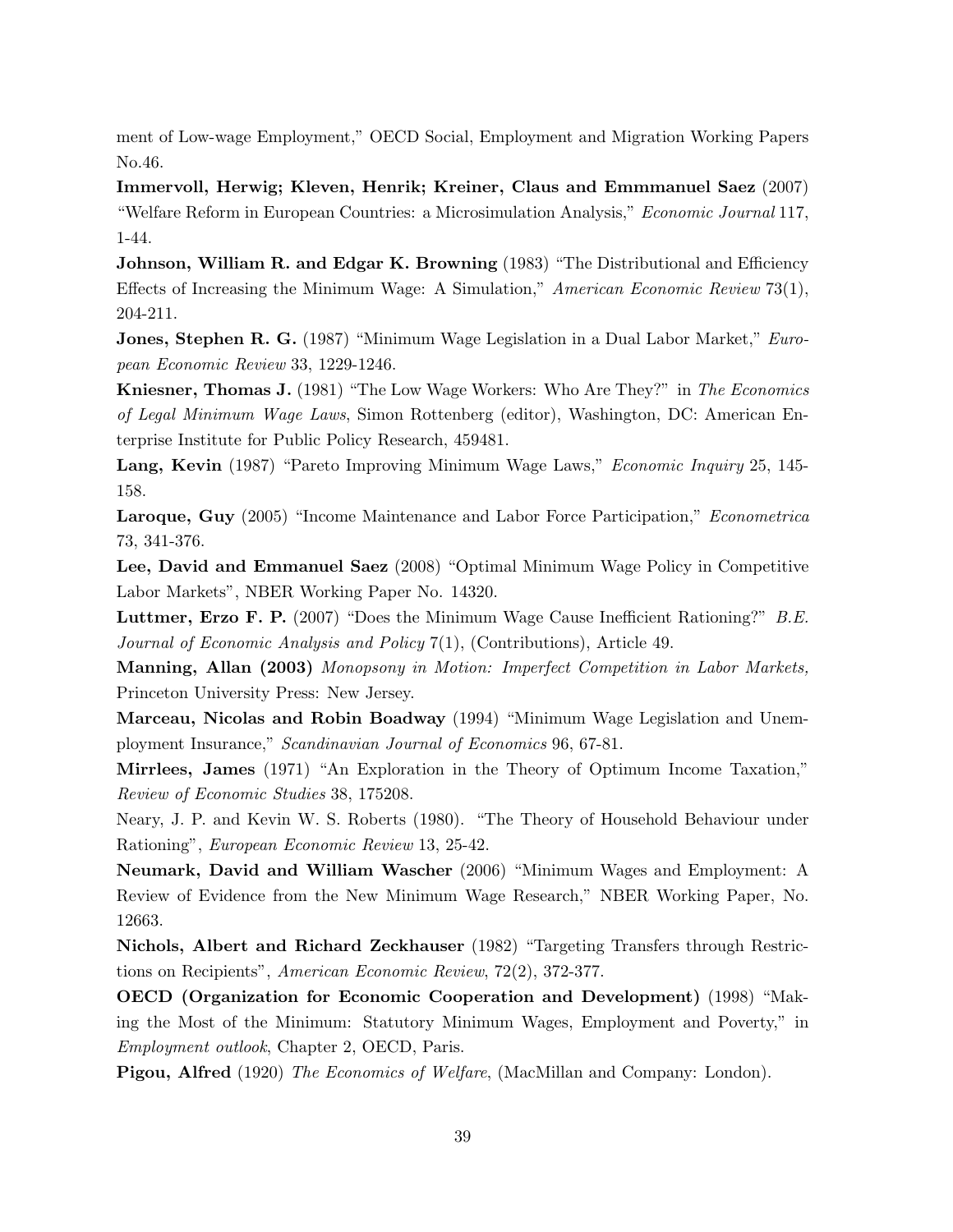ment of Low-wage Employment," OECD Social, Employment and Migration Working Papers No.46.

**Immervoll, Herwig; Kleven, Henrik; Kreiner, Claus and Emmmanuel Saez** (2007) "Welfare Reform in European Countries: a Microsimulation Analysis," *Economic Journal* 117, 1-44.

**Johnson, William R. and Edgar K. Browning** (1983) "The Distributional and Efficiency Effects of Increasing the Minimum Wage: A Simulation," *American Economic Review* 73(1), 204-211.

**Jones, Stephen R. G.** (1987) "Minimum Wage Legislation in a Dual Labor Market," *European Economic Review* 33, 1229-1246.

**Kniesner, Thomas J.** (1981) "The Low Wage Workers: Who Are They?" in *The Economics of Legal Minimum Wage Laws*, Simon Rottenberg (editor), Washington, DC: American Enterprise Institute for Public Policy Research, 459481.

**Lang, Kevin** (1987) "Pareto Improving Minimum Wage Laws," *Economic Inquiry* 25, 145-158.

**Laroque, Guy** (2005) "Income Maintenance and Labor Force Participation," *Econometrica* 73, 341-376.

**Lee, David and Emmanuel Saez** (2008) "Optimal Minimum Wage Policy in Competitive Labor Markets", NBER Working Paper No. 14320.

**Luttmer, Erzo F. P.** (2007) "Does the Minimum Wage Cause Inefficient Rationing?" *B.E. Journal of Economic Analysis and Policy* 7(1), (Contributions), Article 49.

**Manning, Allan (2003)** *Monopsony in Motion: Imperfect Competition in Labor Markets,* Princeton University Press: New Jersey.

**Marceau, Nicolas and Robin Boadway** (1994) "Minimum Wage Legislation and Unemployment Insurance," *Scandinavian Journal of Economics* 96, 67-81.

**Mirrlees, James** (1971) "An Exploration in the Theory of Optimum Income Taxation," *Review of Economic Studies* 38, 175208.

Neary, J. P. and Kevin W. S. Roberts (1980). "The Theory of Household Behaviour under Rationing", *European Economic Review* 13, 25-42.

**Neumark, David and William Wascher** (2006) "Minimum Wages and Employment: A Review of Evidence from the New Minimum Wage Research," NBER Working Paper, No. 12663.

**Nichols, Albert and Richard Zeckhauser** (1982) "Targeting Transfers through Restrictions on Recipients", *American Economic Review*, 72(2), 372-377.

**OECD (Organization for Economic Cooperation and Development)** (1998) "Making the Most of the Minimum: Statutory Minimum Wages, Employment and Poverty," in *Employment outlook*, Chapter 2, OECD, Paris.

**Pigou, Alfred** (1920) *The Economics of Welfare*, (MacMillan and Company: London).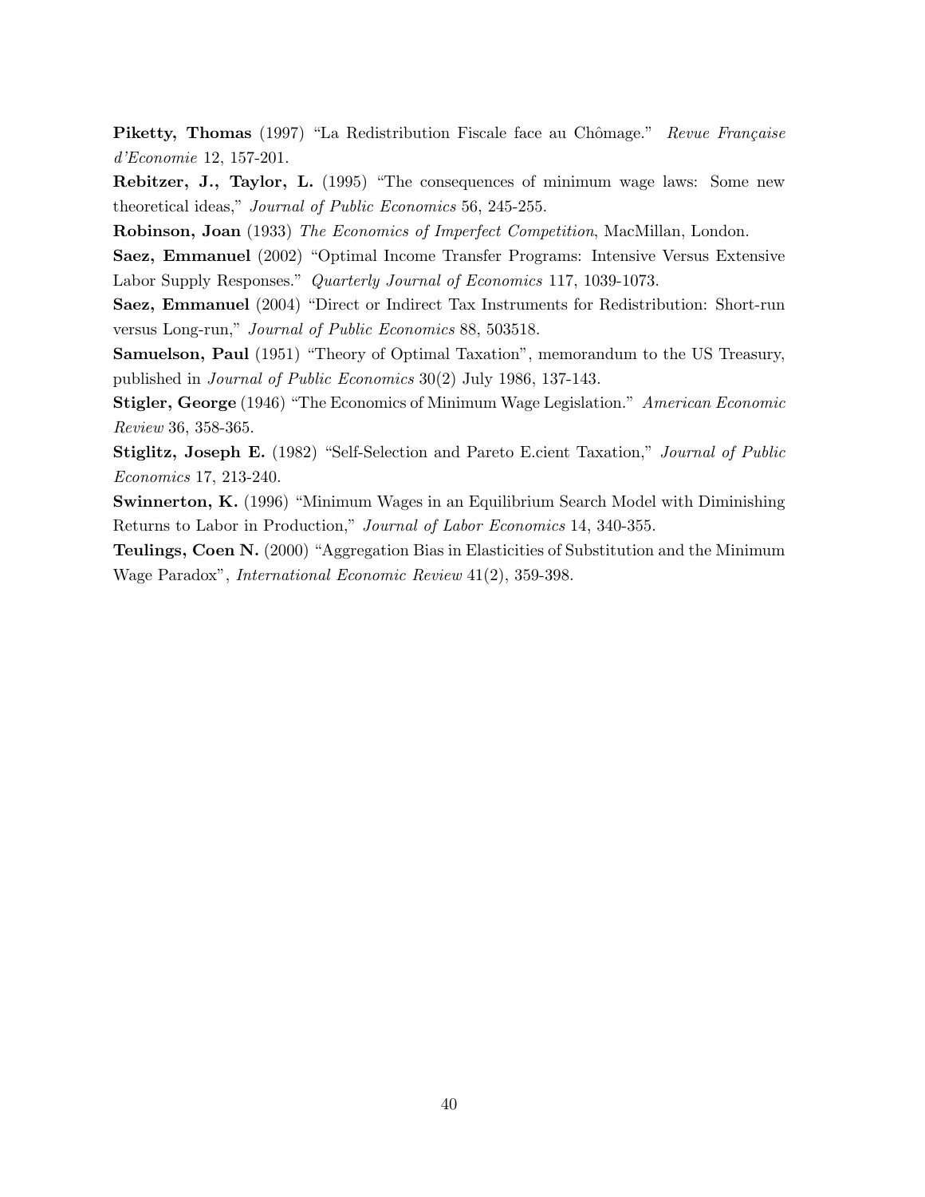**Piketty, Thomas** (1997) "La Redistribution Fiscale face au Chômage." *Revue Française d'Economie* 12, 157-201.

**Rebitzer, J., Taylor, L.** (1995) "The consequences of minimum wage laws: Some new theoretical ideas," *Journal of Public Economics* 56, 245-255.

**Robinson, Joan** (1933) *The Economics of Imperfect Competition*, MacMillan, London.

**Saez, Emmanuel** (2002) "Optimal Income Transfer Programs: Intensive Versus Extensive Labor Supply Responses." *Quarterly Journal of Economics* 117, 1039-1073.

**Saez, Emmanuel** (2004) "Direct or Indirect Tax Instruments for Redistribution: Short-run versus Long-run," *Journal of Public Economics* 88, 503518.

**Samuelson, Paul** (1951) "Theory of Optimal Taxation", memorandum to the US Treasury, published in *Journal of Public Economics* 30(2) July 1986, 137-143.

**Stigler, George** (1946) "The Economics of Minimum Wage Legislation." *American Economic Review* 36, 358-365.

**Stiglitz, Joseph E.** (1982) "Self-Selection and Pareto E.cient Taxation," *Journal of Public Economics* 17, 213-240.

**Swinnerton, K.** (1996) "Minimum Wages in an Equilibrium Search Model with Diminishing Returns to Labor in Production," *Journal of Labor Economics* 14, 340-355.

**Teulings, Coen N.** (2000) "Aggregation Bias in Elasticities of Substitution and the Minimum Wage Paradox", *International Economic Review* 41(2), 359-398.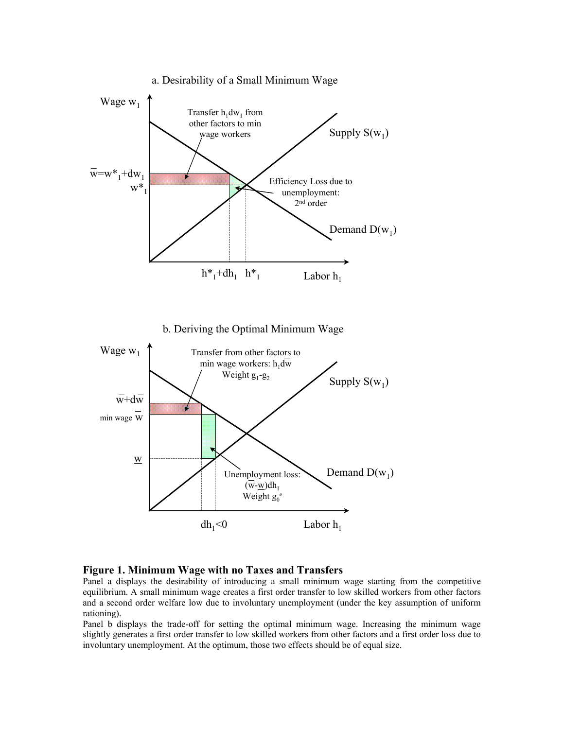a. Desirability of a Small Minimum Wage

Wage $w_1$

Transfer $h_1 dw_1$ from other factors to min wage workers

Supply $S(w_1)$

$\bar{w}=w^*_1+dw_1$

$w^*_1$

Efficiency Loss due to unemployment: 2nd order

Demand $D(w_1)$

$h^*_1+dh_1$ $h^*_1$

Labor $h_1$

b. Deriving the Optimal Minimum Wage

Wage $w_1$

Transfer from other factors to min wage workers: $h_1 d\bar{w}$

Weight $g_1$-$g_2$

Supply $S(w_1)$

$\bar{w}+d\bar{w}$

min wage $\bar{w}$

$\underline{w}$

Unemployment loss: $(\bar{w}-\underline{w})dh_1$

Weight $g_0^e$

Demand $D(w_1)$

$dh_1<0$

Labor $h_1$

**Figure 1. Minimum Wage with no Taxes and Transfers**

Panel a displays the desirability of introducing a small minimum wage starting from the competitive equilibrium. A small minimum wage creates a first order transfer to low skilled workers from other factors and a second order welfare low due to involuntary unemployment (under the key assumption of uniform rationing).

Panel b displays the trade-off for setting the optimal minimum wage. Increasing the minimum wage slightly generates a first order transfer to low skilled workers from other factors and a first order loss due to involuntary unemployment. At the optimum, those two effects should be of equal size.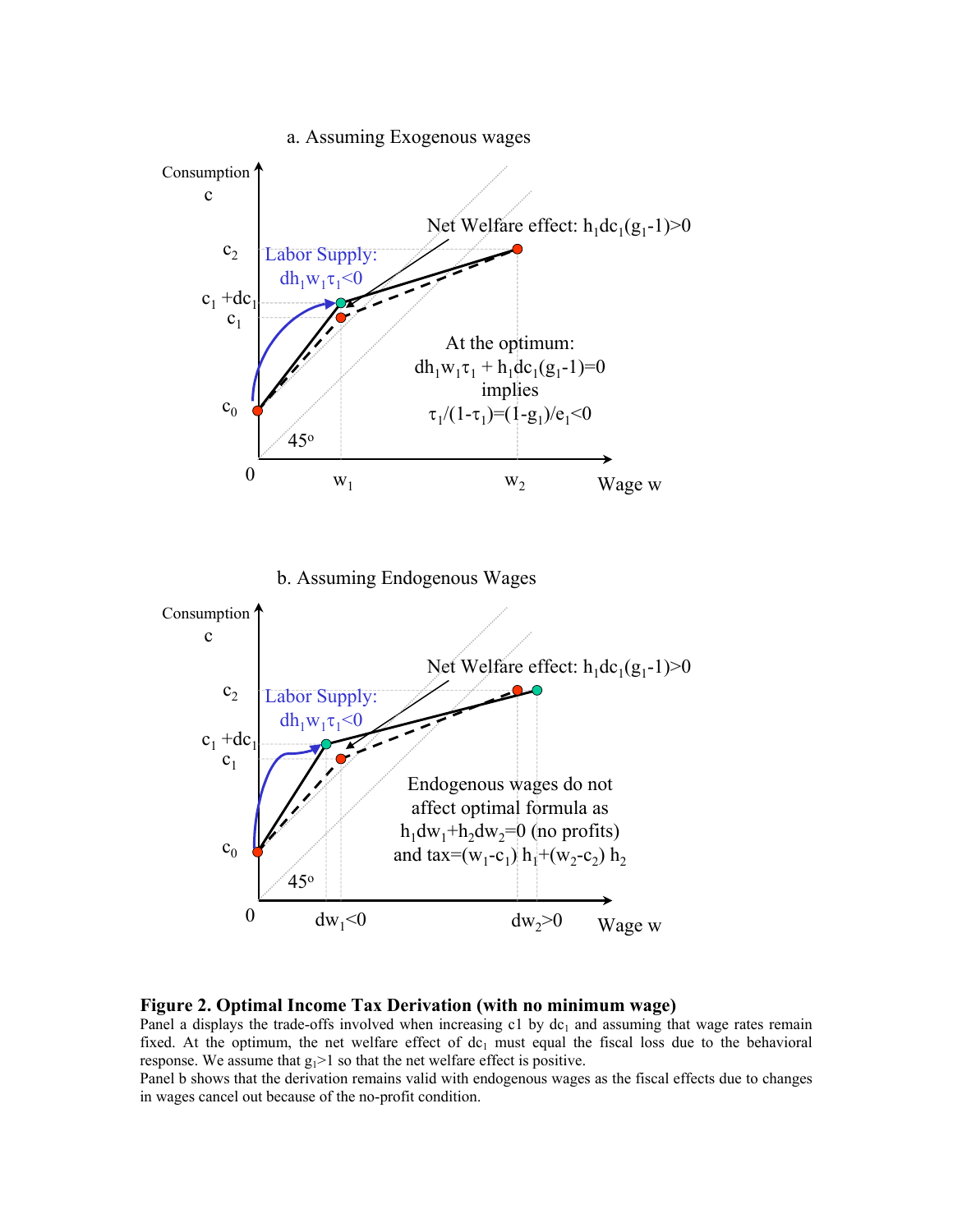a. Assuming Exogenous wages

Consumption

c

$c_2$

$c_1 + dc_1$

$c_1$

$c_0$

Labor Supply: $dh_1 w_1 \tau_1 < 0$

Net Welfare effect: $h_1 dc_1 (g_1 - 1) > 0$

At the optimum:
$dh_1 w_1 \tau_1 + h_1 dc_1 (g_1 - 1) = 0$
implies
$\tau_1 / (1 - \tau_1) = (1 - g_1)/e_1 < 0$

45°

0

$w_1$

$w_2$

Wage w

b. Assuming Endogenous Wages

Consumption

c

$c_2$

$c_1 + dc_1$

$c_1$

$c_0$

Labor Supply: $dh_1 w_1 \tau_1 < 0$

Net Welfare effect: $h_1 dc_1 (g_1 - 1) > 0$

Endogenous wages do not affect optimal formula as $h_1 dw_1 + h_2 dw_2 = 0$ (no profits) and tax$= (w_1 - c_1) h_1 + (w_2 - c_2) h_2$

45°

0

$dw_1 < 0$

$dw_2 > 0$

Wage w

**Figure 2. Optimal Income Tax Derivation (with no minimum wage)**

Panel a displays the trade-offs involved when increasing c1 by $dc_1$ and assuming that wage rates remain fixed. At the optimum, the net welfare effect of $dc_1$ must equal the fiscal loss due to the behavioral response. We assume that $g_1 > 1$ so that the net welfare effect is positive.

Panel b shows that the derivation remains valid with endogenous wages as the fiscal effects due to changes in wages cancel out because of the no-profit condition.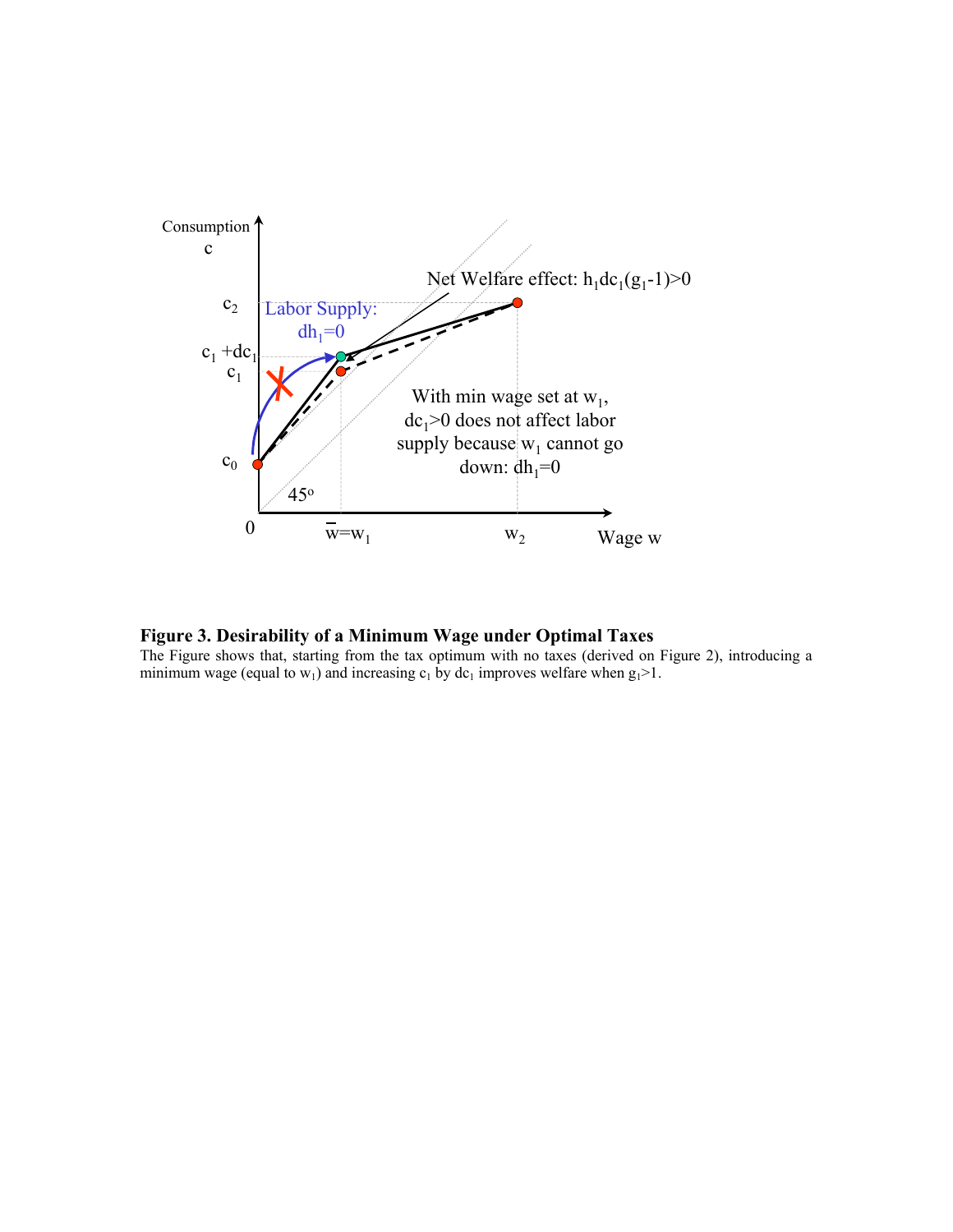Consumption
c

$c_2$

Labor Supply:
$dh_1=0$

$c_1 + dc_1$
$c_1$

$c_0$

Net Welfare effect: $h_1 dc_1(g_1-1)>0$

With min wage set at $w_1$, $dc_1>0$ does not affect labor supply because $w_1$ cannot go down: $dh_1=0$

45°

0

$\bar{w}=w_1$

$w_2$

Wage w

**Figure 3. Desirability of a Minimum Wage under Optimal Taxes**

The Figure shows that, starting from the tax optimum with no taxes (derived on Figure 2), introducing a minimum wage (equal to $w_1$) and increasing $c_1$ by $dc_1$ improves welfare when $g_1>1$.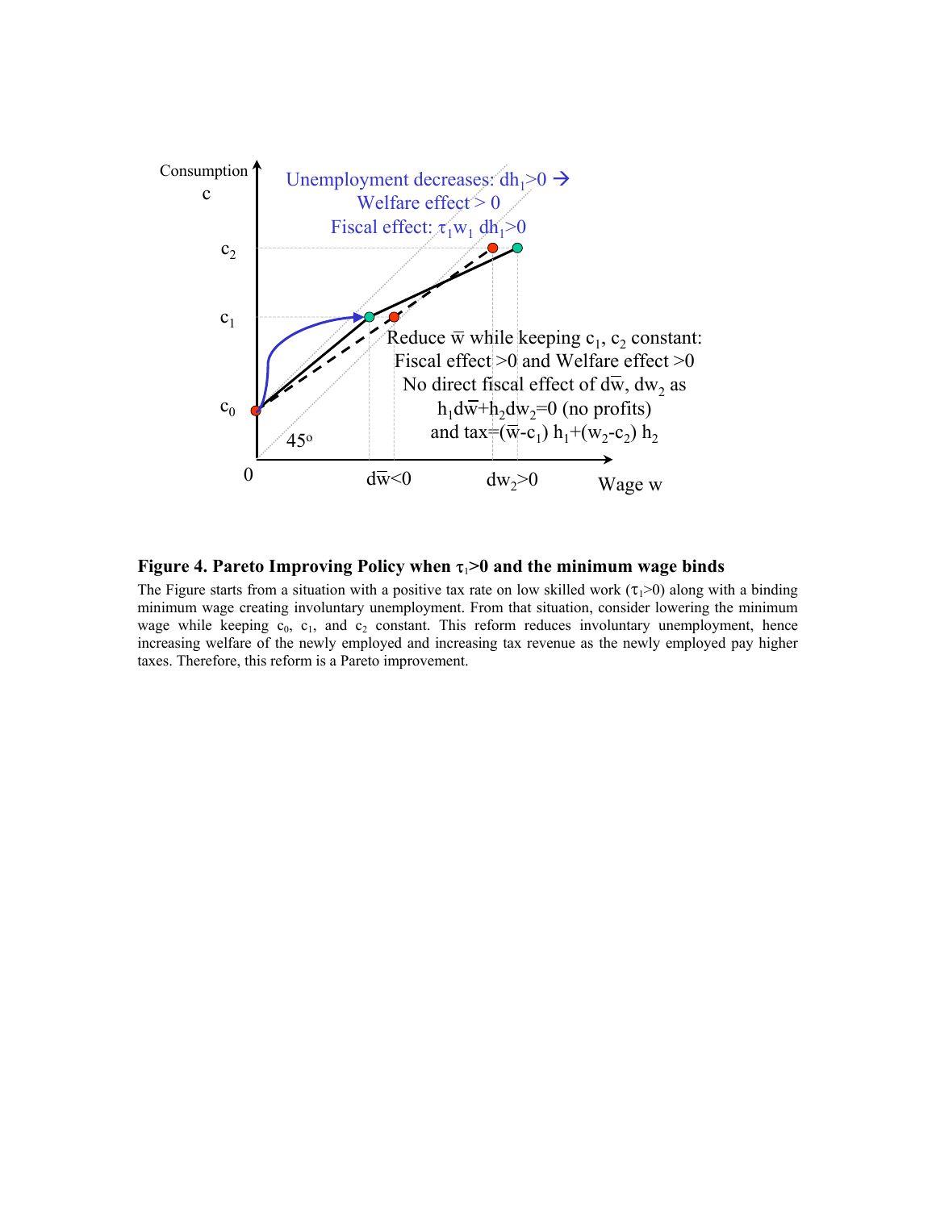Consumption

c

Unemployment decreases: $dh_1>0$ →

Welfare effect > 0

Fiscal effect: $\tau_1 w_1\ dh_1>0$

$c_2$

$c_1$

$c_0$

Reduce $\bar{w}$ while keeping $c_1$, $c_2$ constant:

Fiscal effect >0 and Welfare effect >0

No direct fiscal effect of $d\bar{w}$, $dw_2$ as

$h_1 d\bar{w}+h_2 dw_2=0$ (no profits)

and tax=$(\bar{w}-c_1)\ h_1+(w_2-c_2)\ h_2$

45°

0

$d\bar{w}<0$

$dw_2>0$

Wage w

**Figure 4. Pareto Improving Policy when $\tau_1>0$ and the minimum wage binds**

The Figure starts from a situation with a positive tax rate on low skilled work ($\tau_1>0$) along with a binding minimum wage creating involuntary unemployment. From that situation, consider lowering the minimum wage while keeping $c_0$, $c_1$, and $c_2$ constant. This reform reduces involuntary unemployment, hence increasing welfare of the newly employed and increasing tax revenue as the newly employed pay higher taxes. Therefore, this reform is a Pareto improvement.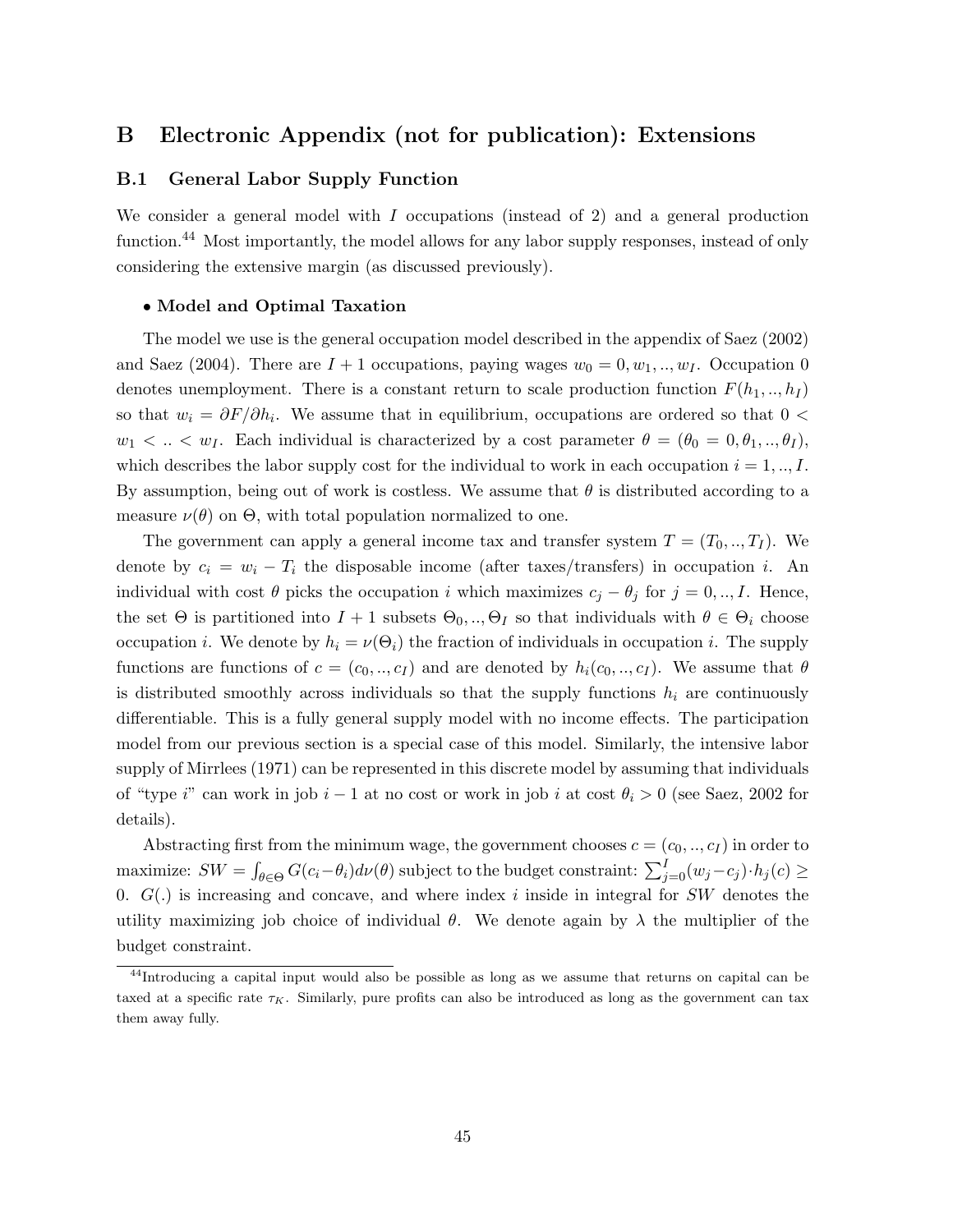# B Electronic Appendix (not for publication): Extensions

## B.1 General Labor Supply Function

We consider a general model with $I$ occupations (instead of 2) and a general production function.[44] Most importantly, the model allows for any labor supply responses, instead of only considering the extensive margin (as discussed previously).

• **Model and Optimal Taxation**

The model we use is the general occupation model described in the appendix of Saez (2002) and Saez (2004). There are $I + 1$ occupations, paying wages $w_0 = 0, w_1, .., w_I$. Occupation 0 denotes unemployment. There is a constant return to scale production function $F(h_1, .., h_I)$ so that $w_i = \partial F / \partial h_i$. We assume that in equilibrium, occupations are ordered so that $0 < w_1 < .. < w_I$. Each individual is characterized by a cost parameter $\theta = (\theta_0 = 0, \theta_1, .., \theta_I)$, which describes the labor supply cost for the individual to work in each occupation $i = 1, .., I$. By assumption, being out of work is costless. We assume that $\theta$ is distributed according to a measure $\nu(\theta)$ on $\Theta$, with total population normalized to one.

The government can apply a general income tax and transfer system $T = (T_0, .., T_I)$. We denote by $c_i = w_i - T_i$ the disposable income (after taxes/transfers) in occupation $i$. An individual with cost $\theta$ picks the occupation $i$ which maximizes $c_j - \theta_j$ for $j = 0, .., I$. Hence, the set $\Theta$ is partitioned into $I + 1$ subsets $\Theta_0, .., \Theta_I$ so that individuals with $\theta \in \Theta_i$ choose occupation $i$. We denote by $h_i = \nu(\Theta_i)$ the fraction of individuals in occupation $i$. The supply functions are functions of $c = (c_0, .., c_I)$ and are denoted by $h_i(c_0, .., c_I)$. We assume that $\theta$ is distributed smoothly across individuals so that the supply functions $h_i$ are continuously differentiable. This is a fully general supply model with no income effects. The participation model from our previous section is a special case of this model. Similarly, the intensive labor supply of Mirrlees (1971) can be represented in this discrete model by assuming that individuals of "type $i$" can work in job $i - 1$ at no cost or work in job $i$ at cost $\theta_i > 0$ (see Saez, 2002 for details).

Abstracting first from the minimum wage, the government chooses $c = (c_0, .., c_I)$ in order to maximize: $SW = \int_{\theta \in \Theta} G(c_i - \theta_i) d\nu(\theta)$ subject to the budget constraint: $\sum_{j=0}^{I} (w_j - c_j) \cdot h_j(c) \geq 0$. $G(.)$ is increasing and concave, and where index $i$ inside in integral for $SW$ denotes the utility maximizing job choice of individual $\theta$. We denote again by $\lambda$ the multiplier of the budget constraint.

[44] Introducing a capital input would also be possible as long as we assume that returns on capital can be taxed at a specific rate $\tau_K$. Similarly, pure profits can also be introduced as long as the government can tax them away fully.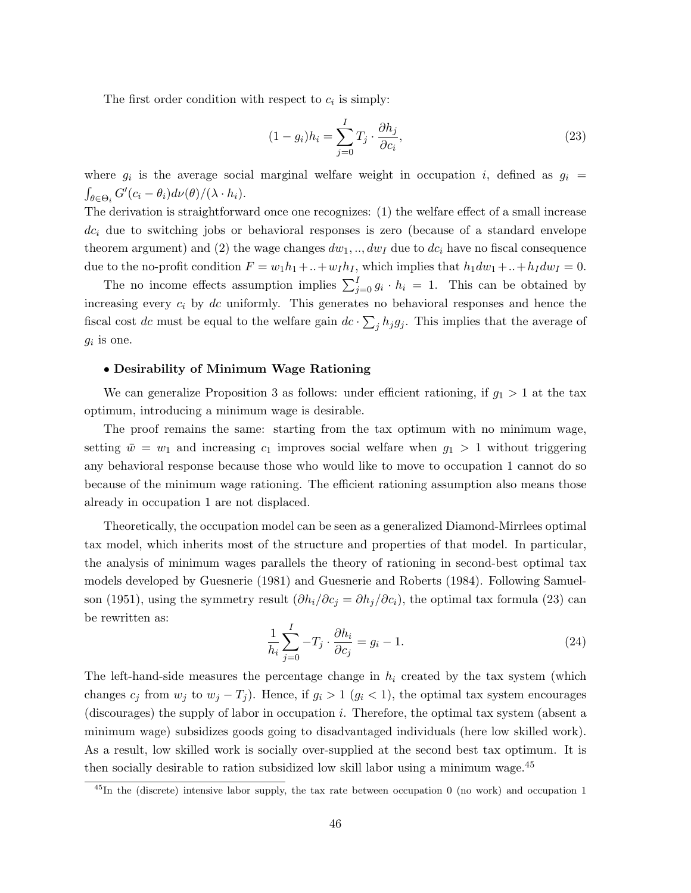The first order condition with respect to $c_i$ is simply:

$$(1 - g_i)h_i = \sum_{j=0}^{I} T_j \cdot \frac{\partial h_j}{\partial c_i}, \tag{23}$$

where $g_i$ is the average social marginal welfare weight in occupation $i$, defined as $g_i = \int_{\theta \in \Theta_i} G'(c_i - \theta_i) d\nu(\theta)/(\lambda \cdot h_i)$.

The derivation is straightforward once one recognizes: (1) the welfare effect of a small increase $dc_i$ due to switching jobs or behavioral responses is zero (because of a standard envelope theorem argument) and (2) the wage changes $dw_1, .., dw_I$ due to $dc_i$ have no fiscal consequence due to the no-profit condition $F = w_1 h_1 + .. + w_I h_I$, which implies that $h_1 dw_1 + .. + h_I dw_I = 0$.

The no income effects assumption implies $\sum_{j=0}^{I} g_i \cdot h_i = 1$. This can be obtained by increasing every $c_i$ by $dc$ uniformly. This generates no behavioral responses and hence the fiscal cost $dc$ must be equal to the welfare gain $dc \cdot \sum_j h_j g_j$. This implies that the average of $g_i$ is one.

- **Desirability of Minimum Wage Rationing**

We can generalize Proposition 3 as follows: under efficient rationing, if $g_1 > 1$ at the tax optimum, introducing a minimum wage is desirable.

The proof remains the same: starting from the tax optimum with no minimum wage, setting $\bar{w} = w_1$ and increasing $c_1$ improves social welfare when $g_1 > 1$ without triggering any behavioral response because those who would like to move to occupation 1 cannot do so because of the minimum wage rationing. The efficient rationing assumption also means those already in occupation 1 are not displaced.

Theoretically, the occupation model can be seen as a generalized Diamond-Mirrlees optimal tax model, which inherits most of the structure and properties of that model. In particular, the analysis of minimum wages parallels the theory of rationing in second-best optimal tax models developed by Guesnerie (1981) and Guesnerie and Roberts (1984). Following Samuelson (1951), using the symmetry result ($\partial h_i/\partial c_j = \partial h_j/\partial c_i$), the optimal tax formula (23) can be rewritten as:

$$\frac{1}{h_i} \sum_{j=0}^{I} -T_j \cdot \frac{\partial h_i}{\partial c_j} = g_i - 1. \tag{24}$$

The left-hand-side measures the percentage change in $h_i$ created by the tax system (which changes $c_j$ from $w_j$ to $w_j - T_j$). Hence, if $g_i > 1$ ($g_i < 1$), the optimal tax system encourages (discourages) the supply of labor in occupation $i$. Therefore, the optimal tax system (absent a minimum wage) subsidizes goods going to disadvantaged individuals (here low skilled work). As a result, low skilled work is socially over-supplied at the second best tax optimum. It is then socially desirable to ration subsidized low skill labor using a minimum wage.[45]

[45]In the (discrete) intensive labor supply, the tax rate between occupation 0 (no work) and occupation 1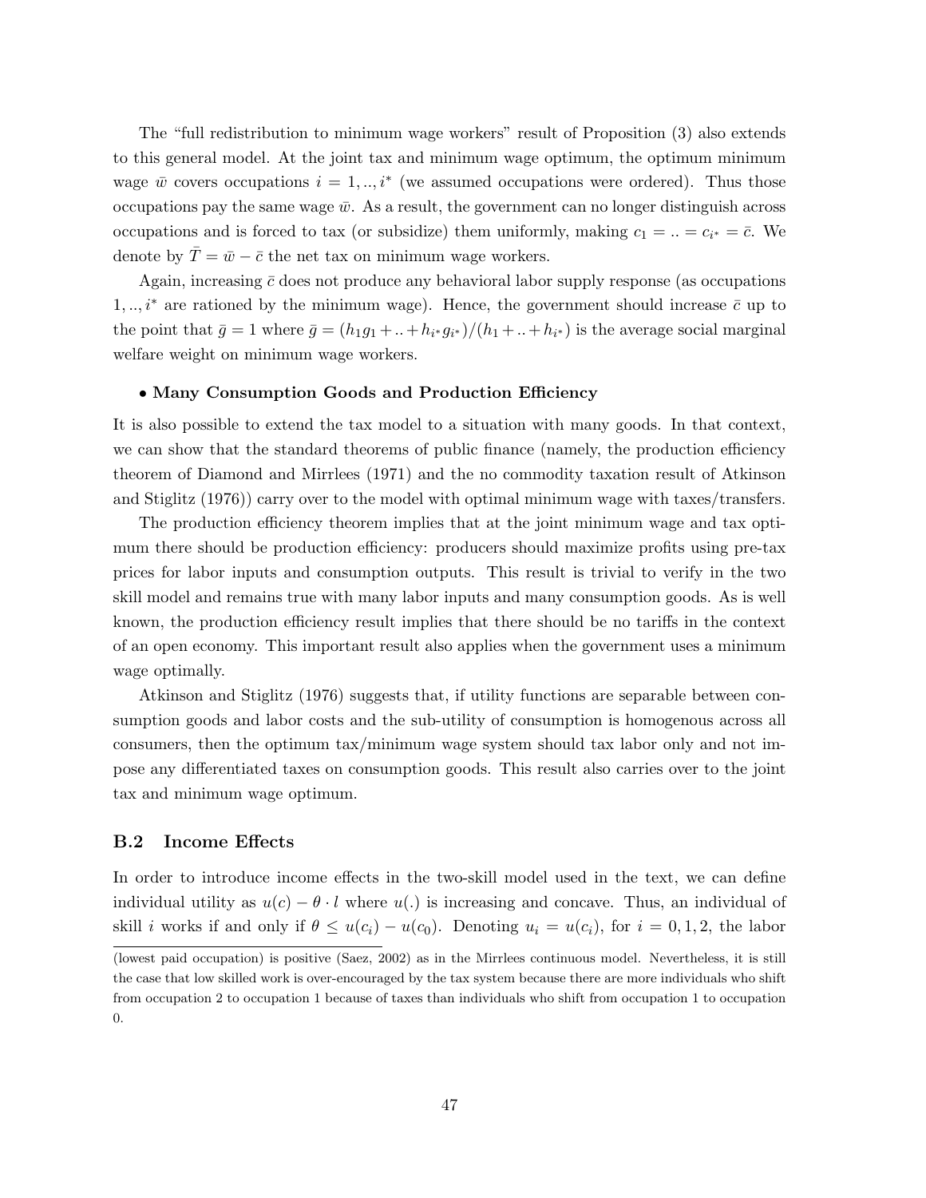The "full redistribution to minimum wage workers" result of Proposition (3) also extends to this general model. At the joint tax and minimum wage optimum, the optimum minimum wage $\bar{w}$ covers occupations $i = 1, .., i^*$ (we assumed occupations were ordered). Thus those occupations pay the same wage $\bar{w}$. As a result, the government can no longer distinguish across occupations and is forced to tax (or subsidize) them uniformly, making $c_1 = .. = c_{i^*} = \bar{c}$. We denote by $\bar{T} = \bar{w} - \bar{c}$ the net tax on minimum wage workers.

Again, increasing $\bar{c}$ does not produce any behavioral labor supply response (as occupations $1, .., i^*$ are rationed by the minimum wage). Hence, the government should increase $\bar{c}$ up to the point that $\bar{g} = 1$ where $\bar{g} = (h_1 g_1 + .. + h_{i^*} g_{i^*})/(h_1 + .. + h_{i^*})$ is the average social marginal welfare weight on minimum wage workers.

- **Many Consumption Goods and Production Efficiency**

It is also possible to extend the tax model to a situation with many goods. In that context, we can show that the standard theorems of public finance (namely, the production efficiency theorem of Diamond and Mirrlees (1971) and the no commodity taxation result of Atkinson and Stiglitz (1976)) carry over to the model with optimal minimum wage with taxes/transfers.

The production efficiency theorem implies that at the joint minimum wage and tax optimum there should be production efficiency: producers should maximize profits using pre-tax prices for labor inputs and consumption outputs. This result is trivial to verify in the two skill model and remains true with many labor inputs and many consumption goods. As is well known, the production efficiency result implies that there should be no tariffs in the context of an open economy. This important result also applies when the government uses a minimum wage optimally.

Atkinson and Stiglitz (1976) suggests that, if utility functions are separable between consumption goods and labor costs and the sub-utility of consumption is homogenous across all consumers, then the optimum tax/minimum wage system should tax labor only and not impose any differentiated taxes on consumption goods. This result also carries over to the joint tax and minimum wage optimum.

### B.2 Income Effects

In order to introduce income effects in the two-skill model used in the text, we can define individual utility as $u(c) - \theta \cdot l$ where $u(.)$ is increasing and concave. Thus, an individual of skill $i$ works if and only if $\theta \leq u(c_i) - u(c_0)$. Denoting $u_i = u(c_i)$, for $i = 0, 1, 2$, the labor

(lowest paid occupation) is positive (Saez, 2002) as in the Mirrlees continuous model. Nevertheless, it is still the case that low skilled work is over-encouraged by the tax system because there are more individuals who shift from occupation 2 to occupation 1 because of taxes than individuals who shift from occupation 1 to occupation 0.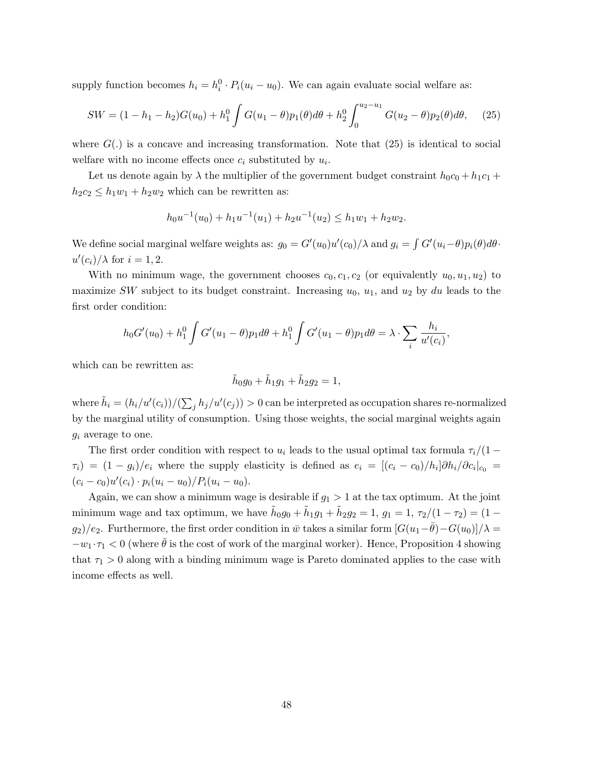supply function becomes $h_i = h_i^0 \cdot P_i(u_i - u_0)$. We can again evaluate social welfare as:

$$SW = (1 - h_1 - h_2)G(u_0) + h_1^0 \int G(u_1 - \theta)p_1(\theta)d\theta + h_2^0 \int_0^{u_2 - u_1} G(u_2 - \theta)p_2(\theta)d\theta, \quad (25)$$

where $G(.)$ is a concave and increasing transformation. Note that (25) is identical to social welfare with no income effects once $c_i$ substituted by $u_i$.

Let us denote again by $\lambda$ the multiplier of the government budget constraint $h_0c_0 + h_1c_1 + h_2c_2 \leq h_1w_1 + h_2w_2$ which can be rewritten as:

$$h_0u^{-1}(u_0) + h_1u^{-1}(u_1) + h_2u^{-1}(u_2) \leq h_1w_1 + h_2w_2.$$

We define social marginal welfare weights as: $g_0 = G'(u_0)u'(c_0)/\lambda$ and $g_i = \int G'(u_i - \theta)p_i(\theta)d\theta \cdot u'(c_i)/\lambda$ for $i = 1, 2$.

With no minimum wage, the government chooses $c_0, c_1, c_2$ (or equivalently $u_0, u_1, u_2$) to maximize $SW$ subject to its budget constraint. Increasing $u_0$, $u_1$, and $u_2$ by $du$ leads to the first order condition:

$$h_0G'(u_0) + h_1^0 \int G'(u_1 - \theta)p_1 d\theta + h_1^0 \int G'(u_1 - \theta)p_1 d\theta = \lambda \cdot \sum_i \frac{h_i}{u'(c_i)},$$

which can be rewritten as:

$$\tilde{h}_0g_0 + \tilde{h}_1g_1 + \tilde{h}_2g_2 = 1,$$

where $\tilde{h}_i = (h_i/u'(c_i))/(\sum_j h_j/u'(c_j)) > 0$ can be interpreted as occupation shares re-normalized by the marginal utility of consumption. Using those weights, the social marginal weights again $g_i$ average to one.

The first order condition with respect to $u_i$ leads to the usual optimal tax formula $\tau_i/(1 - \tau_i) = (1 - g_i)/e_i$ where the supply elasticity is defined as $e_i = [(c_i - c_0)/h_i]\partial h_i/\partial c_i|_{c_0} = (c_i - c_0)u'(c_i) \cdot p_i(u_i - u_0)/P_i(u_i - u_0)$.

Again, we can show a minimum wage is desirable if $g_1 > 1$ at the tax optimum. At the joint minimum wage and tax optimum, we have $\tilde{h}_0g_0 + \tilde{h}_1g_1 + \tilde{h}_2g_2 = 1$, $g_1 = 1$, $\tau_2/(1 - \tau_2) = (1 - g_2)/e_2$. Furthermore, the first order condition in $\bar{w}$ takes a similar form $[G(u_1 - \bar{\theta}) - G(u_0)]/\lambda = -w_1 \cdot \tau_1 < 0$ (where $\bar{\theta}$ is the cost of work of the marginal worker). Hence, Proposition 4 showing that $\tau_1 > 0$ along with a binding minimum wage is Pareto dominated applies to the case with income effects as well.